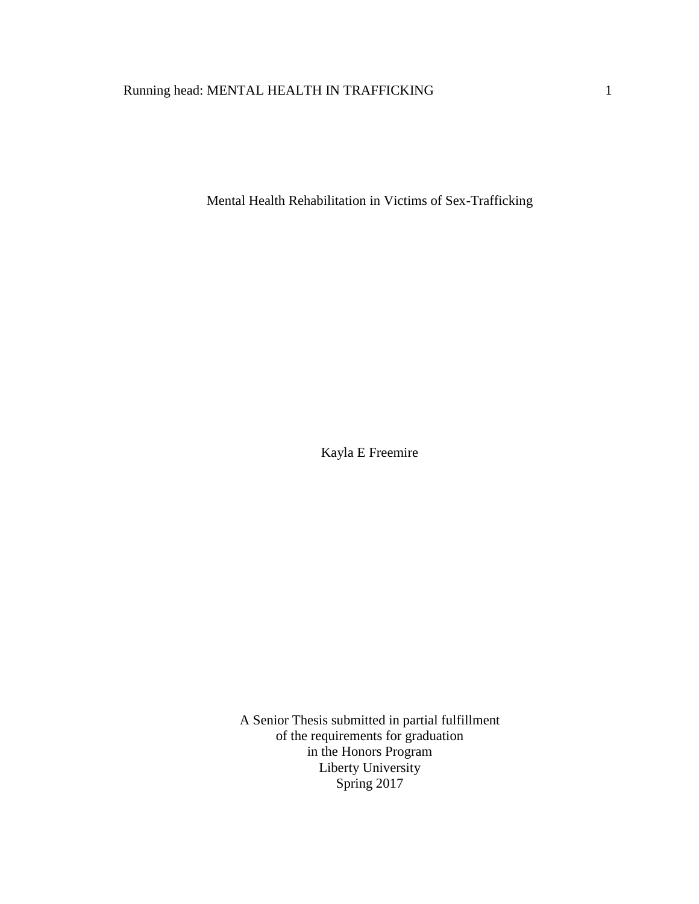# Mental Health Rehabilitation in Victims of Sex-Trafficking

Kayla E Freemire

A Senior Thesis submitted in partial fulfillment
of the requirements for graduation
in the Honors Program
Liberty University
Spring 2017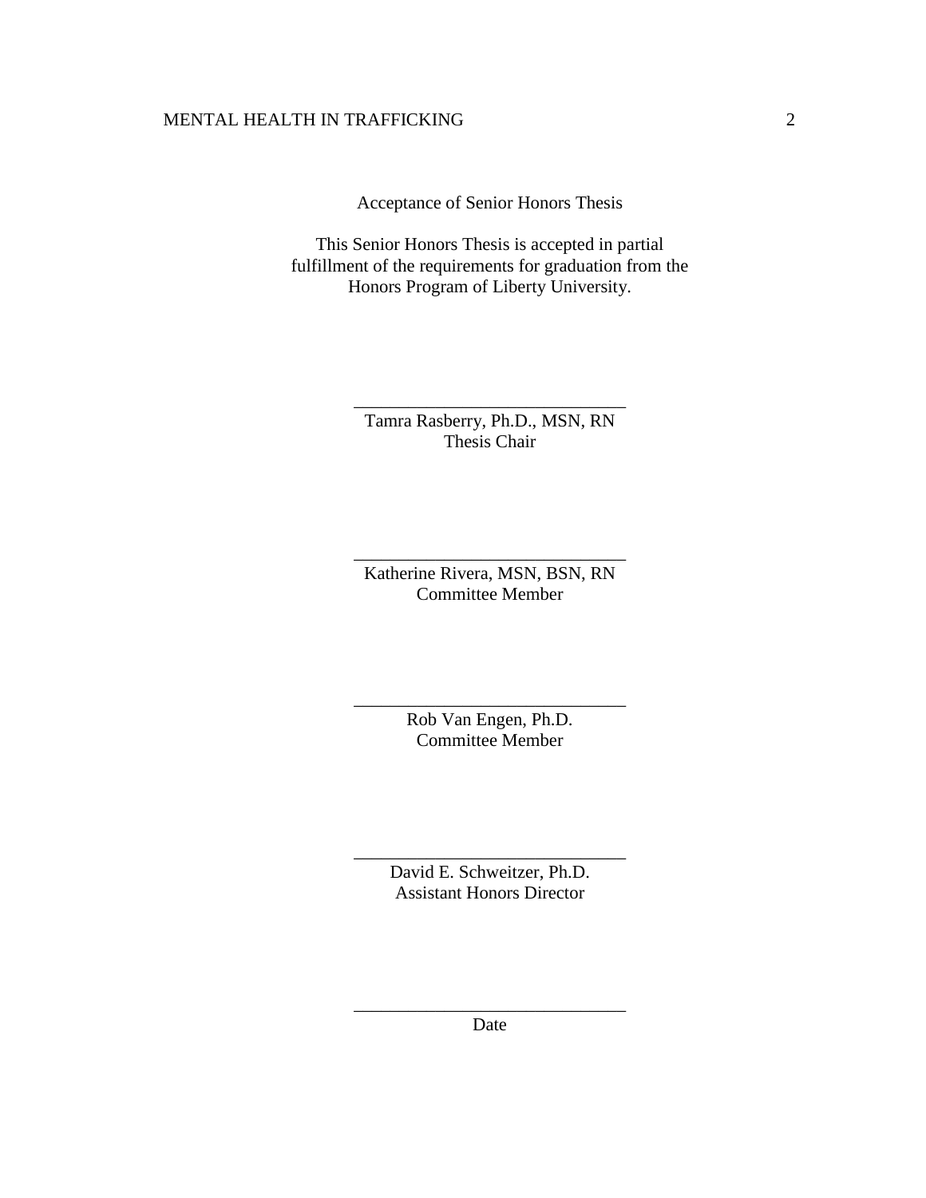Acceptance of Senior Honors Thesis

This Senior Honors Thesis is accepted in partial fulfillment of the requirements for graduation from the Honors Program of Liberty University.

______________________________
Tamra Rasberry, Ph.D., MSN, RN
Thesis Chair

______________________________
Katherine Rivera, MSN, BSN, RN
Committee Member

______________________________
Rob Van Engen, Ph.D.
Committee Member

______________________________
David E. Schweitzer, Ph.D.
Assistant Honors Director

______________________________
Date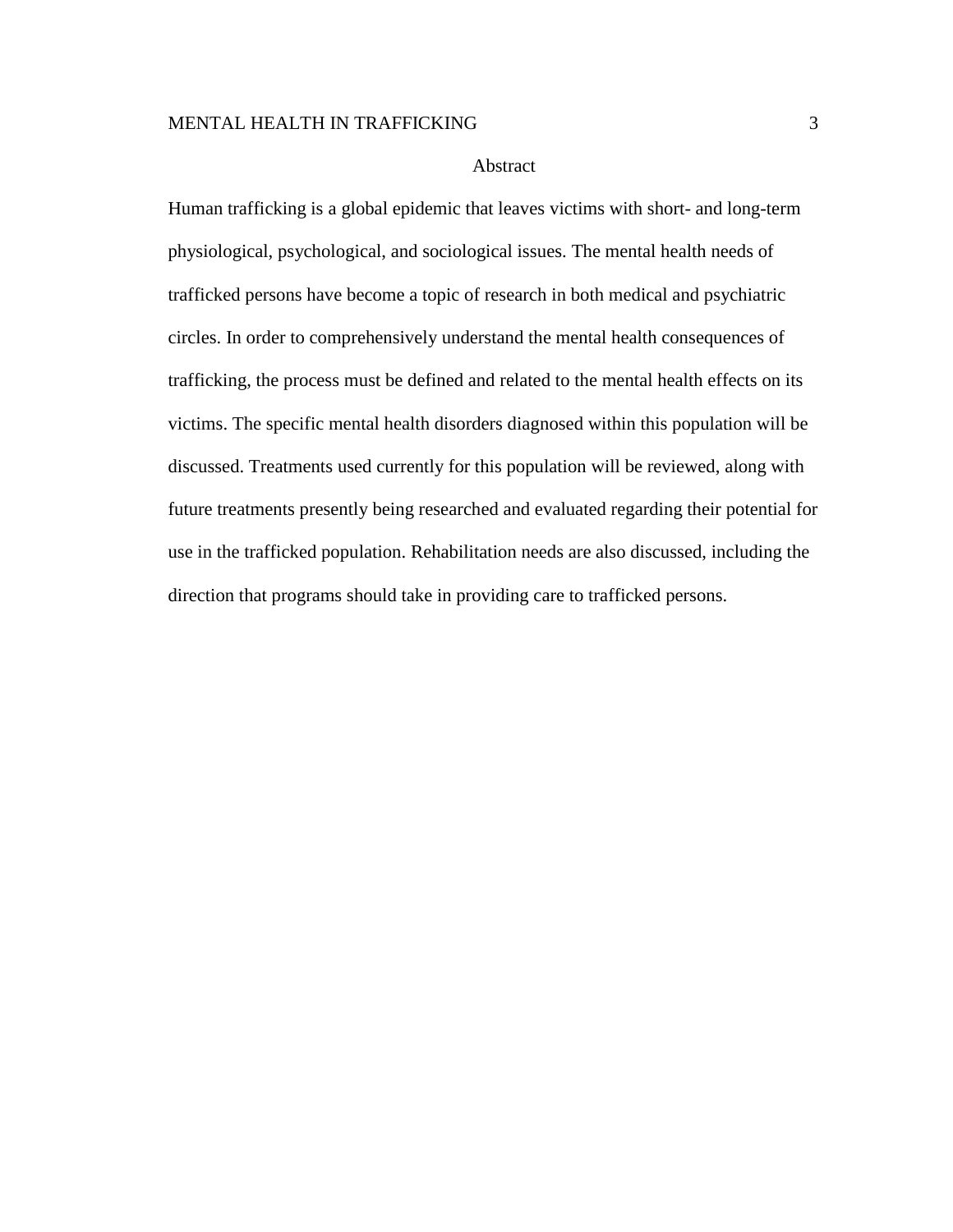# Abstract

Human trafficking is a global epidemic that leaves victims with short- and long-term physiological, psychological, and sociological issues. The mental health needs of trafficked persons have become a topic of research in both medical and psychiatric circles. In order to comprehensively understand the mental health consequences of trafficking, the process must be defined and related to the mental health effects on its victims. The specific mental health disorders diagnosed within this population will be discussed. Treatments used currently for this population will be reviewed, along with future treatments presently being researched and evaluated regarding their potential for use in the trafficked population. Rehabilitation needs are also discussed, including the direction that programs should take in providing care to trafficked persons.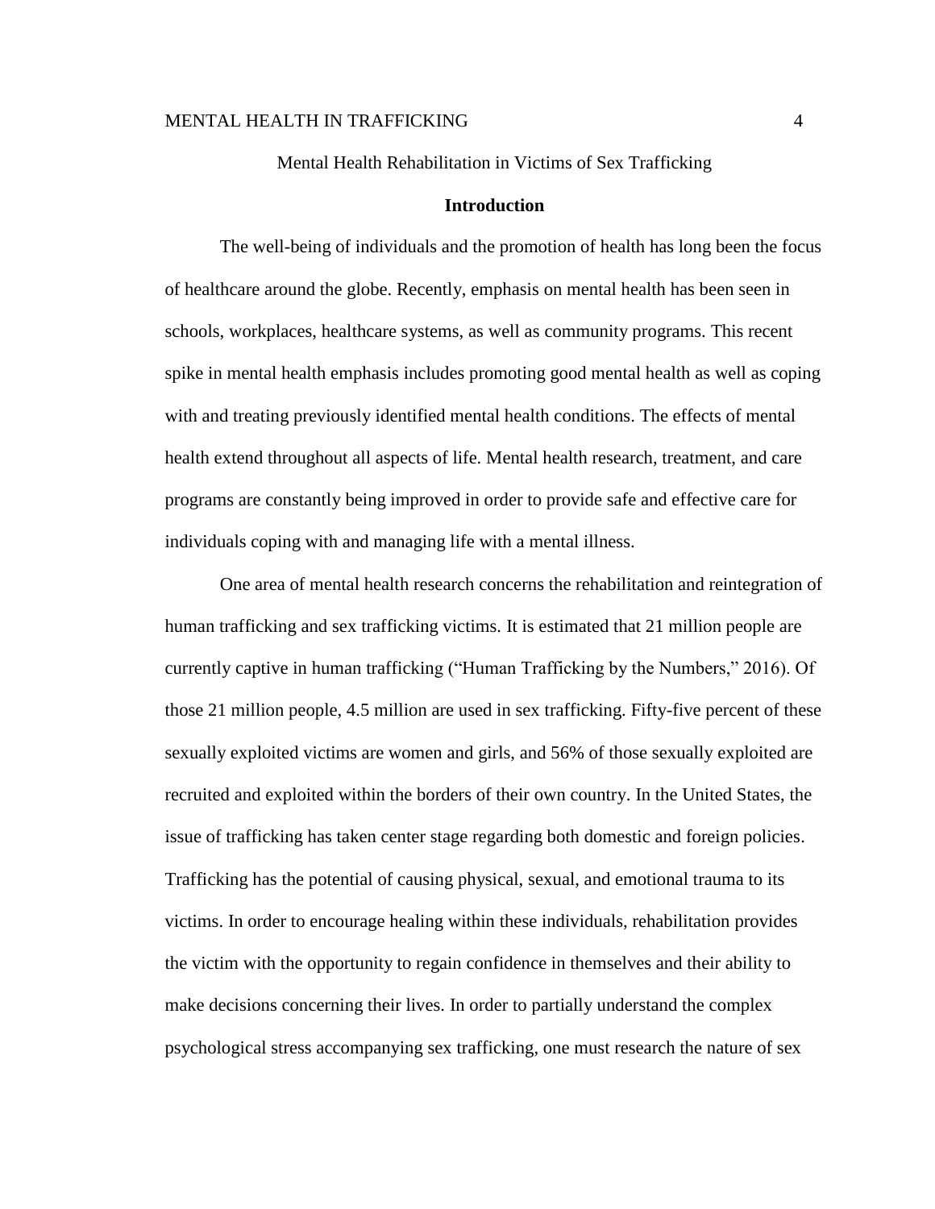Mental Health Rehabilitation in Victims of Sex Trafficking

## Introduction

The well-being of individuals and the promotion of health has long been the focus of healthcare around the globe. Recently, emphasis on mental health has been seen in schools, workplaces, healthcare systems, as well as community programs. This recent spike in mental health emphasis includes promoting good mental health as well as coping with and treating previously identified mental health conditions. The effects of mental health extend throughout all aspects of life. Mental health research, treatment, and care programs are constantly being improved in order to provide safe and effective care for individuals coping with and managing life with a mental illness.

One area of mental health research concerns the rehabilitation and reintegration of human trafficking and sex trafficking victims. It is estimated that 21 million people are currently captive in human trafficking ("Human Trafficking by the Numbers," 2016). Of those 21 million people, 4.5 million are used in sex trafficking. Fifty-five percent of these sexually exploited victims are women and girls, and 56% of those sexually exploited are recruited and exploited within the borders of their own country. In the United States, the issue of trafficking has taken center stage regarding both domestic and foreign policies. Trafficking has the potential of causing physical, sexual, and emotional trauma to its victims. In order to encourage healing within these individuals, rehabilitation provides the victim with the opportunity to regain confidence in themselves and their ability to make decisions concerning their lives. In order to partially understand the complex psychological stress accompanying sex trafficking, one must research the nature of sex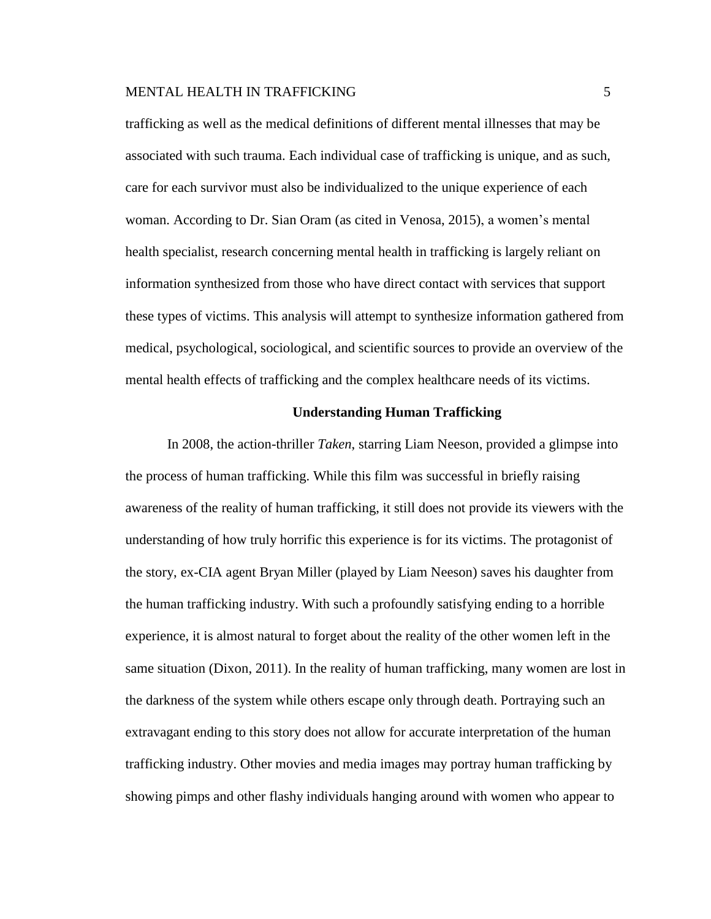trafficking as well as the medical definitions of different mental illnesses that may be associated with such trauma. Each individual case of trafficking is unique, and as such, care for each survivor must also be individualized to the unique experience of each woman. According to Dr. Sian Oram (as cited in Venosa, 2015), a women's mental health specialist, research concerning mental health in trafficking is largely reliant on information synthesized from those who have direct contact with services that support these types of victims. This analysis will attempt to synthesize information gathered from medical, psychological, sociological, and scientific sources to provide an overview of the mental health effects of trafficking and the complex healthcare needs of its victims.

## Understanding Human Trafficking

In 2008, the action-thriller *Taken*, starring Liam Neeson, provided a glimpse into the process of human trafficking. While this film was successful in briefly raising awareness of the reality of human trafficking, it still does not provide its viewers with the understanding of how truly horrific this experience is for its victims. The protagonist of the story, ex-CIA agent Bryan Miller (played by Liam Neeson) saves his daughter from the human trafficking industry. With such a profoundly satisfying ending to a horrible experience, it is almost natural to forget about the reality of the other women left in the same situation (Dixon, 2011). In the reality of human trafficking, many women are lost in the darkness of the system while others escape only through death. Portraying such an extravagant ending to this story does not allow for accurate interpretation of the human trafficking industry. Other movies and media images may portray human trafficking by showing pimps and other flashy individuals hanging around with women who appear to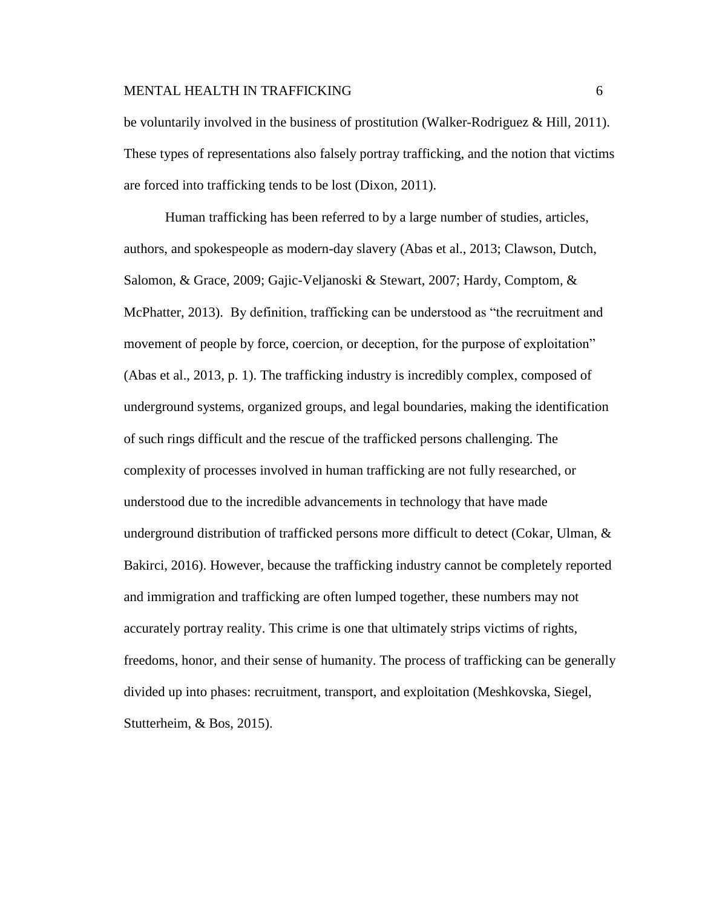be voluntarily involved in the business of prostitution (Walker-Rodriguez & Hill, 2011). These types of representations also falsely portray trafficking, and the notion that victims are forced into trafficking tends to be lost (Dixon, 2011).

Human trafficking has been referred to by a large number of studies, articles, authors, and spokespeople as modern-day slavery (Abas et al., 2013; Clawson, Dutch, Salomon, & Grace, 2009; Gajic-Veljanoski & Stewart, 2007; Hardy, Comptom, & McPhatter, 2013). By definition, trafficking can be understood as "the recruitment and movement of people by force, coercion, or deception, for the purpose of exploitation" (Abas et al., 2013, p. 1). The trafficking industry is incredibly complex, composed of underground systems, organized groups, and legal boundaries, making the identification of such rings difficult and the rescue of the trafficked persons challenging. The complexity of processes involved in human trafficking are not fully researched, or understood due to the incredible advancements in technology that have made underground distribution of trafficked persons more difficult to detect (Cokar, Ulman, & Bakirci, 2016). However, because the trafficking industry cannot be completely reported and immigration and trafficking are often lumped together, these numbers may not accurately portray reality. This crime is one that ultimately strips victims of rights, freedoms, honor, and their sense of humanity. The process of trafficking can be generally divided up into phases: recruitment, transport, and exploitation (Meshkovska, Siegel, Stutterheim, & Bos, 2015).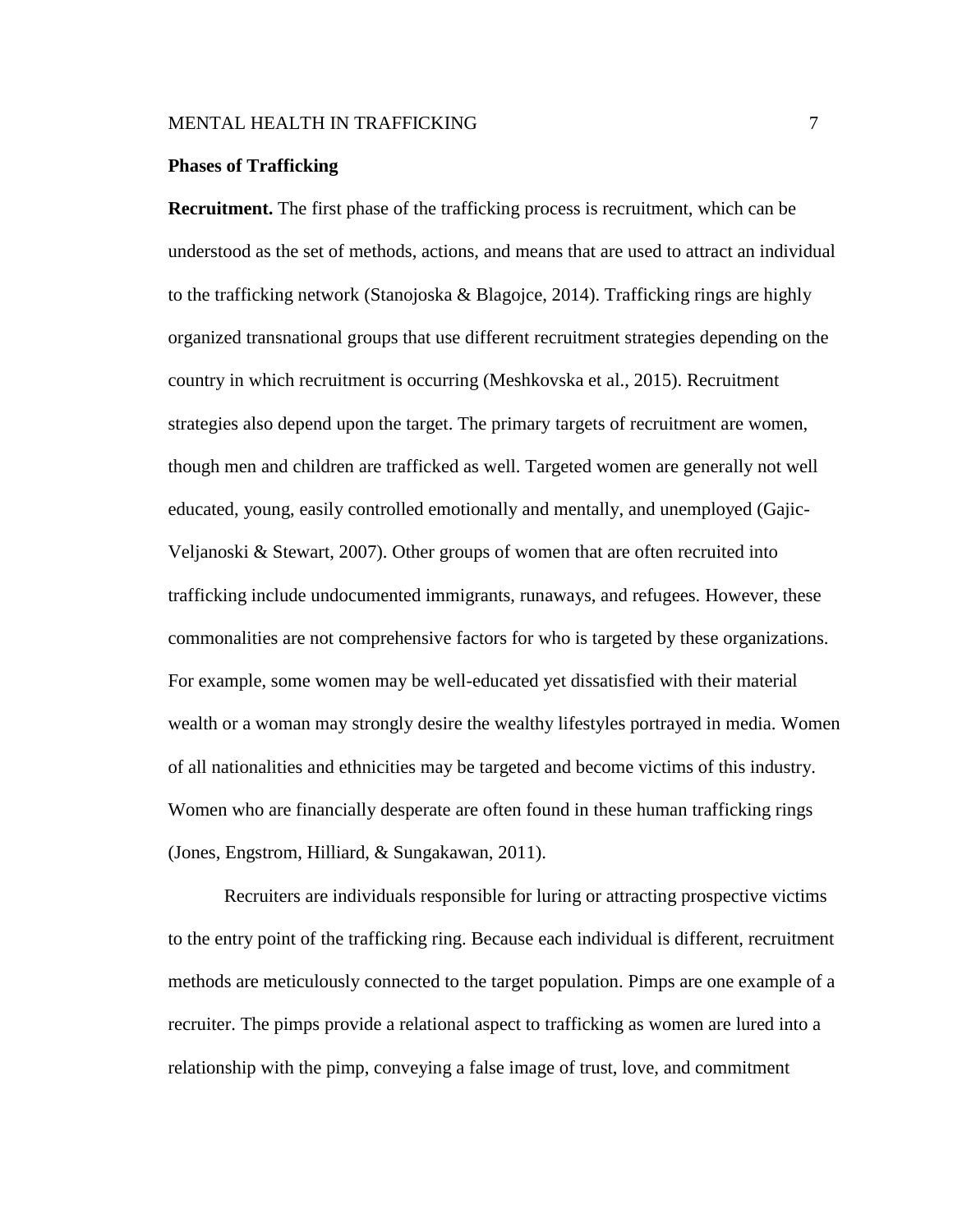**Phases of Trafficking**

**Recruitment.** The first phase of the trafficking process is recruitment, which can be understood as the set of methods, actions, and means that are used to attract an individual to the trafficking network (Stanojoska & Blagojce, 2014). Trafficking rings are highly organized transnational groups that use different recruitment strategies depending on the country in which recruitment is occurring (Meshkovska et al., 2015). Recruitment strategies also depend upon the target. The primary targets of recruitment are women, though men and children are trafficked as well. Targeted women are generally not well educated, young, easily controlled emotionally and mentally, and unemployed (Gajic-Veljanoski & Stewart, 2007). Other groups of women that are often recruited into trafficking include undocumented immigrants, runaways, and refugees. However, these commonalities are not comprehensive factors for who is targeted by these organizations. For example, some women may be well-educated yet dissatisfied with their material wealth or a woman may strongly desire the wealthy lifestyles portrayed in media. Women of all nationalities and ethnicities may be targeted and become victims of this industry. Women who are financially desperate are often found in these human trafficking rings (Jones, Engstrom, Hilliard, & Sungakawan, 2011).

Recruiters are individuals responsible for luring or attracting prospective victims to the entry point of the trafficking ring. Because each individual is different, recruitment methods are meticulously connected to the target population. Pimps are one example of a recruiter. The pimps provide a relational aspect to trafficking as women are lured into a relationship with the pimp, conveying a false image of trust, love, and commitment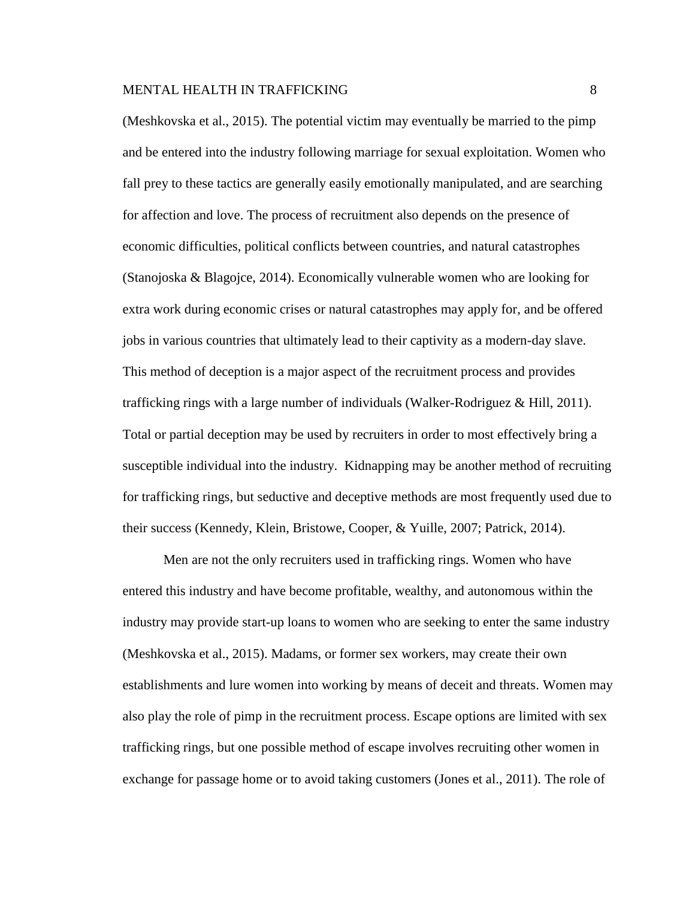(Meshkovska et al., 2015). The potential victim may eventually be married to the pimp and be entered into the industry following marriage for sexual exploitation. Women who fall prey to these tactics are generally easily emotionally manipulated, and are searching for affection and love. The process of recruitment also depends on the presence of economic difficulties, political conflicts between countries, and natural catastrophes (Stanojoska & Blagojce, 2014). Economically vulnerable women who are looking for extra work during economic crises or natural catastrophes may apply for, and be offered jobs in various countries that ultimately lead to their captivity as a modern-day slave. This method of deception is a major aspect of the recruitment process and provides trafficking rings with a large number of individuals (Walker-Rodriguez & Hill, 2011). Total or partial deception may be used by recruiters in order to most effectively bring a susceptible individual into the industry. Kidnapping may be another method of recruiting for trafficking rings, but seductive and deceptive methods are most frequently used due to their success (Kennedy, Klein, Bristowe, Cooper, & Yuille, 2007; Patrick, 2014).

Men are not the only recruiters used in trafficking rings. Women who have entered this industry and have become profitable, wealthy, and autonomous within the industry may provide start-up loans to women who are seeking to enter the same industry (Meshkovska et al., 2015). Madams, or former sex workers, may create their own establishments and lure women into working by means of deceit and threats. Women may also play the role of pimp in the recruitment process. Escape options are limited with sex trafficking rings, but one possible method of escape involves recruiting other women in exchange for passage home or to avoid taking customers (Jones et al., 2011). The role of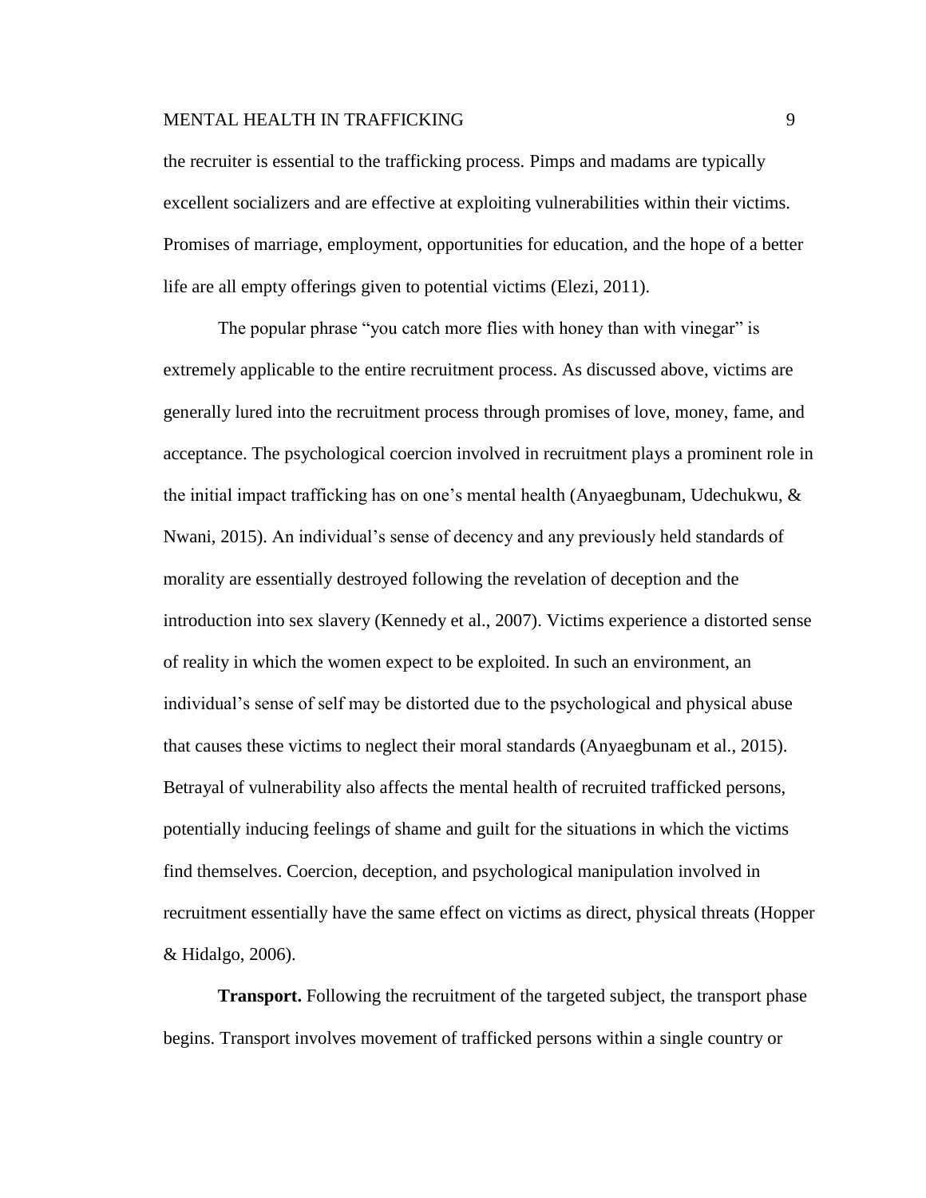the recruiter is essential to the trafficking process. Pimps and madams are typically excellent socializers and are effective at exploiting vulnerabilities within their victims. Promises of marriage, employment, opportunities for education, and the hope of a better life are all empty offerings given to potential victims (Elezi, 2011).

The popular phrase "you catch more flies with honey than with vinegar" is extremely applicable to the entire recruitment process. As discussed above, victims are generally lured into the recruitment process through promises of love, money, fame, and acceptance. The psychological coercion involved in recruitment plays a prominent role in the initial impact trafficking has on one's mental health (Anyaegbunam, Udechukwu, & Nwani, 2015). An individual's sense of decency and any previously held standards of morality are essentially destroyed following the revelation of deception and the introduction into sex slavery (Kennedy et al., 2007). Victims experience a distorted sense of reality in which the women expect to be exploited. In such an environment, an individual's sense of self may be distorted due to the psychological and physical abuse that causes these victims to neglect their moral standards (Anyaegbunam et al., 2015). Betrayal of vulnerability also affects the mental health of recruited trafficked persons, potentially inducing feelings of shame and guilt for the situations in which the victims find themselves. Coercion, deception, and psychological manipulation involved in recruitment essentially have the same effect on victims as direct, physical threats (Hopper & Hidalgo, 2006).

**Transport.** Following the recruitment of the targeted subject, the transport phase begins. Transport involves movement of trafficked persons within a single country or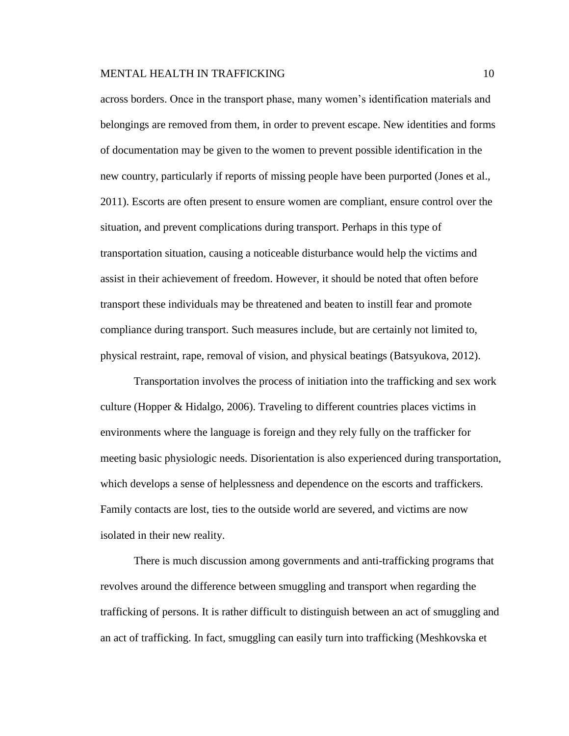across borders. Once in the transport phase, many women's identification materials and belongings are removed from them, in order to prevent escape. New identities and forms of documentation may be given to the women to prevent possible identification in the new country, particularly if reports of missing people have been purported (Jones et al., 2011). Escorts are often present to ensure women are compliant, ensure control over the situation, and prevent complications during transport. Perhaps in this type of transportation situation, causing a noticeable disturbance would help the victims and assist in their achievement of freedom. However, it should be noted that often before transport these individuals may be threatened and beaten to instill fear and promote compliance during transport. Such measures include, but are certainly not limited to, physical restraint, rape, removal of vision, and physical beatings (Batsyukova, 2012).

Transportation involves the process of initiation into the trafficking and sex work culture (Hopper & Hidalgo, 2006). Traveling to different countries places victims in environments where the language is foreign and they rely fully on the trafficker for meeting basic physiologic needs. Disorientation is also experienced during transportation, which develops a sense of helplessness and dependence on the escorts and traffickers. Family contacts are lost, ties to the outside world are severed, and victims are now isolated in their new reality.

There is much discussion among governments and anti-trafficking programs that revolves around the difference between smuggling and transport when regarding the trafficking of persons. It is rather difficult to distinguish between an act of smuggling and an act of trafficking. In fact, smuggling can easily turn into trafficking (Meshkovska et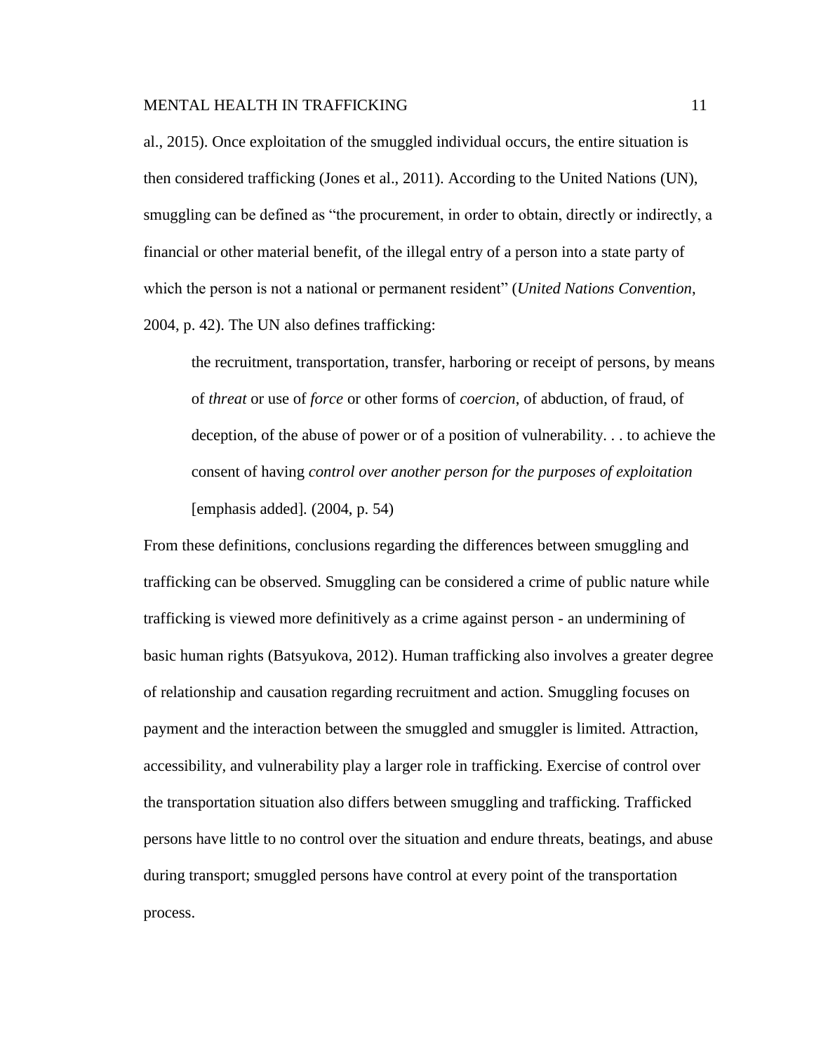al., 2015). Once exploitation of the smuggled individual occurs, the entire situation is then considered trafficking (Jones et al., 2011). According to the United Nations (UN), smuggling can be defined as "the procurement, in order to obtain, directly or indirectly, a financial or other material benefit, of the illegal entry of a person into a state party of which the person is not a national or permanent resident" (*United Nations Convention*, 2004, p. 42). The UN also defines trafficking:

> the recruitment, transportation, transfer, harboring or receipt of persons, by means of *threat* or use of *force* or other forms of *coercion*, of abduction, of fraud, of deception, of the abuse of power or of a position of vulnerability. . . to achieve the consent of having *control over another person for the purposes of exploitation* [emphasis added]. (2004, p. 54)

From these definitions, conclusions regarding the differences between smuggling and trafficking can be observed. Smuggling can be considered a crime of public nature while trafficking is viewed more definitively as a crime against person - an undermining of basic human rights (Batsyukova, 2012). Human trafficking also involves a greater degree of relationship and causation regarding recruitment and action. Smuggling focuses on payment and the interaction between the smuggled and smuggler is limited. Attraction, accessibility, and vulnerability play a larger role in trafficking. Exercise of control over the transportation situation also differs between smuggling and trafficking. Trafficked persons have little to no control over the situation and endure threats, beatings, and abuse during transport; smuggled persons have control at every point of the transportation process.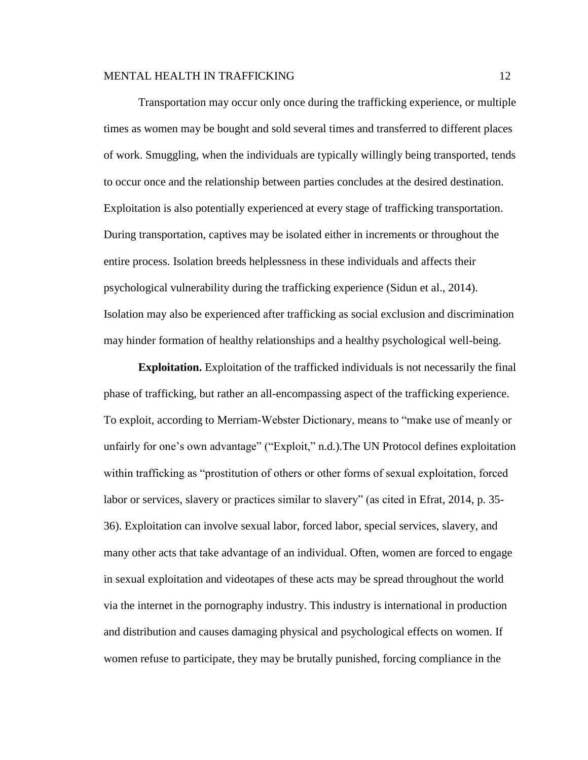Transportation may occur only once during the trafficking experience, or multiple times as women may be bought and sold several times and transferred to different places of work. Smuggling, when the individuals are typically willingly being transported, tends to occur once and the relationship between parties concludes at the desired destination. Exploitation is also potentially experienced at every stage of trafficking transportation. During transportation, captives may be isolated either in increments or throughout the entire process. Isolation breeds helplessness in these individuals and affects their psychological vulnerability during the trafficking experience (Sidun et al., 2014). Isolation may also be experienced after trafficking as social exclusion and discrimination may hinder formation of healthy relationships and a healthy psychological well-being.

**Exploitation.** Exploitation of the trafficked individuals is not necessarily the final phase of trafficking, but rather an all-encompassing aspect of the trafficking experience. To exploit, according to Merriam-Webster Dictionary, means to "make use of meanly or unfairly for one's own advantage" ("Exploit," n.d.).The UN Protocol defines exploitation within trafficking as "prostitution of others or other forms of sexual exploitation, forced labor or services, slavery or practices similar to slavery" (as cited in Efrat, 2014, p. 35-36). Exploitation can involve sexual labor, forced labor, special services, slavery, and many other acts that take advantage of an individual. Often, women are forced to engage in sexual exploitation and videotapes of these acts may be spread throughout the world via the internet in the pornography industry. This industry is international in production and distribution and causes damaging physical and psychological effects on women. If women refuse to participate, they may be brutally punished, forcing compliance in the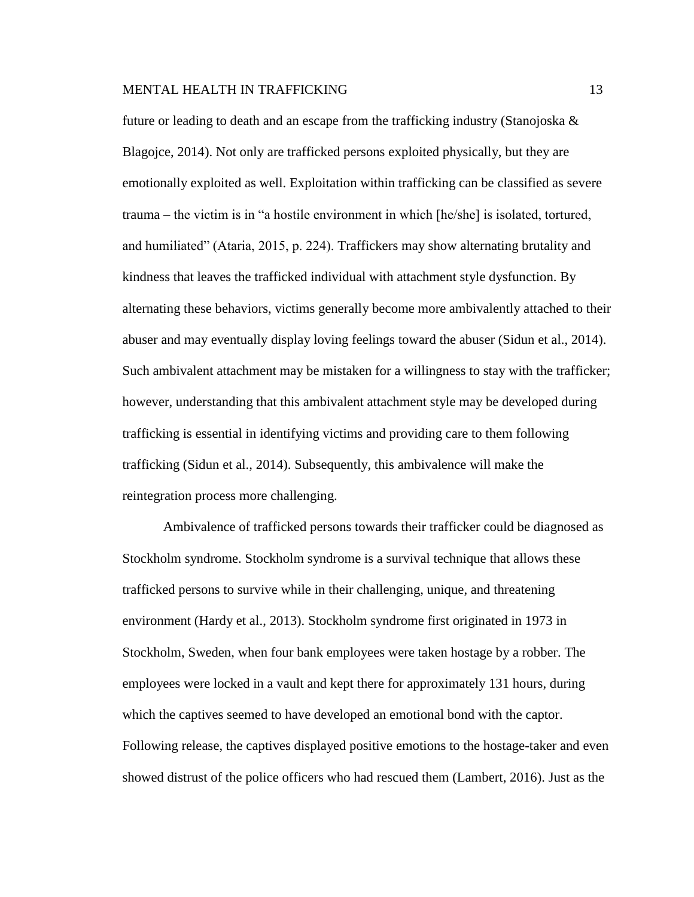future or leading to death and an escape from the trafficking industry (Stanojoska & Blagojce, 2014). Not only are trafficked persons exploited physically, but they are emotionally exploited as well. Exploitation within trafficking can be classified as severe trauma – the victim is in "a hostile environment in which [he/she] is isolated, tortured, and humiliated" (Ataria, 2015, p. 224). Traffickers may show alternating brutality and kindness that leaves the trafficked individual with attachment style dysfunction. By alternating these behaviors, victims generally become more ambivalently attached to their abuser and may eventually display loving feelings toward the abuser (Sidun et al., 2014). Such ambivalent attachment may be mistaken for a willingness to stay with the trafficker; however, understanding that this ambivalent attachment style may be developed during trafficking is essential in identifying victims and providing care to them following trafficking (Sidun et al., 2014). Subsequently, this ambivalence will make the reintegration process more challenging.

Ambivalence of trafficked persons towards their trafficker could be diagnosed as Stockholm syndrome. Stockholm syndrome is a survival technique that allows these trafficked persons to survive while in their challenging, unique, and threatening environment (Hardy et al., 2013). Stockholm syndrome first originated in 1973 in Stockholm, Sweden, when four bank employees were taken hostage by a robber. The employees were locked in a vault and kept there for approximately 131 hours, during which the captives seemed to have developed an emotional bond with the captor. Following release, the captives displayed positive emotions to the hostage-taker and even showed distrust of the police officers who had rescued them (Lambert, 2016). Just as the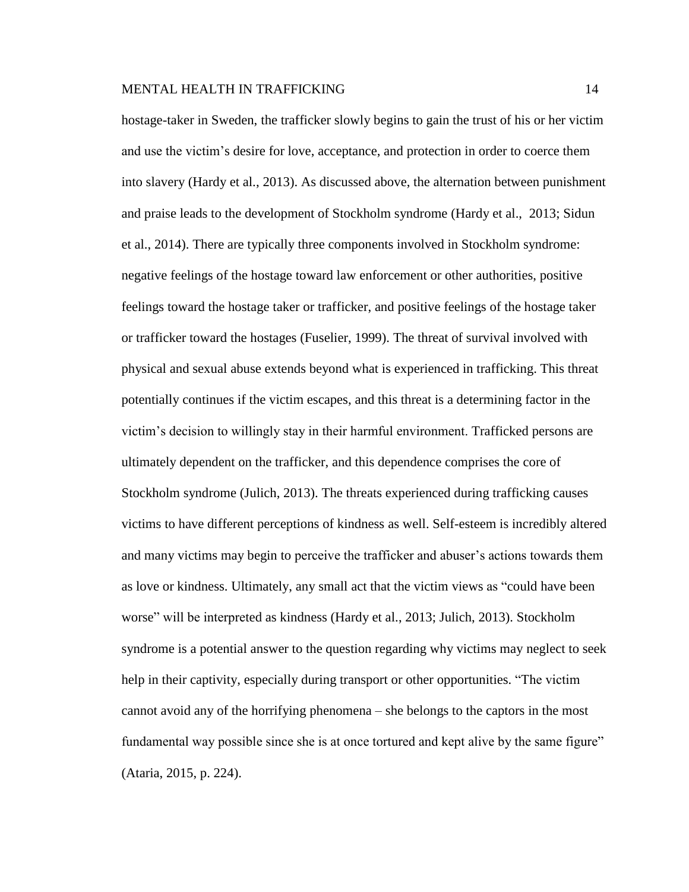hostage-taker in Sweden, the trafficker slowly begins to gain the trust of his or her victim and use the victim's desire for love, acceptance, and protection in order to coerce them into slavery (Hardy et al., 2013). As discussed above, the alternation between punishment and praise leads to the development of Stockholm syndrome (Hardy et al., 2013; Sidun et al., 2014). There are typically three components involved in Stockholm syndrome: negative feelings of the hostage toward law enforcement or other authorities, positive feelings toward the hostage taker or trafficker, and positive feelings of the hostage taker or trafficker toward the hostages (Fuselier, 1999). The threat of survival involved with physical and sexual abuse extends beyond what is experienced in trafficking. This threat potentially continues if the victim escapes, and this threat is a determining factor in the victim's decision to willingly stay in their harmful environment. Trafficked persons are ultimately dependent on the trafficker, and this dependence comprises the core of Stockholm syndrome (Julich, 2013). The threats experienced during trafficking causes victims to have different perceptions of kindness as well. Self-esteem is incredibly altered and many victims may begin to perceive the trafficker and abuser's actions towards them as love or kindness. Ultimately, any small act that the victim views as "could have been worse" will be interpreted as kindness (Hardy et al., 2013; Julich, 2013). Stockholm syndrome is a potential answer to the question regarding why victims may neglect to seek help in their captivity, especially during transport or other opportunities. "The victim cannot avoid any of the horrifying phenomena – she belongs to the captors in the most fundamental way possible since she is at once tortured and kept alive by the same figure" (Ataria, 2015, p. 224).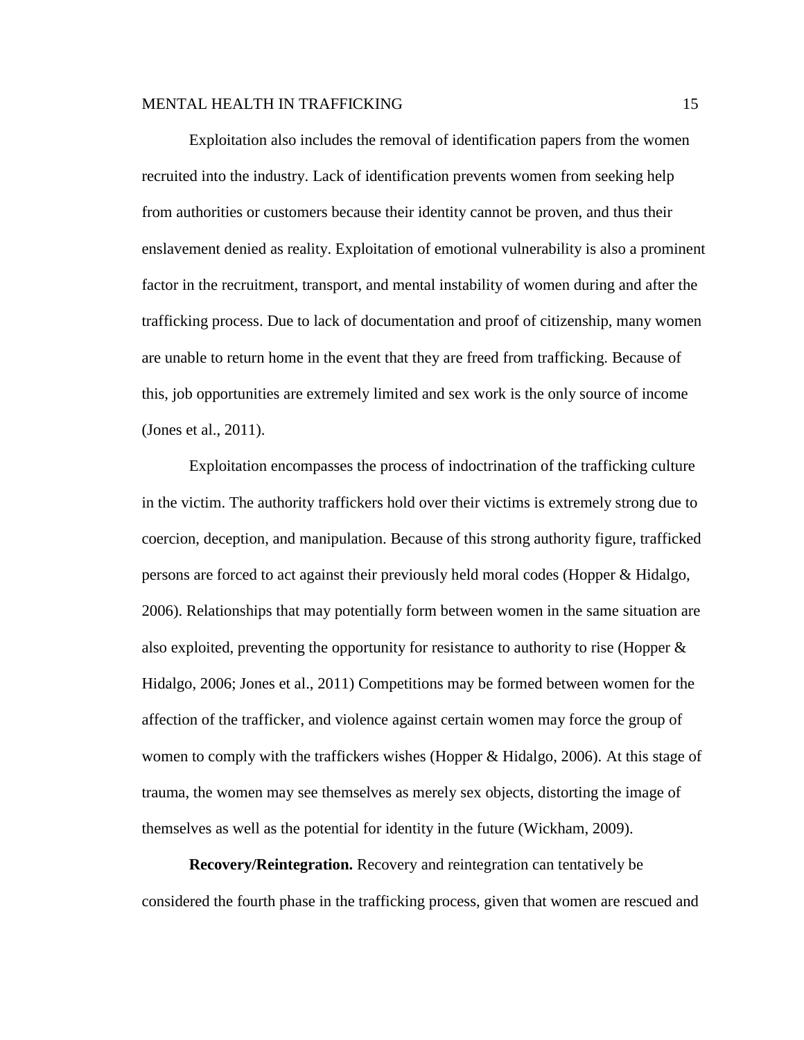Exploitation also includes the removal of identification papers from the women recruited into the industry. Lack of identification prevents women from seeking help from authorities or customers because their identity cannot be proven, and thus their enslavement denied as reality. Exploitation of emotional vulnerability is also a prominent factor in the recruitment, transport, and mental instability of women during and after the trafficking process. Due to lack of documentation and proof of citizenship, many women are unable to return home in the event that they are freed from trafficking. Because of this, job opportunities are extremely limited and sex work is the only source of income (Jones et al., 2011).

Exploitation encompasses the process of indoctrination of the trafficking culture in the victim. The authority traffickers hold over their victims is extremely strong due to coercion, deception, and manipulation. Because of this strong authority figure, trafficked persons are forced to act against their previously held moral codes (Hopper & Hidalgo, 2006). Relationships that may potentially form between women in the same situation are also exploited, preventing the opportunity for resistance to authority to rise (Hopper & Hidalgo, 2006; Jones et al., 2011) Competitions may be formed between women for the affection of the trafficker, and violence against certain women may force the group of women to comply with the traffickers wishes (Hopper & Hidalgo, 2006). At this stage of trauma, the women may see themselves as merely sex objects, distorting the image of themselves as well as the potential for identity in the future (Wickham, 2009).

**Recovery/Reintegration.** Recovery and reintegration can tentatively be considered the fourth phase in the trafficking process, given that women are rescued and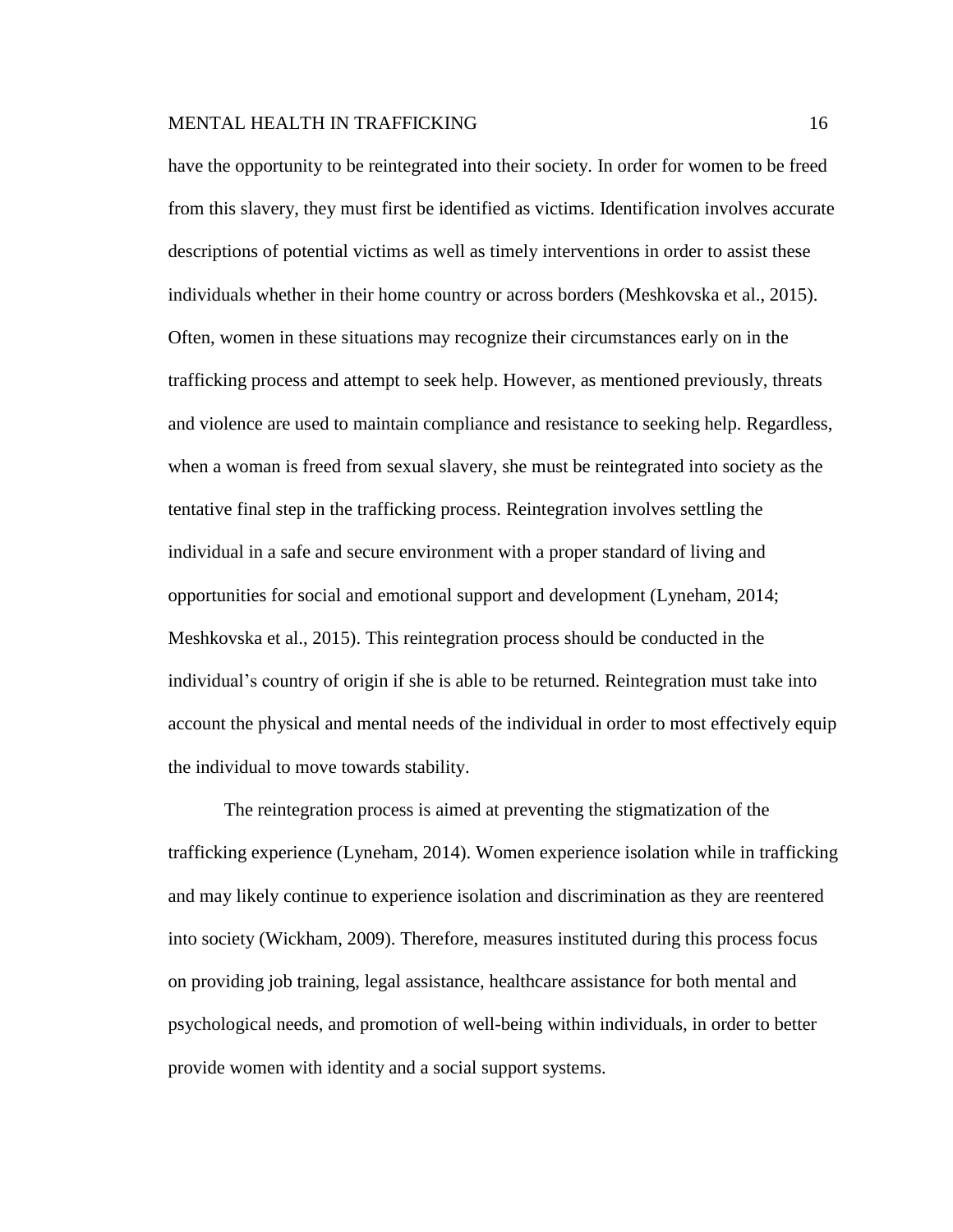have the opportunity to be reintegrated into their society. In order for women to be freed from this slavery, they must first be identified as victims. Identification involves accurate descriptions of potential victims as well as timely interventions in order to assist these individuals whether in their home country or across borders (Meshkovska et al., 2015). Often, women in these situations may recognize their circumstances early on in the trafficking process and attempt to seek help. However, as mentioned previously, threats and violence are used to maintain compliance and resistance to seeking help. Regardless, when a woman is freed from sexual slavery, she must be reintegrated into society as the tentative final step in the trafficking process. Reintegration involves settling the individual in a safe and secure environment with a proper standard of living and opportunities for social and emotional support and development (Lyneham, 2014; Meshkovska et al., 2015). This reintegration process should be conducted in the individual's country of origin if she is able to be returned. Reintegration must take into account the physical and mental needs of the individual in order to most effectively equip the individual to move towards stability.

The reintegration process is aimed at preventing the stigmatization of the trafficking experience (Lyneham, 2014). Women experience isolation while in trafficking and may likely continue to experience isolation and discrimination as they are reentered into society (Wickham, 2009). Therefore, measures instituted during this process focus on providing job training, legal assistance, healthcare assistance for both mental and psychological needs, and promotion of well-being within individuals, in order to better provide women with identity and a social support systems.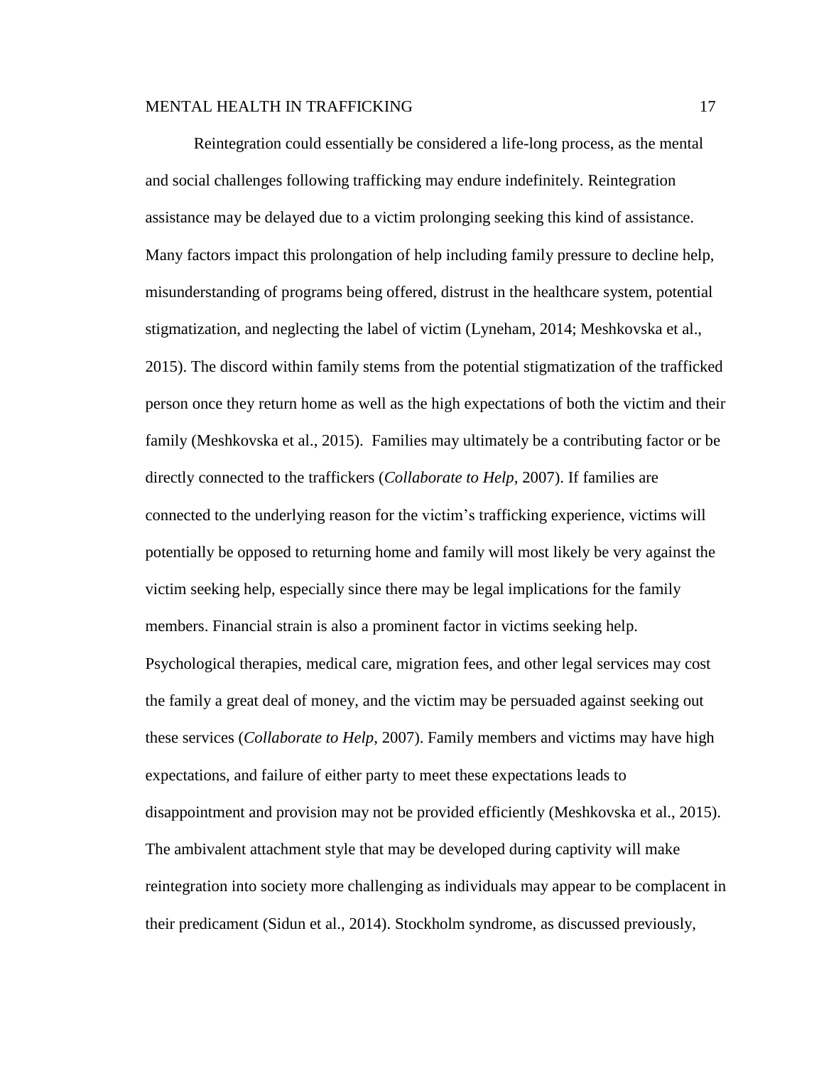Reintegration could essentially be considered a life-long process, as the mental and social challenges following trafficking may endure indefinitely. Reintegration assistance may be delayed due to a victim prolonging seeking this kind of assistance. Many factors impact this prolongation of help including family pressure to decline help, misunderstanding of programs being offered, distrust in the healthcare system, potential stigmatization, and neglecting the label of victim (Lyneham, 2014; Meshkovska et al., 2015). The discord within family stems from the potential stigmatization of the trafficked person once they return home as well as the high expectations of both the victim and their family (Meshkovska et al., 2015). Families may ultimately be a contributing factor or be directly connected to the traffickers (*Collaborate to Help*, 2007). If families are connected to the underlying reason for the victim's trafficking experience, victims will potentially be opposed to returning home and family will most likely be very against the victim seeking help, especially since there may be legal implications for the family members. Financial strain is also a prominent factor in victims seeking help. Psychological therapies, medical care, migration fees, and other legal services may cost the family a great deal of money, and the victim may be persuaded against seeking out these services (*Collaborate to Help*, 2007). Family members and victims may have high expectations, and failure of either party to meet these expectations leads to disappointment and provision may not be provided efficiently (Meshkovska et al., 2015). The ambivalent attachment style that may be developed during captivity will make reintegration into society more challenging as individuals may appear to be complacent in their predicament (Sidun et al., 2014). Stockholm syndrome, as discussed previously,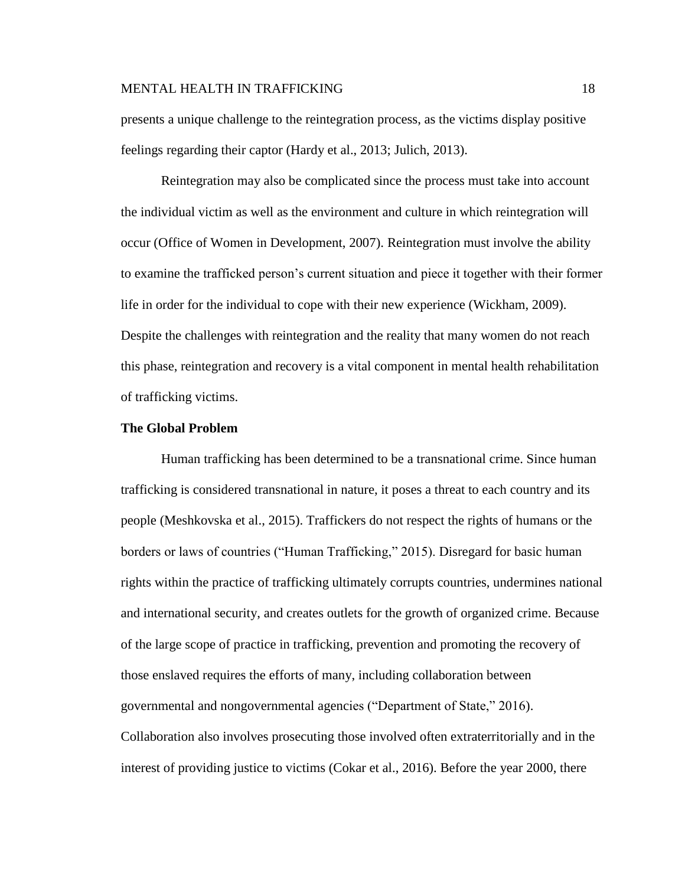presents a unique challenge to the reintegration process, as the victims display positive feelings regarding their captor (Hardy et al., 2013; Julich, 2013).

Reintegration may also be complicated since the process must take into account the individual victim as well as the environment and culture in which reintegration will occur (Office of Women in Development, 2007). Reintegration must involve the ability to examine the trafficked person's current situation and piece it together with their former life in order for the individual to cope with their new experience (Wickham, 2009). Despite the challenges with reintegration and the reality that many women do not reach this phase, reintegration and recovery is a vital component in mental health rehabilitation of trafficking victims.

**The Global Problem**

Human trafficking has been determined to be a transnational crime. Since human trafficking is considered transnational in nature, it poses a threat to each country and its people (Meshkovska et al., 2015). Traffickers do not respect the rights of humans or the borders or laws of countries ("Human Trafficking," 2015). Disregard for basic human rights within the practice of trafficking ultimately corrupts countries, undermines national and international security, and creates outlets for the growth of organized crime. Because of the large scope of practice in trafficking, prevention and promoting the recovery of those enslaved requires the efforts of many, including collaboration between governmental and nongovernmental agencies ("Department of State," 2016). Collaboration also involves prosecuting those involved often extraterritorially and in the interest of providing justice to victims (Cokar et al., 2016). Before the year 2000, there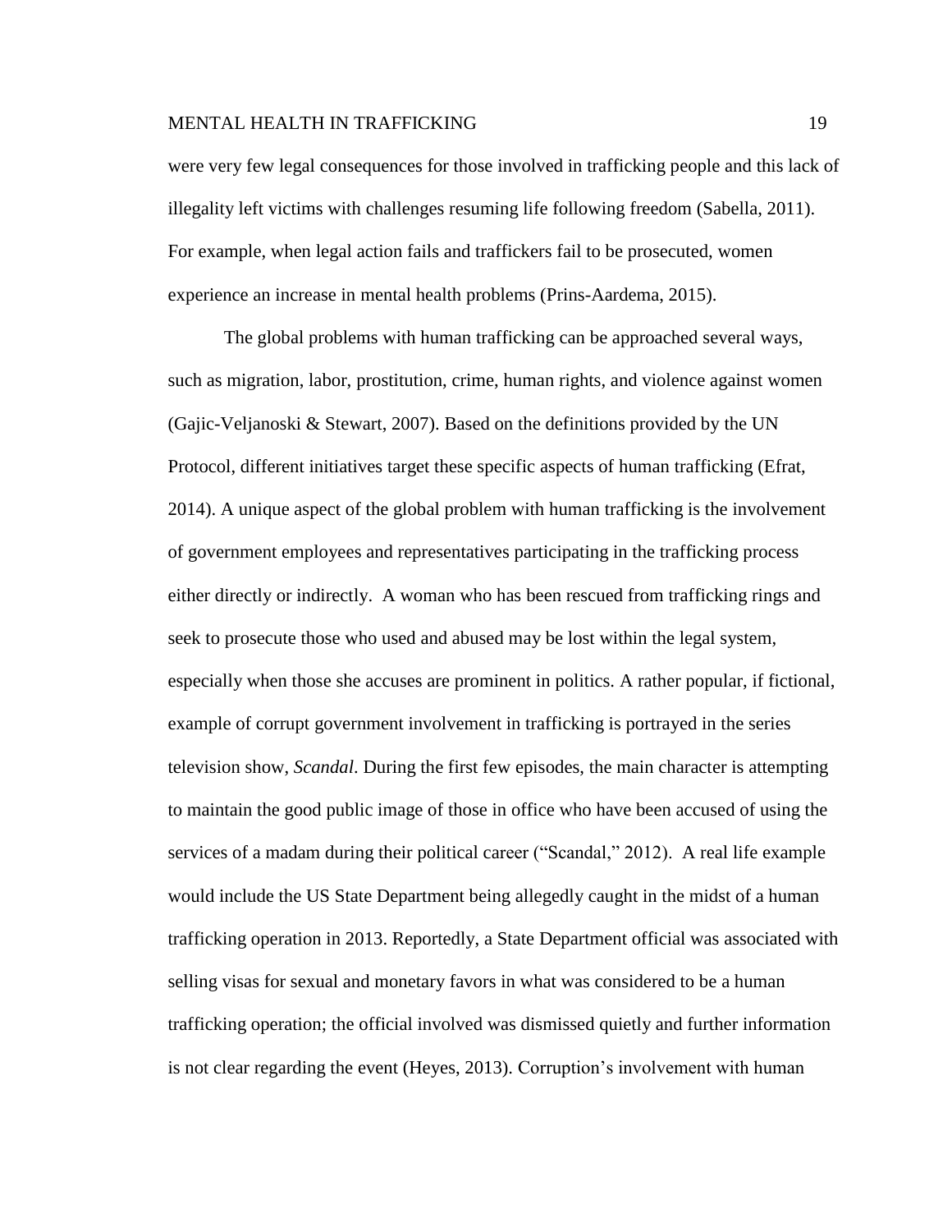were very few legal consequences for those involved in trafficking people and this lack of illegality left victims with challenges resuming life following freedom (Sabella, 2011). For example, when legal action fails and traffickers fail to be prosecuted, women experience an increase in mental health problems (Prins-Aardema, 2015).

The global problems with human trafficking can be approached several ways, such as migration, labor, prostitution, crime, human rights, and violence against women (Gajic-Veljanoski & Stewart, 2007). Based on the definitions provided by the UN Protocol, different initiatives target these specific aspects of human trafficking (Efrat, 2014). A unique aspect of the global problem with human trafficking is the involvement of government employees and representatives participating in the trafficking process either directly or indirectly. A woman who has been rescued from trafficking rings and seek to prosecute those who used and abused may be lost within the legal system, especially when those she accuses are prominent in politics. A rather popular, if fictional, example of corrupt government involvement in trafficking is portrayed in the series television show, *Scandal*. During the first few episodes, the main character is attempting to maintain the good public image of those in office who have been accused of using the services of a madam during their political career ("Scandal," 2012). A real life example would include the US State Department being allegedly caught in the midst of a human trafficking operation in 2013. Reportedly, a State Department official was associated with selling visas for sexual and monetary favors in what was considered to be a human trafficking operation; the official involved was dismissed quietly and further information is not clear regarding the event (Heyes, 2013). Corruption's involvement with human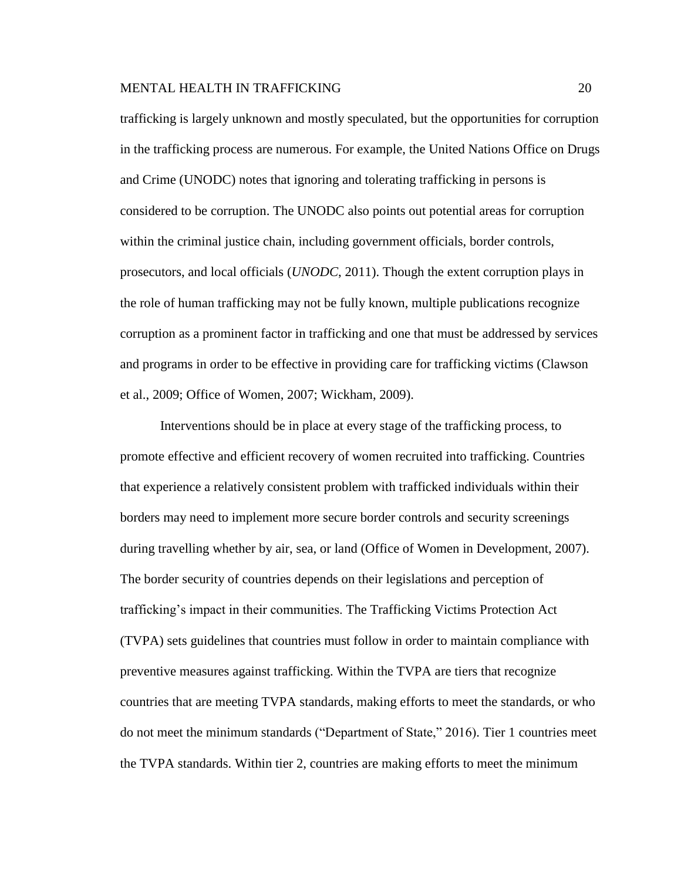trafficking is largely unknown and mostly speculated, but the opportunities for corruption in the trafficking process are numerous. For example, the United Nations Office on Drugs and Crime (UNODC) notes that ignoring and tolerating trafficking in persons is considered to be corruption. The UNODC also points out potential areas for corruption within the criminal justice chain, including government officials, border controls, prosecutors, and local officials (*UNODC*, 2011). Though the extent corruption plays in the role of human trafficking may not be fully known, multiple publications recognize corruption as a prominent factor in trafficking and one that must be addressed by services and programs in order to be effective in providing care for trafficking victims (Clawson et al., 2009; Office of Women, 2007; Wickham, 2009).

Interventions should be in place at every stage of the trafficking process, to promote effective and efficient recovery of women recruited into trafficking. Countries that experience a relatively consistent problem with trafficked individuals within their borders may need to implement more secure border controls and security screenings during travelling whether by air, sea, or land (Office of Women in Development, 2007). The border security of countries depends on their legislations and perception of trafficking's impact in their communities. The Trafficking Victims Protection Act (TVPA) sets guidelines that countries must follow in order to maintain compliance with preventive measures against trafficking. Within the TVPA are tiers that recognize countries that are meeting TVPA standards, making efforts to meet the standards, or who do not meet the minimum standards ("Department of State," 2016). Tier 1 countries meet the TVPA standards. Within tier 2, countries are making efforts to meet the minimum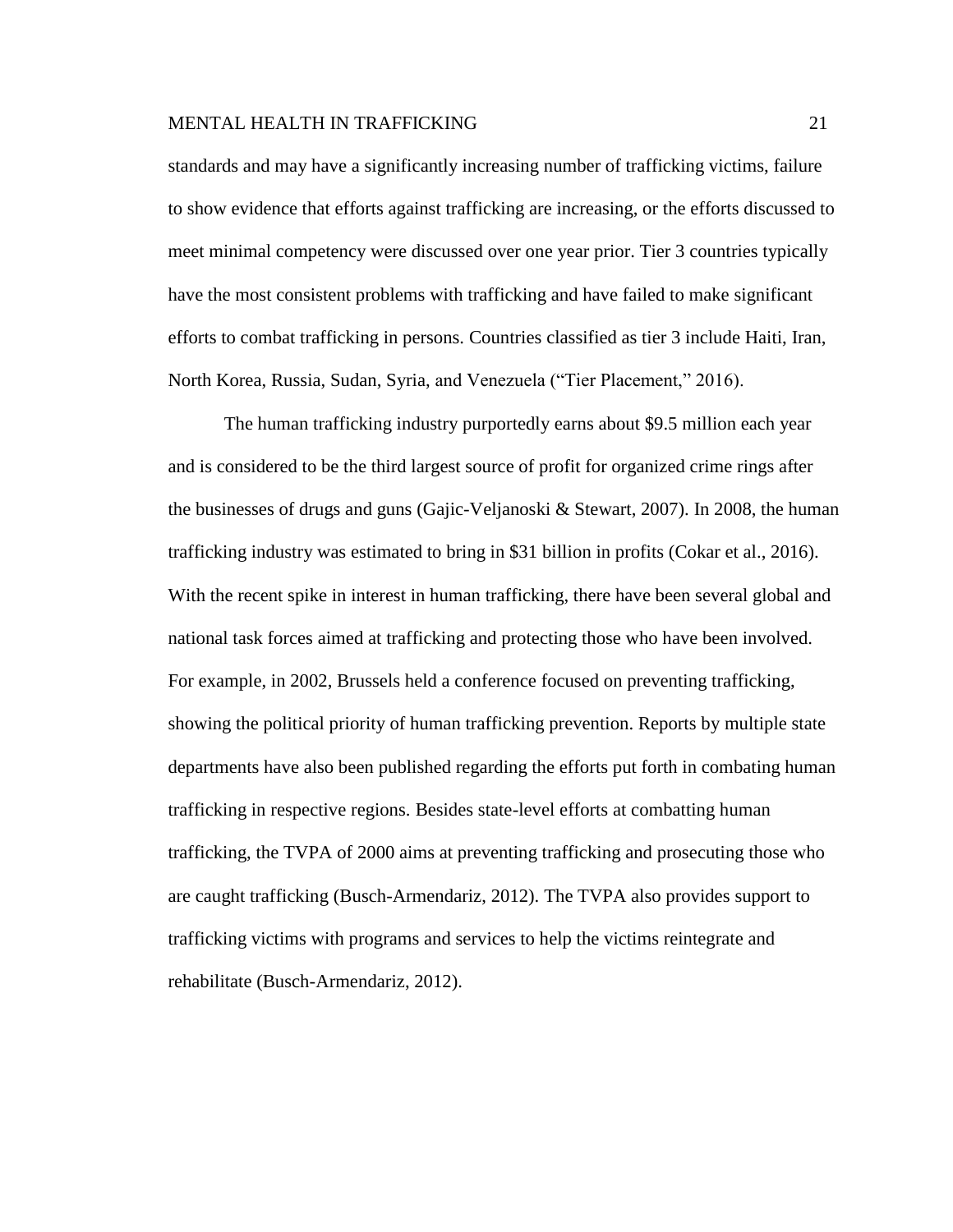standards and may have a significantly increasing number of trafficking victims, failure to show evidence that efforts against trafficking are increasing, or the efforts discussed to meet minimal competency were discussed over one year prior. Tier 3 countries typically have the most consistent problems with trafficking and have failed to make significant efforts to combat trafficking in persons. Countries classified as tier 3 include Haiti, Iran, North Korea, Russia, Sudan, Syria, and Venezuela ("Tier Placement," 2016).

The human trafficking industry purportedly earns about $9.5 million each year and is considered to be the third largest source of profit for organized crime rings after the businesses of drugs and guns (Gajic-Veljanoski & Stewart, 2007). In 2008, the human trafficking industry was estimated to bring in $31 billion in profits (Cokar et al., 2016). With the recent spike in interest in human trafficking, there have been several global and national task forces aimed at trafficking and protecting those who have been involved. For example, in 2002, Brussels held a conference focused on preventing trafficking, showing the political priority of human trafficking prevention. Reports by multiple state departments have also been published regarding the efforts put forth in combating human trafficking in respective regions. Besides state-level efforts at combatting human trafficking, the TVPA of 2000 aims at preventing trafficking and prosecuting those who are caught trafficking (Busch-Armendariz, 2012). The TVPA also provides support to trafficking victims with programs and services to help the victims reintegrate and rehabilitate (Busch-Armendariz, 2012).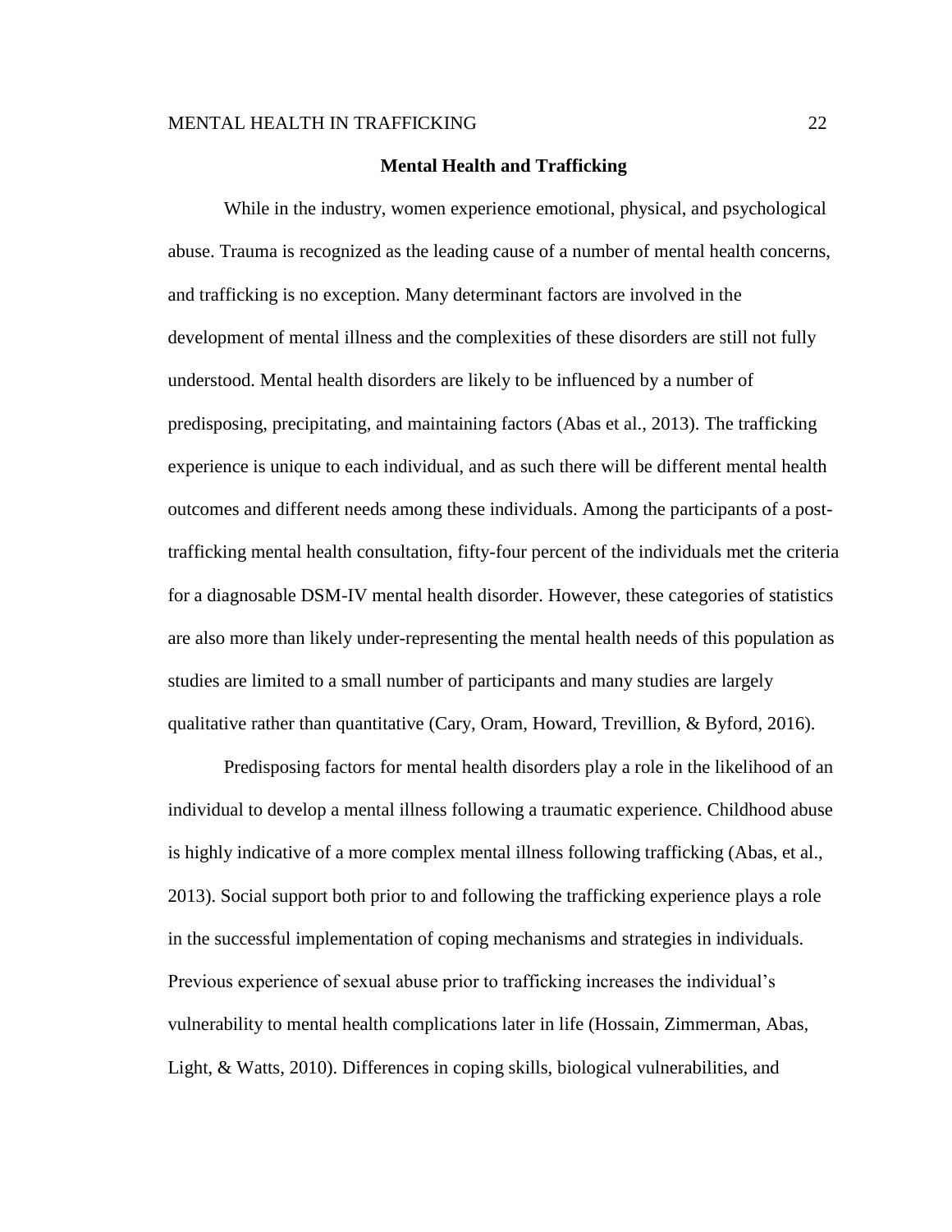## Mental Health and Trafficking

While in the industry, women experience emotional, physical, and psychological abuse. Trauma is recognized as the leading cause of a number of mental health concerns, and trafficking is no exception. Many determinant factors are involved in the development of mental illness and the complexities of these disorders are still not fully understood. Mental health disorders are likely to be influenced by a number of predisposing, precipitating, and maintaining factors (Abas et al., 2013). The trafficking experience is unique to each individual, and as such there will be different mental health outcomes and different needs among these individuals. Among the participants of a post-trafficking mental health consultation, fifty-four percent of the individuals met the criteria for a diagnosable DSM-IV mental health disorder. However, these categories of statistics are also more than likely under-representing the mental health needs of this population as studies are limited to a small number of participants and many studies are largely qualitative rather than quantitative (Cary, Oram, Howard, Trevillion, & Byford, 2016).

Predisposing factors for mental health disorders play a role in the likelihood of an individual to develop a mental illness following a traumatic experience. Childhood abuse is highly indicative of a more complex mental illness following trafficking (Abas, et al., 2013). Social support both prior to and following the trafficking experience plays a role in the successful implementation of coping mechanisms and strategies in individuals. Previous experience of sexual abuse prior to trafficking increases the individual's vulnerability to mental health complications later in life (Hossain, Zimmerman, Abas, Light, & Watts, 2010). Differences in coping skills, biological vulnerabilities, and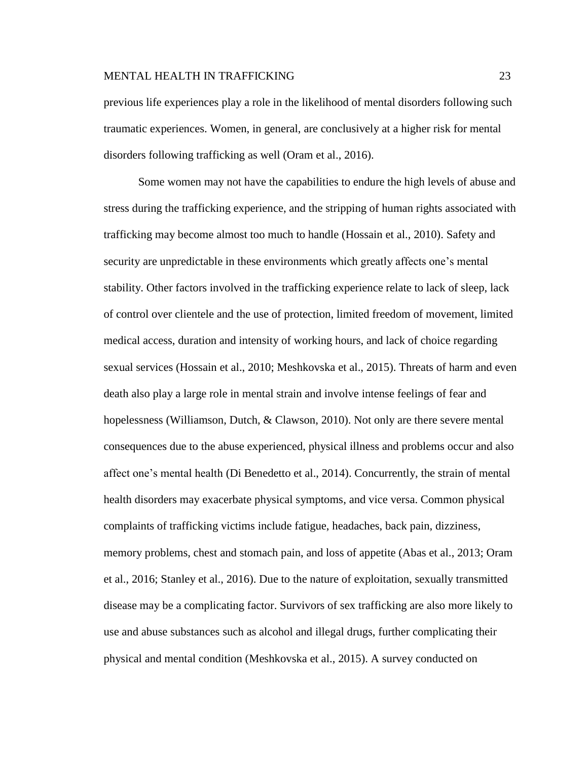previous life experiences play a role in the likelihood of mental disorders following such traumatic experiences. Women, in general, are conclusively at a higher risk for mental disorders following trafficking as well (Oram et al., 2016).

Some women may not have the capabilities to endure the high levels of abuse and stress during the trafficking experience, and the stripping of human rights associated with trafficking may become almost too much to handle (Hossain et al., 2010). Safety and security are unpredictable in these environments which greatly affects one's mental stability. Other factors involved in the trafficking experience relate to lack of sleep, lack of control over clientele and the use of protection, limited freedom of movement, limited medical access, duration and intensity of working hours, and lack of choice regarding sexual services (Hossain et al., 2010; Meshkovska et al., 2015). Threats of harm and even death also play a large role in mental strain and involve intense feelings of fear and hopelessness (Williamson, Dutch, & Clawson, 2010). Not only are there severe mental consequences due to the abuse experienced, physical illness and problems occur and also affect one's mental health (Di Benedetto et al., 2014). Concurrently, the strain of mental health disorders may exacerbate physical symptoms, and vice versa. Common physical complaints of trafficking victims include fatigue, headaches, back pain, dizziness, memory problems, chest and stomach pain, and loss of appetite (Abas et al., 2013; Oram et al., 2016; Stanley et al., 2016). Due to the nature of exploitation, sexually transmitted disease may be a complicating factor. Survivors of sex trafficking are also more likely to use and abuse substances such as alcohol and illegal drugs, further complicating their physical and mental condition (Meshkovska et al., 2015). A survey conducted on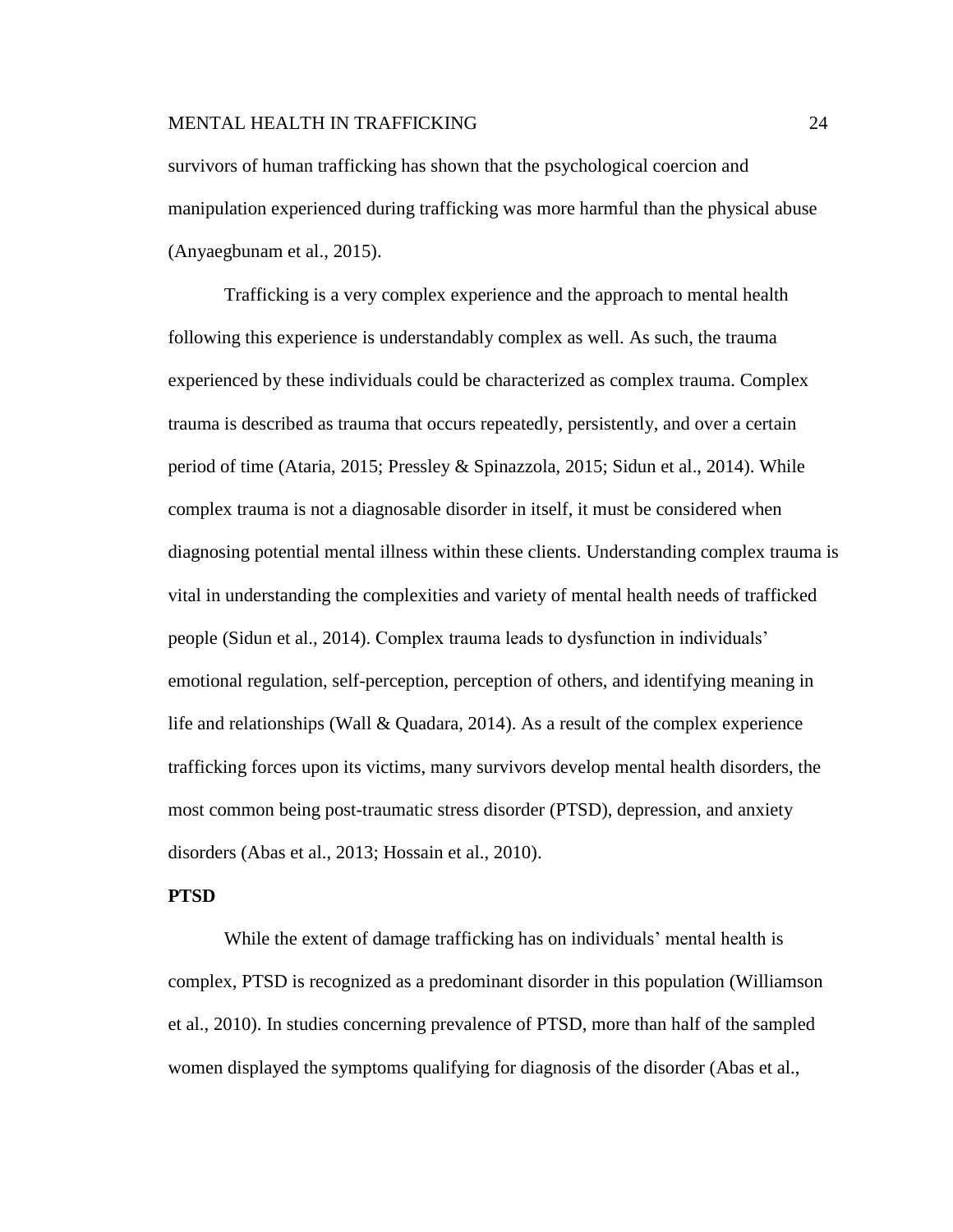survivors of human trafficking has shown that the psychological coercion and manipulation experienced during trafficking was more harmful than the physical abuse (Anyaegbunam et al., 2015).

Trafficking is a very complex experience and the approach to mental health following this experience is understandably complex as well. As such, the trauma experienced by these individuals could be characterized as complex trauma. Complex trauma is described as trauma that occurs repeatedly, persistently, and over a certain period of time (Ataria, 2015; Pressley & Spinazzola, 2015; Sidun et al., 2014). While complex trauma is not a diagnosable disorder in itself, it must be considered when diagnosing potential mental illness within these clients. Understanding complex trauma is vital in understanding the complexities and variety of mental health needs of trafficked people (Sidun et al., 2014). Complex trauma leads to dysfunction in individuals' emotional regulation, self-perception, perception of others, and identifying meaning in life and relationships (Wall & Quadara, 2014). As a result of the complex experience trafficking forces upon its victims, many survivors develop mental health disorders, the most common being post-traumatic stress disorder (PTSD), depression, and anxiety disorders (Abas et al., 2013; Hossain et al., 2010).

## PTSD

While the extent of damage trafficking has on individuals' mental health is complex, PTSD is recognized as a predominant disorder in this population (Williamson et al., 2010). In studies concerning prevalence of PTSD, more than half of the sampled women displayed the symptoms qualifying for diagnosis of the disorder (Abas et al.,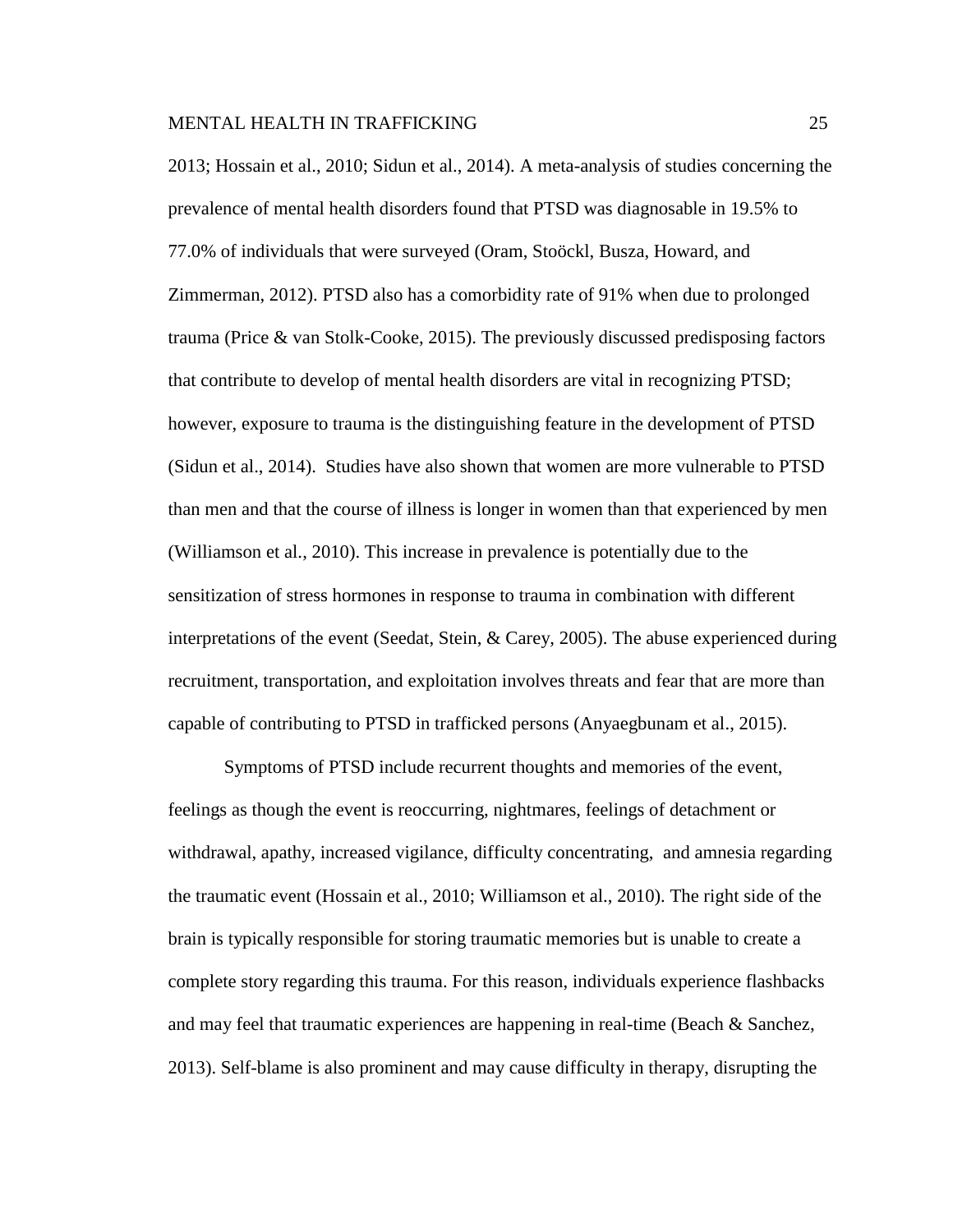2013; Hossain et al., 2010; Sidun et al., 2014). A meta-analysis of studies concerning the prevalence of mental health disorders found that PTSD was diagnosable in 19.5% to 77.0% of individuals that were surveyed (Oram, Stoöckl, Busza, Howard, and Zimmerman, 2012). PTSD also has a comorbidity rate of 91% when due to prolonged trauma (Price & van Stolk-Cooke, 2015). The previously discussed predisposing factors that contribute to develop of mental health disorders are vital in recognizing PTSD; however, exposure to trauma is the distinguishing feature in the development of PTSD (Sidun et al., 2014). Studies have also shown that women are more vulnerable to PTSD than men and that the course of illness is longer in women than that experienced by men (Williamson et al., 2010). This increase in prevalence is potentially due to the sensitization of stress hormones in response to trauma in combination with different interpretations of the event (Seedat, Stein, & Carey, 2005). The abuse experienced during recruitment, transportation, and exploitation involves threats and fear that are more than capable of contributing to PTSD in trafficked persons (Anyaegbunam et al., 2015).

Symptoms of PTSD include recurrent thoughts and memories of the event, feelings as though the event is reoccurring, nightmares, feelings of detachment or withdrawal, apathy, increased vigilance, difficulty concentrating, and amnesia regarding the traumatic event (Hossain et al., 2010; Williamson et al., 2010). The right side of the brain is typically responsible for storing traumatic memories but is unable to create a complete story regarding this trauma. For this reason, individuals experience flashbacks and may feel that traumatic experiences are happening in real-time (Beach & Sanchez, 2013). Self-blame is also prominent and may cause difficulty in therapy, disrupting the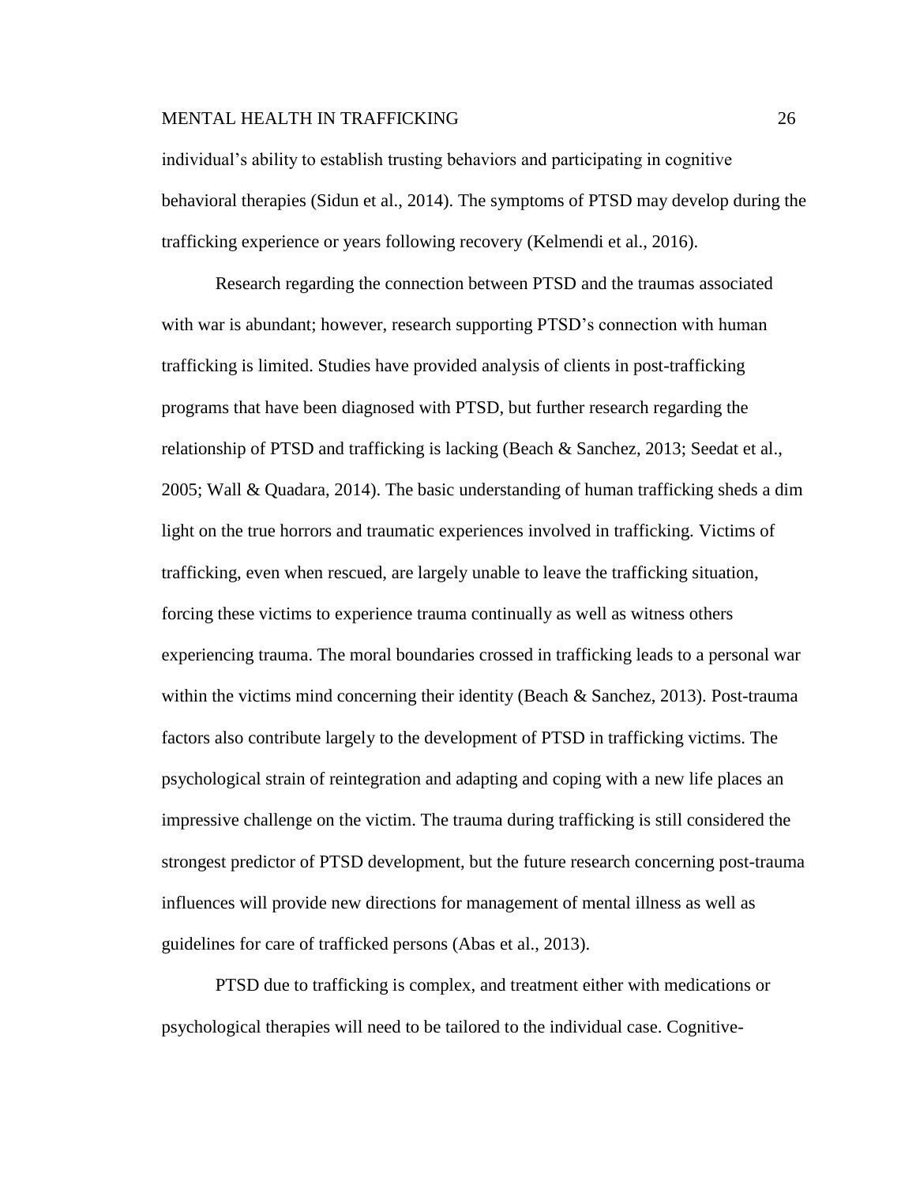individual's ability to establish trusting behaviors and participating in cognitive behavioral therapies (Sidun et al., 2014). The symptoms of PTSD may develop during the trafficking experience or years following recovery (Kelmendi et al., 2016).

Research regarding the connection between PTSD and the traumas associated with war is abundant; however, research supporting PTSD's connection with human trafficking is limited. Studies have provided analysis of clients in post-trafficking programs that have been diagnosed with PTSD, but further research regarding the relationship of PTSD and trafficking is lacking (Beach & Sanchez, 2013; Seedat et al., 2005; Wall & Quadara, 2014). The basic understanding of human trafficking sheds a dim light on the true horrors and traumatic experiences involved in trafficking. Victims of trafficking, even when rescued, are largely unable to leave the trafficking situation, forcing these victims to experience trauma continually as well as witness others experiencing trauma. The moral boundaries crossed in trafficking leads to a personal war within the victims mind concerning their identity (Beach & Sanchez, 2013). Post-trauma factors also contribute largely to the development of PTSD in trafficking victims. The psychological strain of reintegration and adapting and coping with a new life places an impressive challenge on the victim. The trauma during trafficking is still considered the strongest predictor of PTSD development, but the future research concerning post-trauma influences will provide new directions for management of mental illness as well as guidelines for care of trafficked persons (Abas et al., 2013).

PTSD due to trafficking is complex, and treatment either with medications or psychological therapies will need to be tailored to the individual case. Cognitive-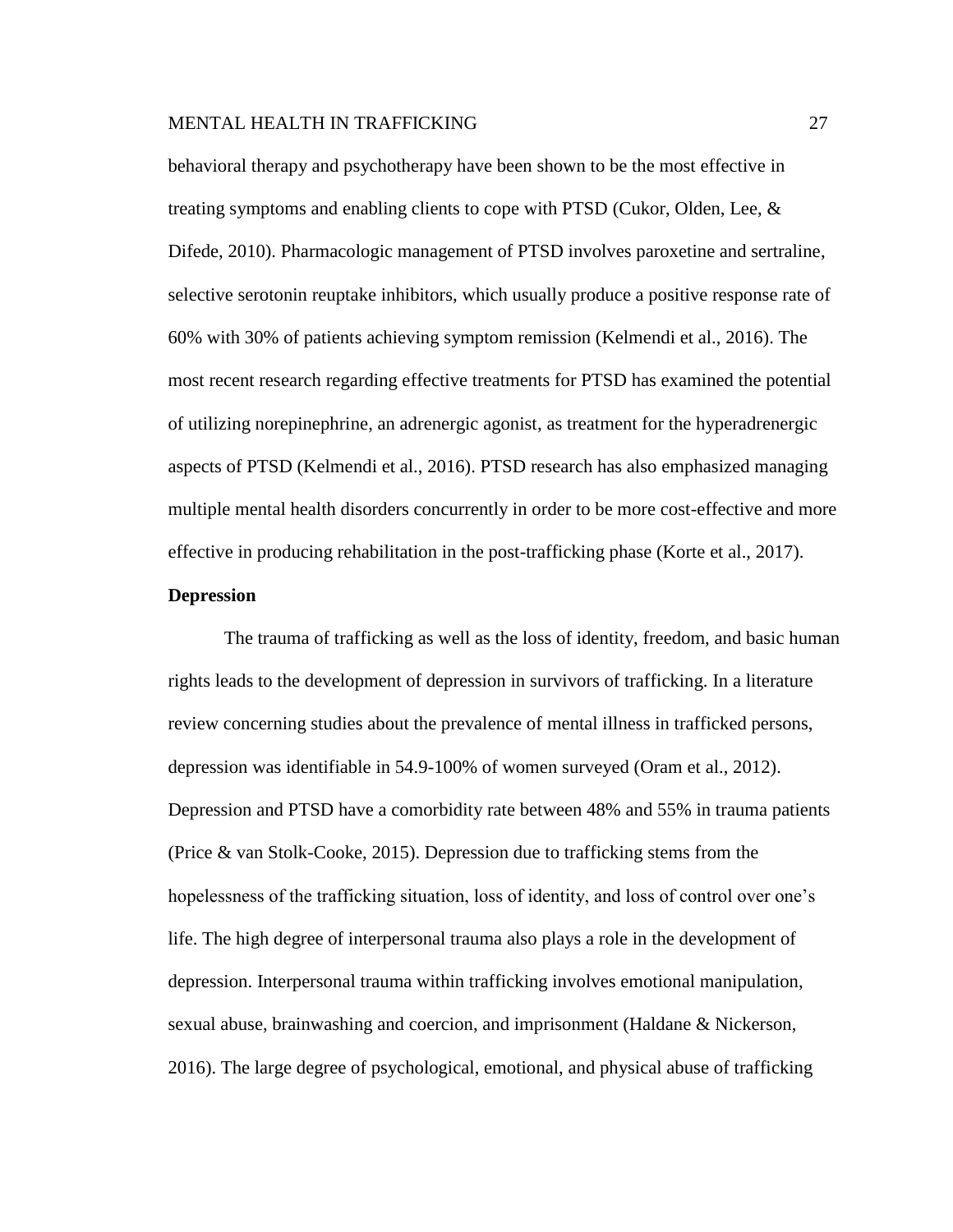behavioral therapy and psychotherapy have been shown to be the most effective in treating symptoms and enabling clients to cope with PTSD (Cukor, Olden, Lee, & Difede, 2010). Pharmacologic management of PTSD involves paroxetine and sertraline, selective serotonin reuptake inhibitors, which usually produce a positive response rate of 60% with 30% of patients achieving symptom remission (Kelmendi et al., 2016). The most recent research regarding effective treatments for PTSD has examined the potential of utilizing norepinephrine, an adrenergic agonist, as treatment for the hyperadrenergic aspects of PTSD (Kelmendi et al., 2016). PTSD research has also emphasized managing multiple mental health disorders concurrently in order to be more cost-effective and more effective in producing rehabilitation in the post-trafficking phase (Korte et al., 2017).

**Depression**

The trauma of trafficking as well as the loss of identity, freedom, and basic human rights leads to the development of depression in survivors of trafficking. In a literature review concerning studies about the prevalence of mental illness in trafficked persons, depression was identifiable in 54.9-100% of women surveyed (Oram et al., 2012). Depression and PTSD have a comorbidity rate between 48% and 55% in trauma patients (Price & van Stolk-Cooke, 2015). Depression due to trafficking stems from the hopelessness of the trafficking situation, loss of identity, and loss of control over one's life. The high degree of interpersonal trauma also plays a role in the development of depression. Interpersonal trauma within trafficking involves emotional manipulation, sexual abuse, brainwashing and coercion, and imprisonment (Haldane & Nickerson, 2016). The large degree of psychological, emotional, and physical abuse of trafficking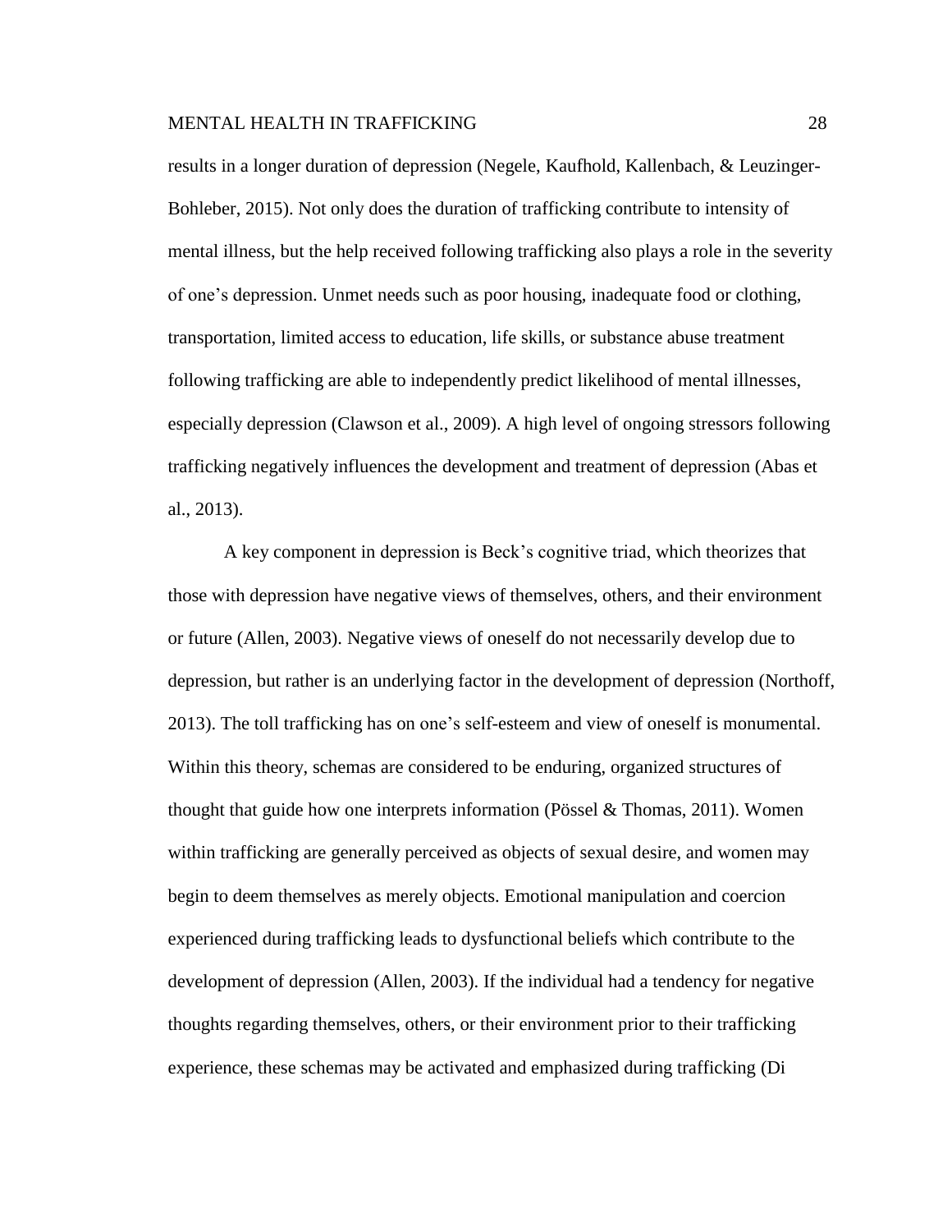results in a longer duration of depression (Negele, Kaufhold, Kallenbach, & Leuzinger-Bohleber, 2015). Not only does the duration of trafficking contribute to intensity of mental illness, but the help received following trafficking also plays a role in the severity of one's depression. Unmet needs such as poor housing, inadequate food or clothing, transportation, limited access to education, life skills, or substance abuse treatment following trafficking are able to independently predict likelihood of mental illnesses, especially depression (Clawson et al., 2009). A high level of ongoing stressors following trafficking negatively influences the development and treatment of depression (Abas et al., 2013).

A key component in depression is Beck's cognitive triad, which theorizes that those with depression have negative views of themselves, others, and their environment or future (Allen, 2003). Negative views of oneself do not necessarily develop due to depression, but rather is an underlying factor in the development of depression (Northoff, 2013). The toll trafficking has on one's self-esteem and view of oneself is monumental. Within this theory, schemas are considered to be enduring, organized structures of thought that guide how one interprets information (Pössel & Thomas, 2011). Women within trafficking are generally perceived as objects of sexual desire, and women may begin to deem themselves as merely objects. Emotional manipulation and coercion experienced during trafficking leads to dysfunctional beliefs which contribute to the development of depression (Allen, 2003). If the individual had a tendency for negative thoughts regarding themselves, others, or their environment prior to their trafficking experience, these schemas may be activated and emphasized during trafficking (Di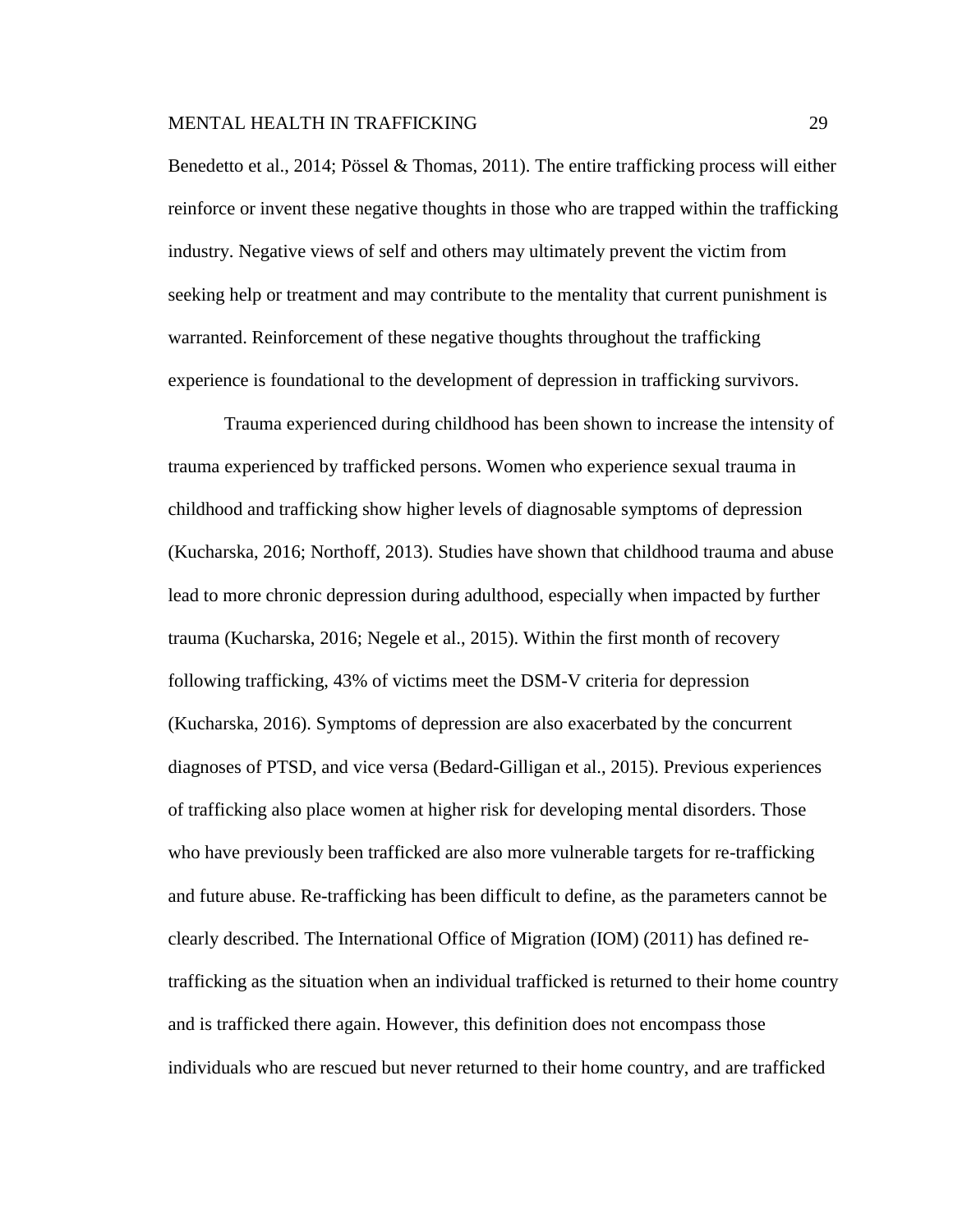Benedetto et al., 2014; Pössel & Thomas, 2011). The entire trafficking process will either reinforce or invent these negative thoughts in those who are trapped within the trafficking industry. Negative views of self and others may ultimately prevent the victim from seeking help or treatment and may contribute to the mentality that current punishment is warranted. Reinforcement of these negative thoughts throughout the trafficking experience is foundational to the development of depression in trafficking survivors.

Trauma experienced during childhood has been shown to increase the intensity of trauma experienced by trafficked persons. Women who experience sexual trauma in childhood and trafficking show higher levels of diagnosable symptoms of depression (Kucharska, 2016; Northoff, 2013). Studies have shown that childhood trauma and abuse lead to more chronic depression during adulthood, especially when impacted by further trauma (Kucharska, 2016; Negele et al., 2015). Within the first month of recovery following trafficking, 43% of victims meet the DSM-V criteria for depression (Kucharska, 2016). Symptoms of depression are also exacerbated by the concurrent diagnoses of PTSD, and vice versa (Bedard-Gilligan et al., 2015). Previous experiences of trafficking also place women at higher risk for developing mental disorders. Those who have previously been trafficked are also more vulnerable targets for re-trafficking and future abuse. Re-trafficking has been difficult to define, as the parameters cannot be clearly described. The International Office of Migration (IOM) (2011) has defined re-trafficking as the situation when an individual trafficked is returned to their home country and is trafficked there again. However, this definition does not encompass those individuals who are rescued but never returned to their home country, and are trafficked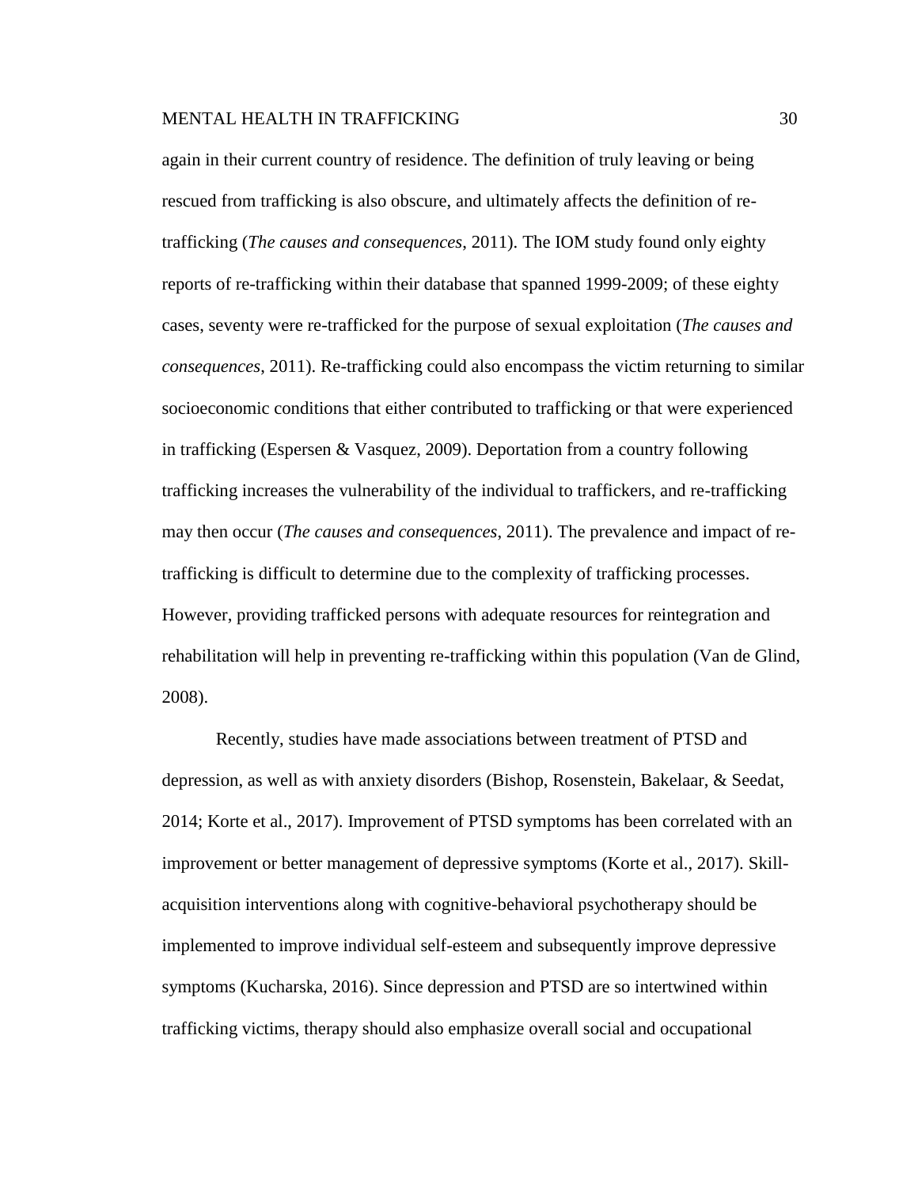again in their current country of residence. The definition of truly leaving or being rescued from trafficking is also obscure, and ultimately affects the definition of re-trafficking (*The causes and consequences*, 2011). The IOM study found only eighty reports of re-trafficking within their database that spanned 1999-2009; of these eighty cases, seventy were re-trafficked for the purpose of sexual exploitation (*The causes and consequences*, 2011). Re-trafficking could also encompass the victim returning to similar socioeconomic conditions that either contributed to trafficking or that were experienced in trafficking (Espersen & Vasquez, 2009). Deportation from a country following trafficking increases the vulnerability of the individual to traffickers, and re-trafficking may then occur (*The causes and consequences*, 2011). The prevalence and impact of re-trafficking is difficult to determine due to the complexity of trafficking processes. However, providing trafficked persons with adequate resources for reintegration and rehabilitation will help in preventing re-trafficking within this population (Van de Glind, 2008).

Recently, studies have made associations between treatment of PTSD and depression, as well as with anxiety disorders (Bishop, Rosenstein, Bakelaar, & Seedat, 2014; Korte et al., 2017). Improvement of PTSD symptoms has been correlated with an improvement or better management of depressive symptoms (Korte et al., 2017). Skill-acquisition interventions along with cognitive-behavioral psychotherapy should be implemented to improve individual self-esteem and subsequently improve depressive symptoms (Kucharska, 2016). Since depression and PTSD are so intertwined within trafficking victims, therapy should also emphasize overall social and occupational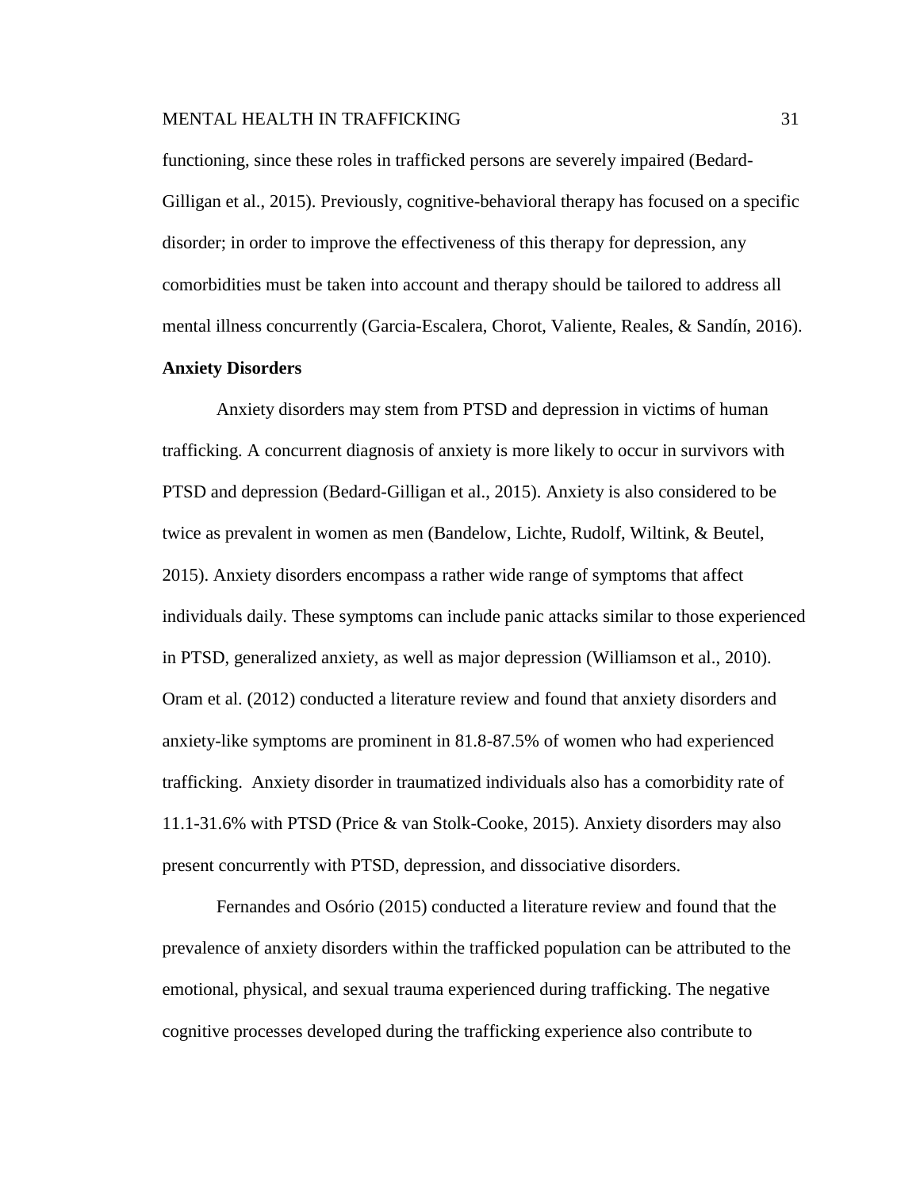functioning, since these roles in trafficked persons are severely impaired (Bedard-Gilligan et al., 2015). Previously, cognitive-behavioral therapy has focused on a specific disorder; in order to improve the effectiveness of this therapy for depression, any comorbidities must be taken into account and therapy should be tailored to address all mental illness concurrently (Garcia-Escalera, Chorot, Valiente, Reales, & Sandín, 2016).

**Anxiety Disorders**

Anxiety disorders may stem from PTSD and depression in victims of human trafficking. A concurrent diagnosis of anxiety is more likely to occur in survivors with PTSD and depression (Bedard-Gilligan et al., 2015). Anxiety is also considered to be twice as prevalent in women as men (Bandelow, Lichte, Rudolf, Wiltink, & Beutel, 2015). Anxiety disorders encompass a rather wide range of symptoms that affect individuals daily. These symptoms can include panic attacks similar to those experienced in PTSD, generalized anxiety, as well as major depression (Williamson et al., 2010). Oram et al. (2012) conducted a literature review and found that anxiety disorders and anxiety-like symptoms are prominent in 81.8-87.5% of women who had experienced trafficking. Anxiety disorder in traumatized individuals also has a comorbidity rate of 11.1-31.6% with PTSD (Price & van Stolk-Cooke, 2015). Anxiety disorders may also present concurrently with PTSD, depression, and dissociative disorders.

Fernandes and Osório (2015) conducted a literature review and found that the prevalence of anxiety disorders within the trafficked population can be attributed to the emotional, physical, and sexual trauma experienced during trafficking. The negative cognitive processes developed during the trafficking experience also contribute to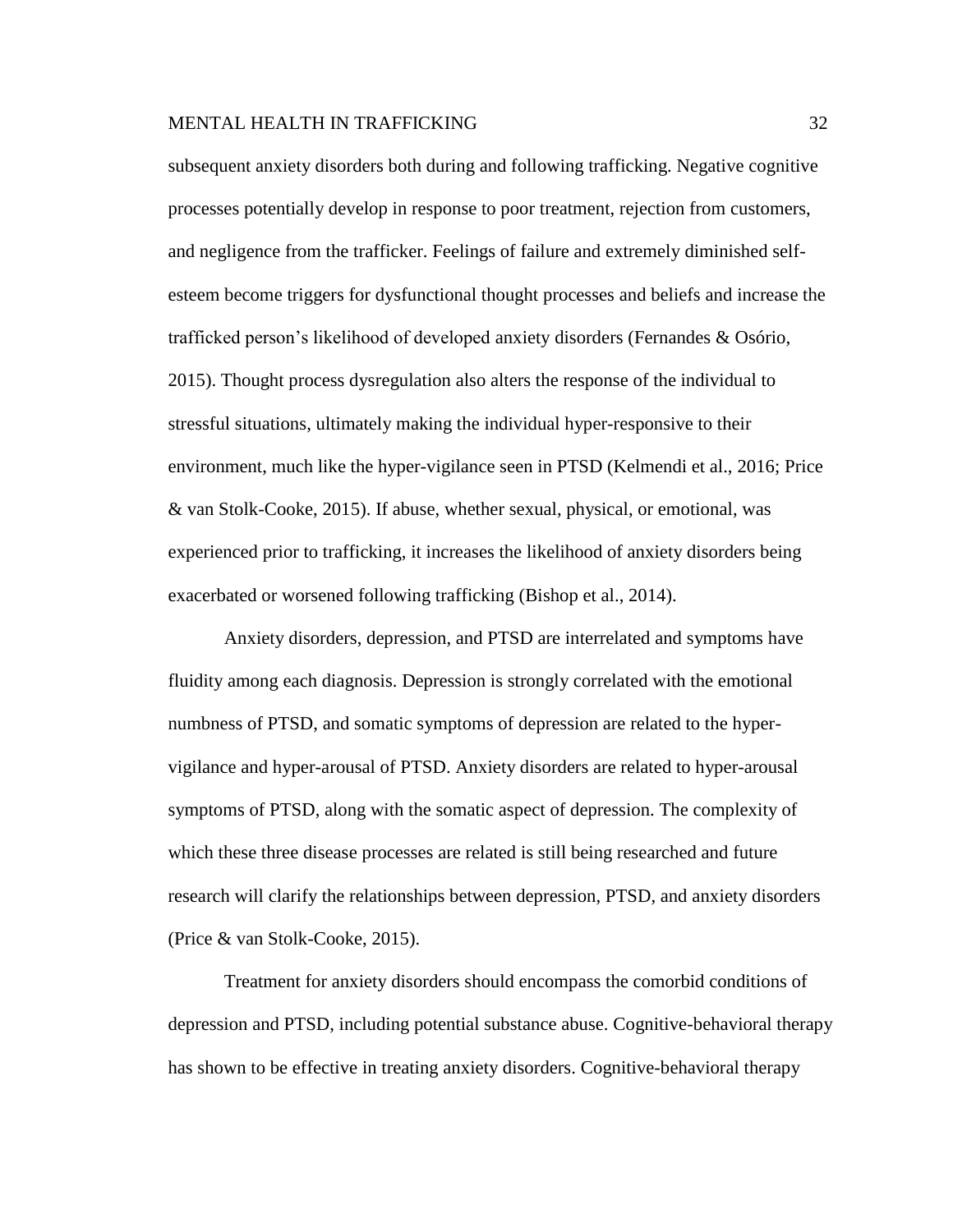subsequent anxiety disorders both during and following trafficking. Negative cognitive processes potentially develop in response to poor treatment, rejection from customers, and negligence from the trafficker. Feelings of failure and extremely diminished self-esteem become triggers for dysfunctional thought processes and beliefs and increase the trafficked person's likelihood of developed anxiety disorders (Fernandes & Osório, 2015). Thought process dysregulation also alters the response of the individual to stressful situations, ultimately making the individual hyper-responsive to their environment, much like the hyper-vigilance seen in PTSD (Kelmendi et al., 2016; Price & van Stolk-Cooke, 2015). If abuse, whether sexual, physical, or emotional, was experienced prior to trafficking, it increases the likelihood of anxiety disorders being exacerbated or worsened following trafficking (Bishop et al., 2014).

Anxiety disorders, depression, and PTSD are interrelated and symptoms have fluidity among each diagnosis. Depression is strongly correlated with the emotional numbness of PTSD, and somatic symptoms of depression are related to the hyper-vigilance and hyper-arousal of PTSD. Anxiety disorders are related to hyper-arousal symptoms of PTSD, along with the somatic aspect of depression. The complexity of which these three disease processes are related is still being researched and future research will clarify the relationships between depression, PTSD, and anxiety disorders (Price & van Stolk-Cooke, 2015).

Treatment for anxiety disorders should encompass the comorbid conditions of depression and PTSD, including potential substance abuse. Cognitive-behavioral therapy has shown to be effective in treating anxiety disorders. Cognitive-behavioral therapy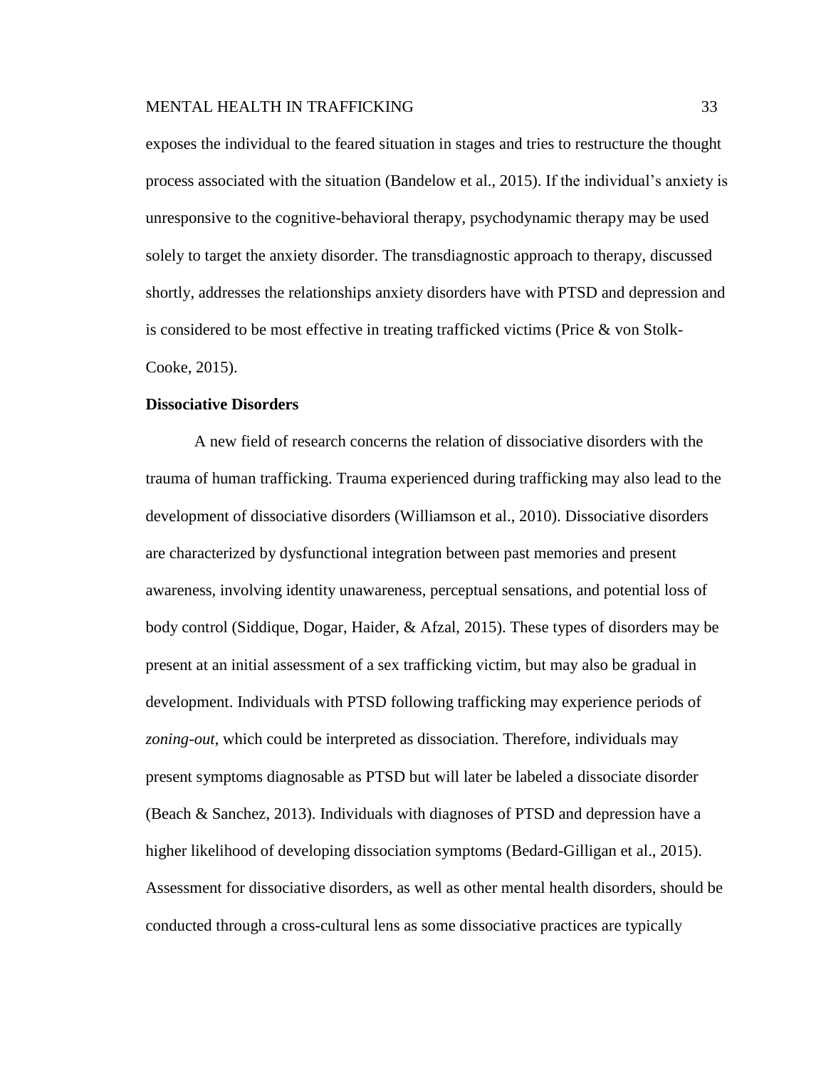exposes the individual to the feared situation in stages and tries to restructure the thought process associated with the situation (Bandelow et al., 2015). If the individual's anxiety is unresponsive to the cognitive-behavioral therapy, psychodynamic therapy may be used solely to target the anxiety disorder. The transdiagnostic approach to therapy, discussed shortly, addresses the relationships anxiety disorders have with PTSD and depression and is considered to be most effective in treating trafficked victims (Price & von Stolk-Cooke, 2015).

**Dissociative Disorders**

A new field of research concerns the relation of dissociative disorders with the trauma of human trafficking. Trauma experienced during trafficking may also lead to the development of dissociative disorders (Williamson et al., 2010). Dissociative disorders are characterized by dysfunctional integration between past memories and present awareness, involving identity unawareness, perceptual sensations, and potential loss of body control (Siddique, Dogar, Haider, & Afzal, 2015). These types of disorders may be present at an initial assessment of a sex trafficking victim, but may also be gradual in development. Individuals with PTSD following trafficking may experience periods of *zoning-out*, which could be interpreted as dissociation. Therefore, individuals may present symptoms diagnosable as PTSD but will later be labeled a dissociate disorder (Beach & Sanchez, 2013). Individuals with diagnoses of PTSD and depression have a higher likelihood of developing dissociation symptoms (Bedard-Gilligan et al., 2015). Assessment for dissociative disorders, as well as other mental health disorders, should be conducted through a cross-cultural lens as some dissociative practices are typically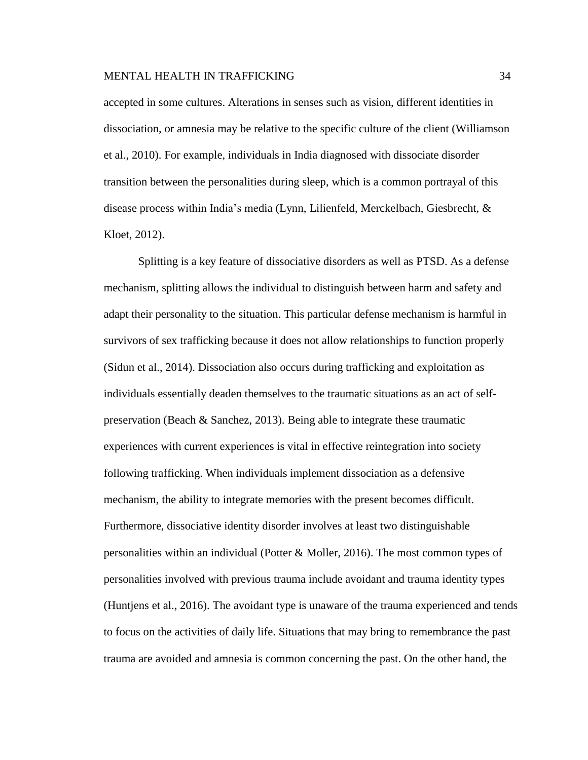accepted in some cultures. Alterations in senses such as vision, different identities in dissociation, or amnesia may be relative to the specific culture of the client (Williamson et al., 2010). For example, individuals in India diagnosed with dissociate disorder transition between the personalities during sleep, which is a common portrayal of this disease process within India's media (Lynn, Lilienfeld, Merckelbach, Giesbrecht, & Kloet, 2012).

Splitting is a key feature of dissociative disorders as well as PTSD. As a defense mechanism, splitting allows the individual to distinguish between harm and safety and adapt their personality to the situation. This particular defense mechanism is harmful in survivors of sex trafficking because it does not allow relationships to function properly (Sidun et al., 2014). Dissociation also occurs during trafficking and exploitation as individuals essentially deaden themselves to the traumatic situations as an act of self-preservation (Beach & Sanchez, 2013). Being able to integrate these traumatic experiences with current experiences is vital in effective reintegration into society following trafficking. When individuals implement dissociation as a defensive mechanism, the ability to integrate memories with the present becomes difficult. Furthermore, dissociative identity disorder involves at least two distinguishable personalities within an individual (Potter & Moller, 2016). The most common types of personalities involved with previous trauma include avoidant and trauma identity types (Huntjens et al., 2016). The avoidant type is unaware of the trauma experienced and tends to focus on the activities of daily life. Situations that may bring to remembrance the past trauma are avoided and amnesia is common concerning the past. On the other hand, the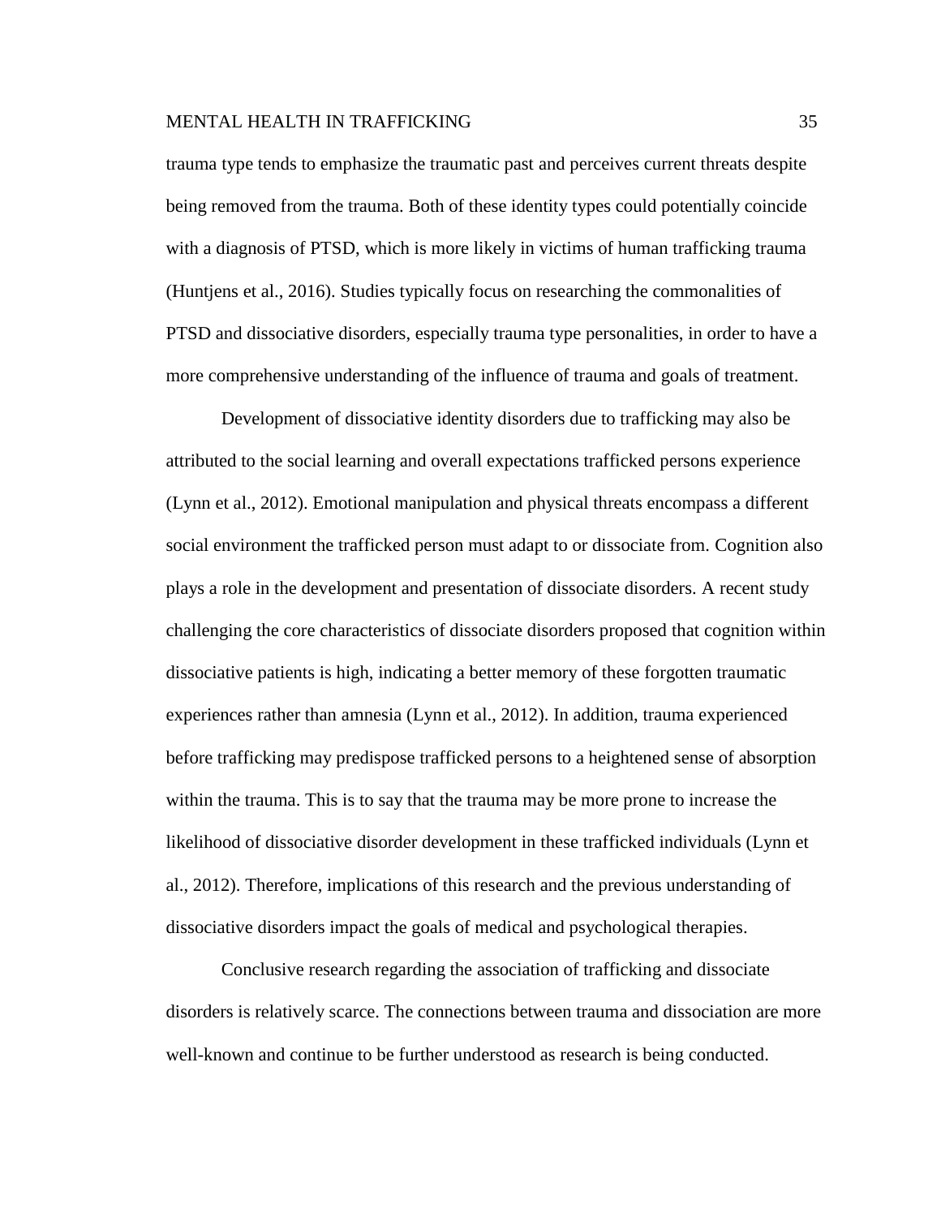trauma type tends to emphasize the traumatic past and perceives current threats despite being removed from the trauma. Both of these identity types could potentially coincide with a diagnosis of PTSD, which is more likely in victims of human trafficking trauma (Huntjens et al., 2016). Studies typically focus on researching the commonalities of PTSD and dissociative disorders, especially trauma type personalities, in order to have a more comprehensive understanding of the influence of trauma and goals of treatment.

Development of dissociative identity disorders due to trafficking may also be attributed to the social learning and overall expectations trafficked persons experience (Lynn et al., 2012). Emotional manipulation and physical threats encompass a different social environment the trafficked person must adapt to or dissociate from. Cognition also plays a role in the development and presentation of dissociate disorders. A recent study challenging the core characteristics of dissociate disorders proposed that cognition within dissociative patients is high, indicating a better memory of these forgotten traumatic experiences rather than amnesia (Lynn et al., 2012). In addition, trauma experienced before trafficking may predispose trafficked persons to a heightened sense of absorption within the trauma. This is to say that the trauma may be more prone to increase the likelihood of dissociative disorder development in these trafficked individuals (Lynn et al., 2012). Therefore, implications of this research and the previous understanding of dissociative disorders impact the goals of medical and psychological therapies.

Conclusive research regarding the association of trafficking and dissociate disorders is relatively scarce. The connections between trauma and dissociation are more well-known and continue to be further understood as research is being conducted.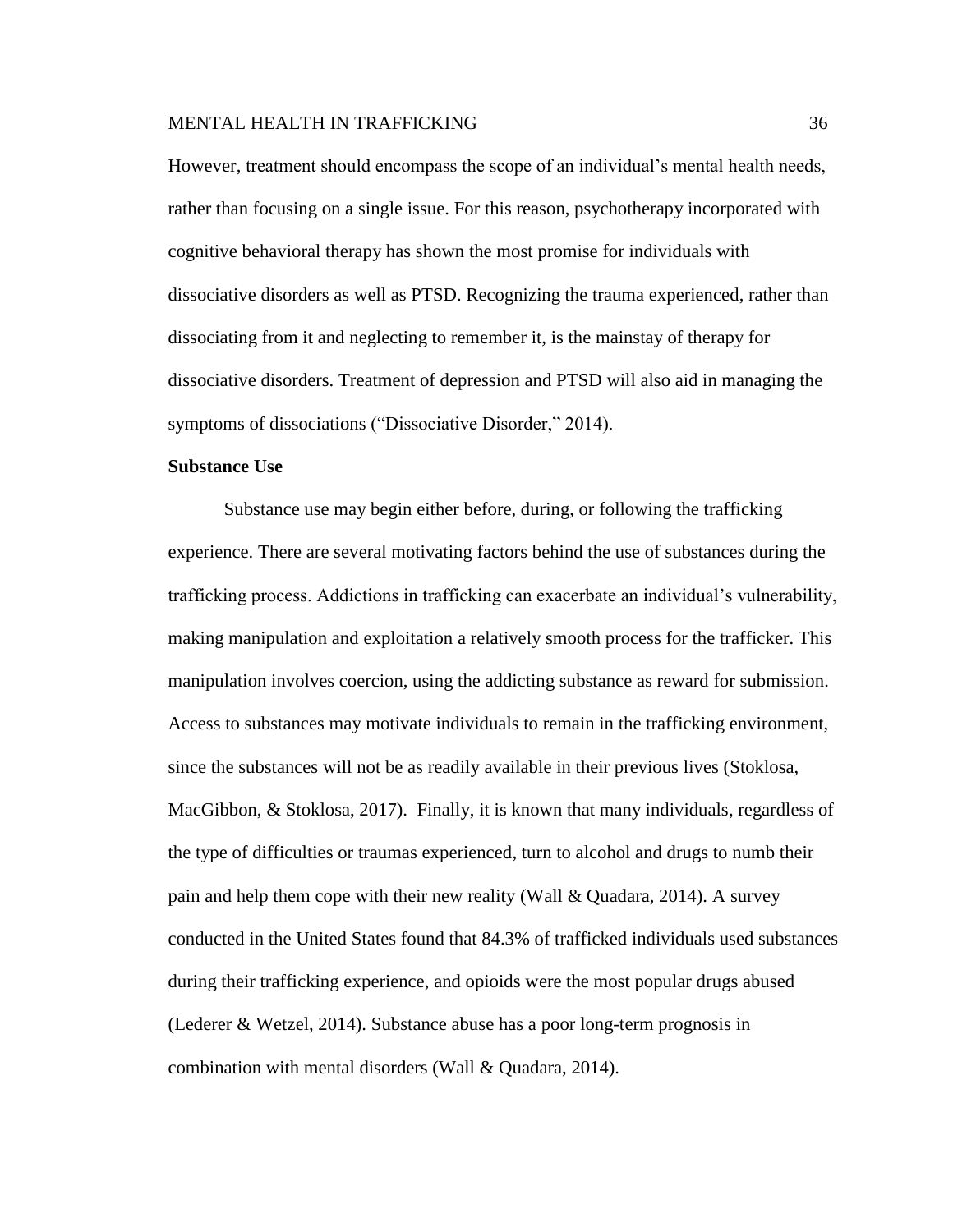However, treatment should encompass the scope of an individual's mental health needs, rather than focusing on a single issue. For this reason, psychotherapy incorporated with cognitive behavioral therapy has shown the most promise for individuals with dissociative disorders as well as PTSD. Recognizing the trauma experienced, rather than dissociating from it and neglecting to remember it, is the mainstay of therapy for dissociative disorders. Treatment of depression and PTSD will also aid in managing the symptoms of dissociations ("Dissociative Disorder," 2014).

**Substance Use**

Substance use may begin either before, during, or following the trafficking experience. There are several motivating factors behind the use of substances during the trafficking process. Addictions in trafficking can exacerbate an individual's vulnerability, making manipulation and exploitation a relatively smooth process for the trafficker. This manipulation involves coercion, using the addicting substance as reward for submission. Access to substances may motivate individuals to remain in the trafficking environment, since the substances will not be as readily available in their previous lives (Stoklosa, MacGibbon, & Stoklosa, 2017). Finally, it is known that many individuals, regardless of the type of difficulties or traumas experienced, turn to alcohol and drugs to numb their pain and help them cope with their new reality (Wall & Quadara, 2014). A survey conducted in the United States found that 84.3% of trafficked individuals used substances during their trafficking experience, and opioids were the most popular drugs abused (Lederer & Wetzel, 2014). Substance abuse has a poor long-term prognosis in combination with mental disorders (Wall & Quadara, 2014).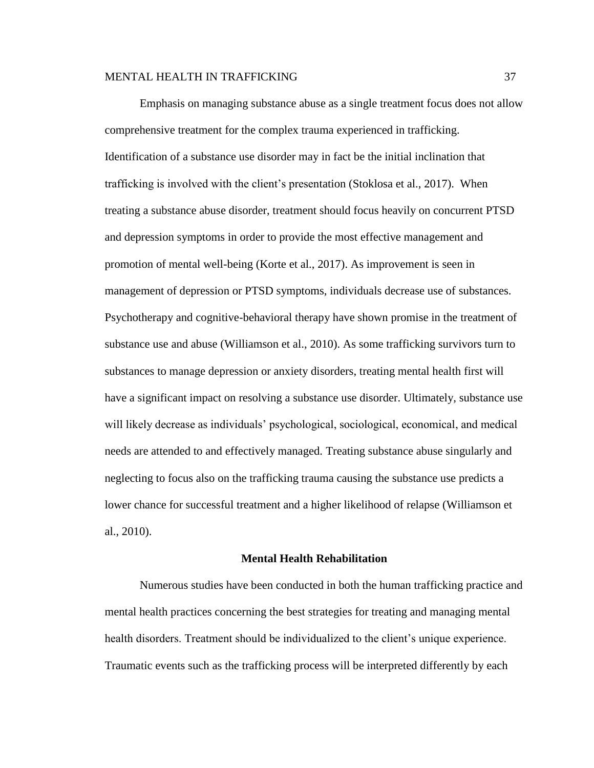Emphasis on managing substance abuse as a single treatment focus does not allow comprehensive treatment for the complex trauma experienced in trafficking. Identification of a substance use disorder may in fact be the initial inclination that trafficking is involved with the client's presentation (Stoklosa et al., 2017). When treating a substance abuse disorder, treatment should focus heavily on concurrent PTSD and depression symptoms in order to provide the most effective management and promotion of mental well-being (Korte et al., 2017). As improvement is seen in management of depression or PTSD symptoms, individuals decrease use of substances. Psychotherapy and cognitive-behavioral therapy have shown promise in the treatment of substance use and abuse (Williamson et al., 2010). As some trafficking survivors turn to substances to manage depression or anxiety disorders, treating mental health first will have a significant impact on resolving a substance use disorder. Ultimately, substance use will likely decrease as individuals' psychological, sociological, economical, and medical needs are attended to and effectively managed. Treating substance abuse singularly and neglecting to focus also on the trafficking trauma causing the substance use predicts a lower chance for successful treatment and a higher likelihood of relapse (Williamson et al., 2010).

## Mental Health Rehabilitation

Numerous studies have been conducted in both the human trafficking practice and mental health practices concerning the best strategies for treating and managing mental health disorders. Treatment should be individualized to the client's unique experience. Traumatic events such as the trafficking process will be interpreted differently by each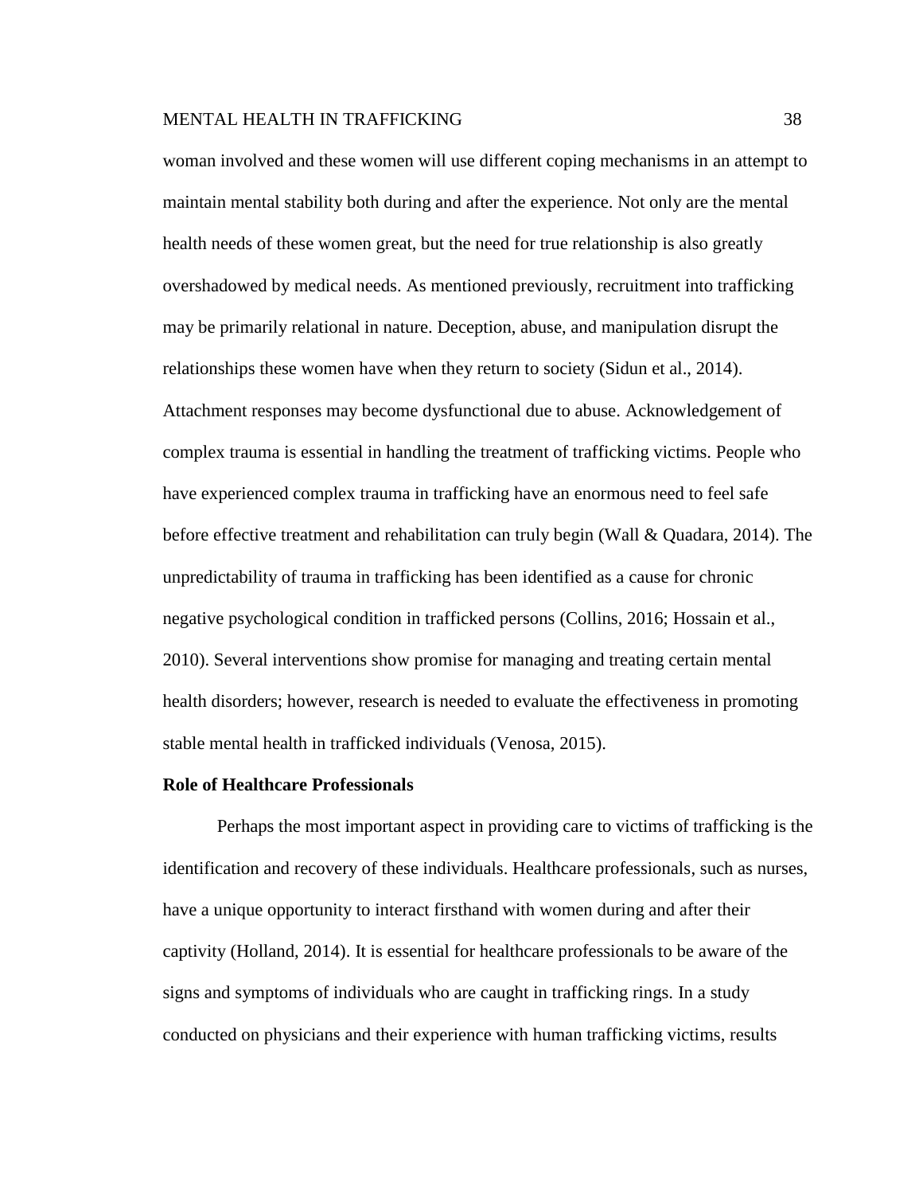woman involved and these women will use different coping mechanisms in an attempt to maintain mental stability both during and after the experience. Not only are the mental health needs of these women great, but the need for true relationship is also greatly overshadowed by medical needs. As mentioned previously, recruitment into trafficking may be primarily relational in nature. Deception, abuse, and manipulation disrupt the relationships these women have when they return to society (Sidun et al., 2014). Attachment responses may become dysfunctional due to abuse. Acknowledgement of complex trauma is essential in handling the treatment of trafficking victims. People who have experienced complex trauma in trafficking have an enormous need to feel safe before effective treatment and rehabilitation can truly begin (Wall & Quadara, 2014). The unpredictability of trauma in trafficking has been identified as a cause for chronic negative psychological condition in trafficked persons (Collins, 2016; Hossain et al., 2010). Several interventions show promise for managing and treating certain mental health disorders; however, research is needed to evaluate the effectiveness in promoting stable mental health in trafficked individuals (Venosa, 2015).

**Role of Healthcare Professionals**

Perhaps the most important aspect in providing care to victims of trafficking is the identification and recovery of these individuals. Healthcare professionals, such as nurses, have a unique opportunity to interact firsthand with women during and after their captivity (Holland, 2014). It is essential for healthcare professionals to be aware of the signs and symptoms of individuals who are caught in trafficking rings. In a study conducted on physicians and their experience with human trafficking victims, results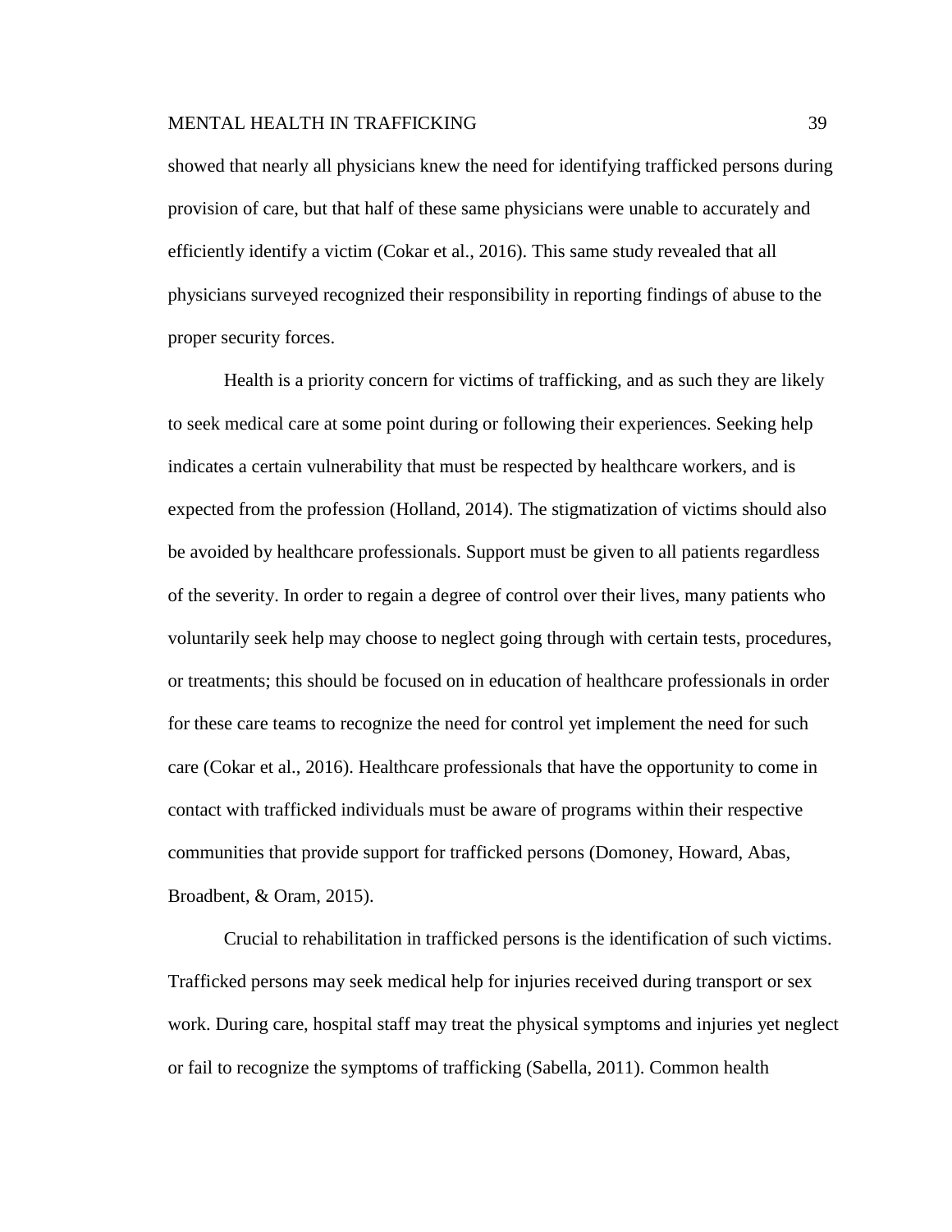showed that nearly all physicians knew the need for identifying trafficked persons during provision of care, but that half of these same physicians were unable to accurately and efficiently identify a victim (Cokar et al., 2016). This same study revealed that all physicians surveyed recognized their responsibility in reporting findings of abuse to the proper security forces.

Health is a priority concern for victims of trafficking, and as such they are likely to seek medical care at some point during or following their experiences. Seeking help indicates a certain vulnerability that must be respected by healthcare workers, and is expected from the profession (Holland, 2014). The stigmatization of victims should also be avoided by healthcare professionals. Support must be given to all patients regardless of the severity. In order to regain a degree of control over their lives, many patients who voluntarily seek help may choose to neglect going through with certain tests, procedures, or treatments; this should be focused on in education of healthcare professionals in order for these care teams to recognize the need for control yet implement the need for such care (Cokar et al., 2016). Healthcare professionals that have the opportunity to come in contact with trafficked individuals must be aware of programs within their respective communities that provide support for trafficked persons (Domoney, Howard, Abas, Broadbent, & Oram, 2015).

Crucial to rehabilitation in trafficked persons is the identification of such victims. Trafficked persons may seek medical help for injuries received during transport or sex work. During care, hospital staff may treat the physical symptoms and injuries yet neglect or fail to recognize the symptoms of trafficking (Sabella, 2011). Common health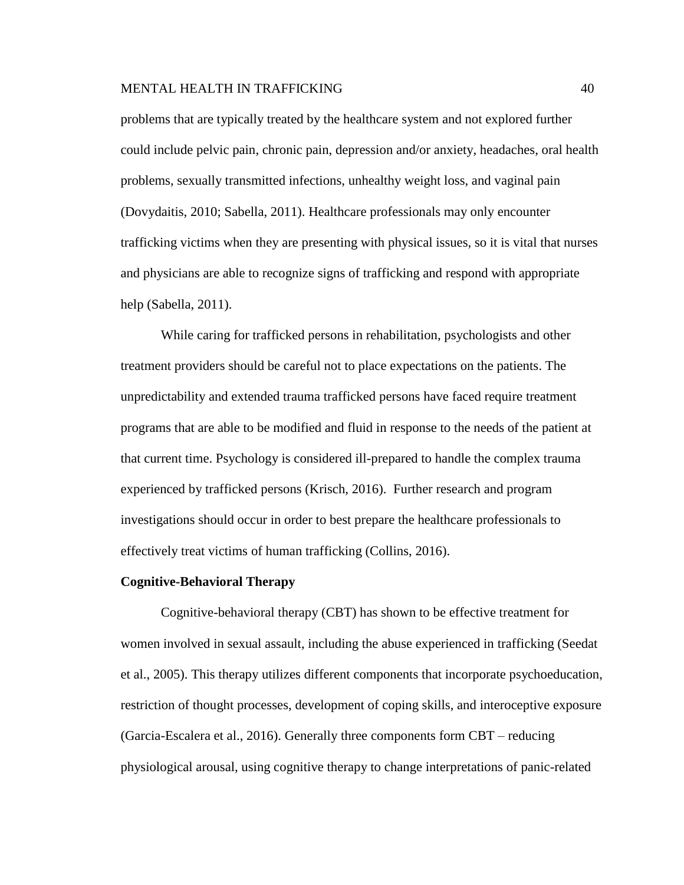problems that are typically treated by the healthcare system and not explored further could include pelvic pain, chronic pain, depression and/or anxiety, headaches, oral health problems, sexually transmitted infections, unhealthy weight loss, and vaginal pain (Dovydaitis, 2010; Sabella, 2011). Healthcare professionals may only encounter trafficking victims when they are presenting with physical issues, so it is vital that nurses and physicians are able to recognize signs of trafficking and respond with appropriate help (Sabella, 2011).

While caring for trafficked persons in rehabilitation, psychologists and other treatment providers should be careful not to place expectations on the patients. The unpredictability and extended trauma trafficked persons have faced require treatment programs that are able to be modified and fluid in response to the needs of the patient at that current time. Psychology is considered ill-prepared to handle the complex trauma experienced by trafficked persons (Krisch, 2016). Further research and program investigations should occur in order to best prepare the healthcare professionals to effectively treat victims of human trafficking (Collins, 2016).

**Cognitive-Behavioral Therapy**

Cognitive-behavioral therapy (CBT) has shown to be effective treatment for women involved in sexual assault, including the abuse experienced in trafficking (Seedat et al., 2005). This therapy utilizes different components that incorporate psychoeducation, restriction of thought processes, development of coping skills, and interoceptive exposure (Garcia-Escalera et al., 2016). Generally three components form CBT – reducing physiological arousal, using cognitive therapy to change interpretations of panic-related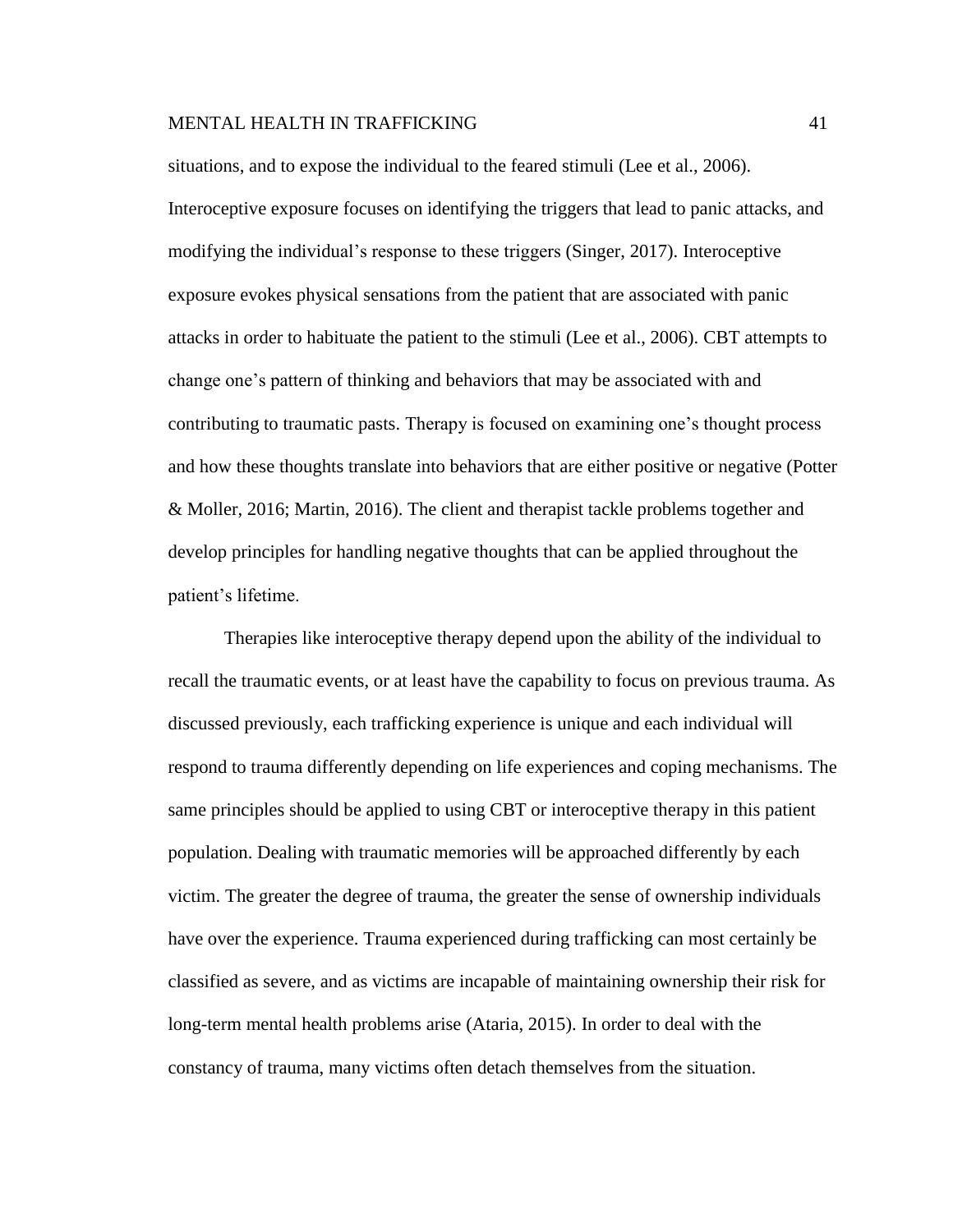situations, and to expose the individual to the feared stimuli (Lee et al., 2006). Interoceptive exposure focuses on identifying the triggers that lead to panic attacks, and modifying the individual's response to these triggers (Singer, 2017). Interoceptive exposure evokes physical sensations from the patient that are associated with panic attacks in order to habituate the patient to the stimuli (Lee et al., 2006). CBT attempts to change one's pattern of thinking and behaviors that may be associated with and contributing to traumatic pasts. Therapy is focused on examining one's thought process and how these thoughts translate into behaviors that are either positive or negative (Potter & Moller, 2016; Martin, 2016). The client and therapist tackle problems together and develop principles for handling negative thoughts that can be applied throughout the patient's lifetime.

Therapies like interoceptive therapy depend upon the ability of the individual to recall the traumatic events, or at least have the capability to focus on previous trauma. As discussed previously, each trafficking experience is unique and each individual will respond to trauma differently depending on life experiences and coping mechanisms. The same principles should be applied to using CBT or interoceptive therapy in this patient population. Dealing with traumatic memories will be approached differently by each victim. The greater the degree of trauma, the greater the sense of ownership individuals have over the experience. Trauma experienced during trafficking can most certainly be classified as severe, and as victims are incapable of maintaining ownership their risk for long-term mental health problems arise (Ataria, 2015). In order to deal with the constancy of trauma, many victims often detach themselves from the situation.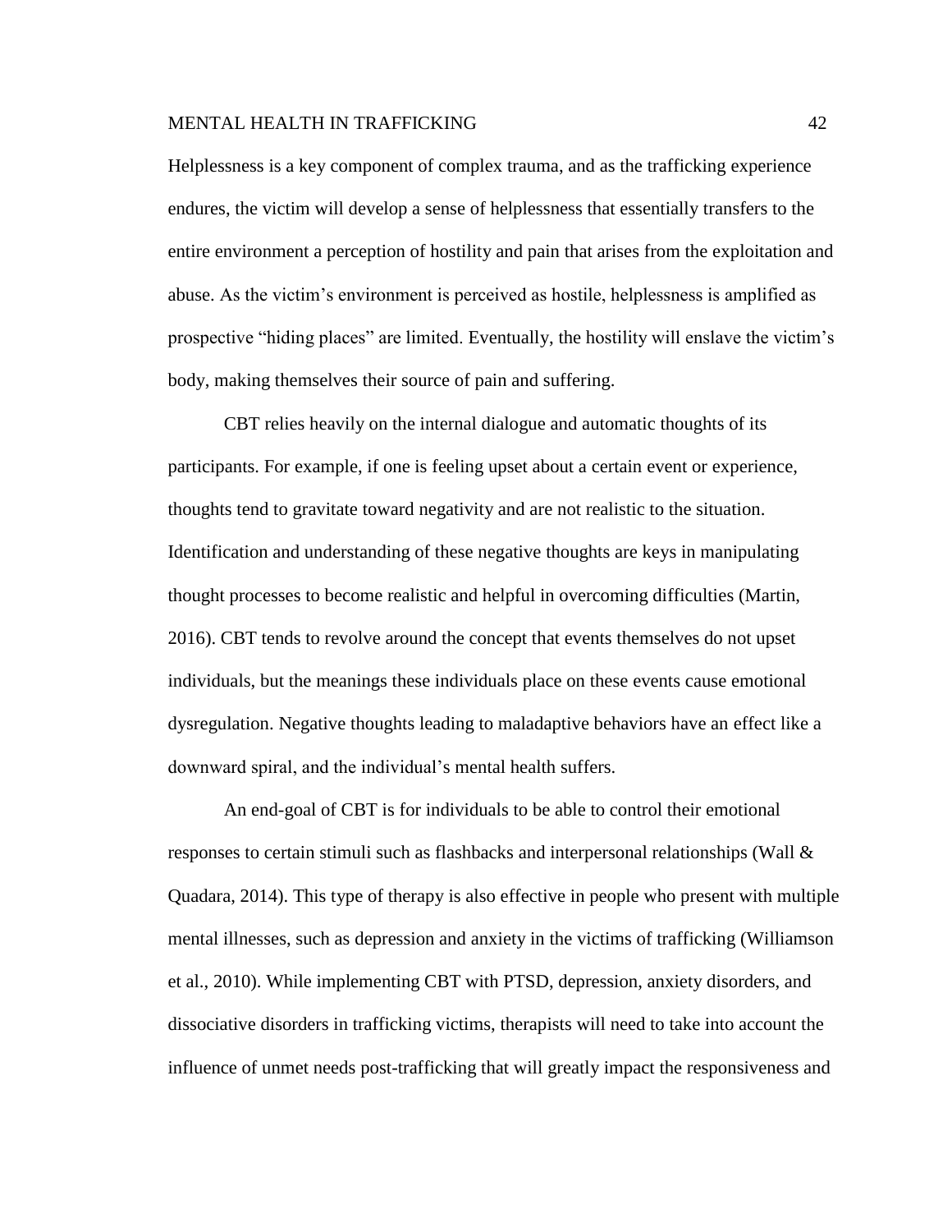Helplessness is a key component of complex trauma, and as the trafficking experience endures, the victim will develop a sense of helplessness that essentially transfers to the entire environment a perception of hostility and pain that arises from the exploitation and abuse. As the victim's environment is perceived as hostile, helplessness is amplified as prospective "hiding places" are limited. Eventually, the hostility will enslave the victim's body, making themselves their source of pain and suffering.

CBT relies heavily on the internal dialogue and automatic thoughts of its participants. For example, if one is feeling upset about a certain event or experience, thoughts tend to gravitate toward negativity and are not realistic to the situation. Identification and understanding of these negative thoughts are keys in manipulating thought processes to become realistic and helpful in overcoming difficulties (Martin, 2016). CBT tends to revolve around the concept that events themselves do not upset individuals, but the meanings these individuals place on these events cause emotional dysregulation. Negative thoughts leading to maladaptive behaviors have an effect like a downward spiral, and the individual's mental health suffers.

An end-goal of CBT is for individuals to be able to control their emotional responses to certain stimuli such as flashbacks and interpersonal relationships (Wall & Quadara, 2014). This type of therapy is also effective in people who present with multiple mental illnesses, such as depression and anxiety in the victims of trafficking (Williamson et al., 2010). While implementing CBT with PTSD, depression, anxiety disorders, and dissociative disorders in trafficking victims, therapists will need to take into account the influence of unmet needs post-trafficking that will greatly impact the responsiveness and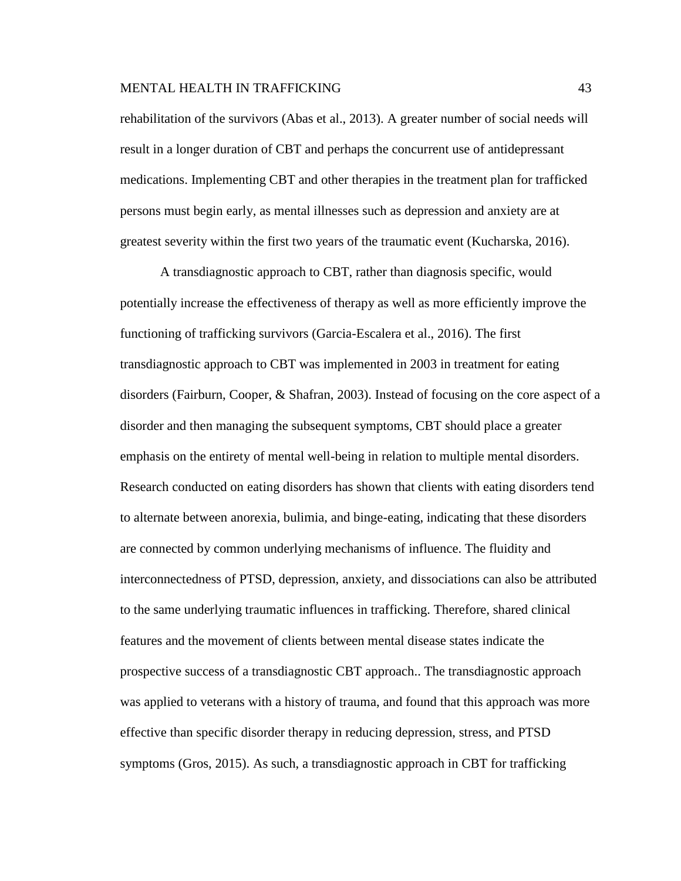rehabilitation of the survivors (Abas et al., 2013). A greater number of social needs will result in a longer duration of CBT and perhaps the concurrent use of antidepressant medications. Implementing CBT and other therapies in the treatment plan for trafficked persons must begin early, as mental illnesses such as depression and anxiety are at greatest severity within the first two years of the traumatic event (Kucharska, 2016).

A transdiagnostic approach to CBT, rather than diagnosis specific, would potentially increase the effectiveness of therapy as well as more efficiently improve the functioning of trafficking survivors (Garcia-Escalera et al., 2016). The first transdiagnostic approach to CBT was implemented in 2003 in treatment for eating disorders (Fairburn, Cooper, & Shafran, 2003). Instead of focusing on the core aspect of a disorder and then managing the subsequent symptoms, CBT should place a greater emphasis on the entirety of mental well-being in relation to multiple mental disorders. Research conducted on eating disorders has shown that clients with eating disorders tend to alternate between anorexia, bulimia, and binge-eating, indicating that these disorders are connected by common underlying mechanisms of influence. The fluidity and interconnectedness of PTSD, depression, anxiety, and dissociations can also be attributed to the same underlying traumatic influences in trafficking. Therefore, shared clinical features and the movement of clients between mental disease states indicate the prospective success of a transdiagnostic CBT approach.. The transdiagnostic approach was applied to veterans with a history of trauma, and found that this approach was more effective than specific disorder therapy in reducing depression, stress, and PTSD symptoms (Gros, 2015). As such, a transdiagnostic approach in CBT for trafficking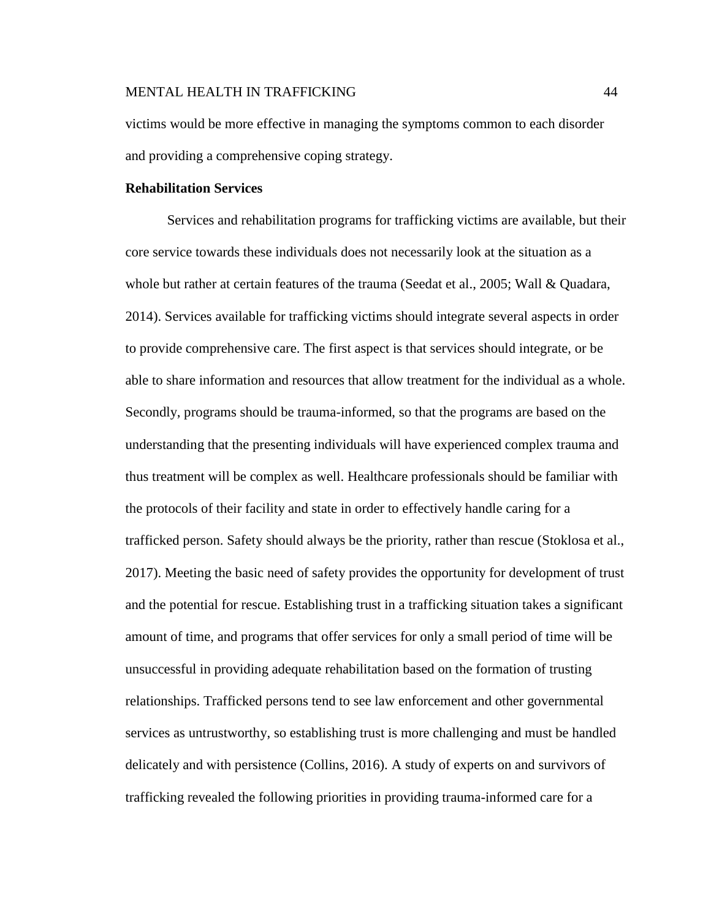victims would be more effective in managing the symptoms common to each disorder and providing a comprehensive coping strategy.

**Rehabilitation Services**

Services and rehabilitation programs for trafficking victims are available, but their core service towards these individuals does not necessarily look at the situation as a whole but rather at certain features of the trauma (Seedat et al., 2005; Wall & Quadara, 2014). Services available for trafficking victims should integrate several aspects in order to provide comprehensive care. The first aspect is that services should integrate, or be able to share information and resources that allow treatment for the individual as a whole. Secondly, programs should be trauma-informed, so that the programs are based on the understanding that the presenting individuals will have experienced complex trauma and thus treatment will be complex as well. Healthcare professionals should be familiar with the protocols of their facility and state in order to effectively handle caring for a trafficked person. Safety should always be the priority, rather than rescue (Stoklosa et al., 2017). Meeting the basic need of safety provides the opportunity for development of trust and the potential for rescue. Establishing trust in a trafficking situation takes a significant amount of time, and programs that offer services for only a small period of time will be unsuccessful in providing adequate rehabilitation based on the formation of trusting relationships. Trafficked persons tend to see law enforcement and other governmental services as untrustworthy, so establishing trust is more challenging and must be handled delicately and with persistence (Collins, 2016). A study of experts on and survivors of trafficking revealed the following priorities in providing trauma-informed care for a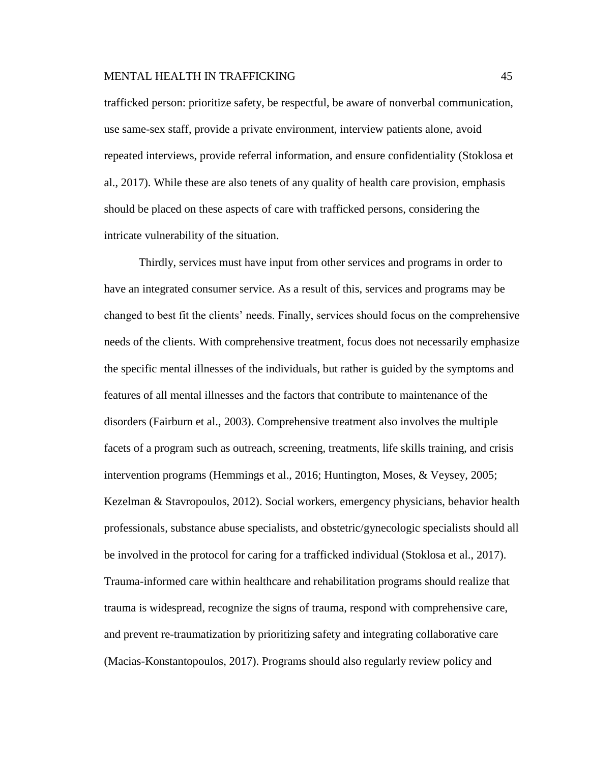trafficked person: prioritize safety, be respectful, be aware of nonverbal communication, use same-sex staff, provide a private environment, interview patients alone, avoid repeated interviews, provide referral information, and ensure confidentiality (Stoklosa et al., 2017). While these are also tenets of any quality of health care provision, emphasis should be placed on these aspects of care with trafficked persons, considering the intricate vulnerability of the situation.

Thirdly, services must have input from other services and programs in order to have an integrated consumer service. As a result of this, services and programs may be changed to best fit the clients' needs. Finally, services should focus on the comprehensive needs of the clients. With comprehensive treatment, focus does not necessarily emphasize the specific mental illnesses of the individuals, but rather is guided by the symptoms and features of all mental illnesses and the factors that contribute to maintenance of the disorders (Fairburn et al., 2003). Comprehensive treatment also involves the multiple facets of a program such as outreach, screening, treatments, life skills training, and crisis intervention programs (Hemmings et al., 2016; Huntington, Moses, & Veysey, 2005; Kezelman & Stavropoulos, 2012). Social workers, emergency physicians, behavior health professionals, substance abuse specialists, and obstetric/gynecologic specialists should all be involved in the protocol for caring for a trafficked individual (Stoklosa et al., 2017). Trauma-informed care within healthcare and rehabilitation programs should realize that trauma is widespread, recognize the signs of trauma, respond with comprehensive care, and prevent re-traumatization by prioritizing safety and integrating collaborative care (Macias-Konstantopoulos, 2017). Programs should also regularly review policy and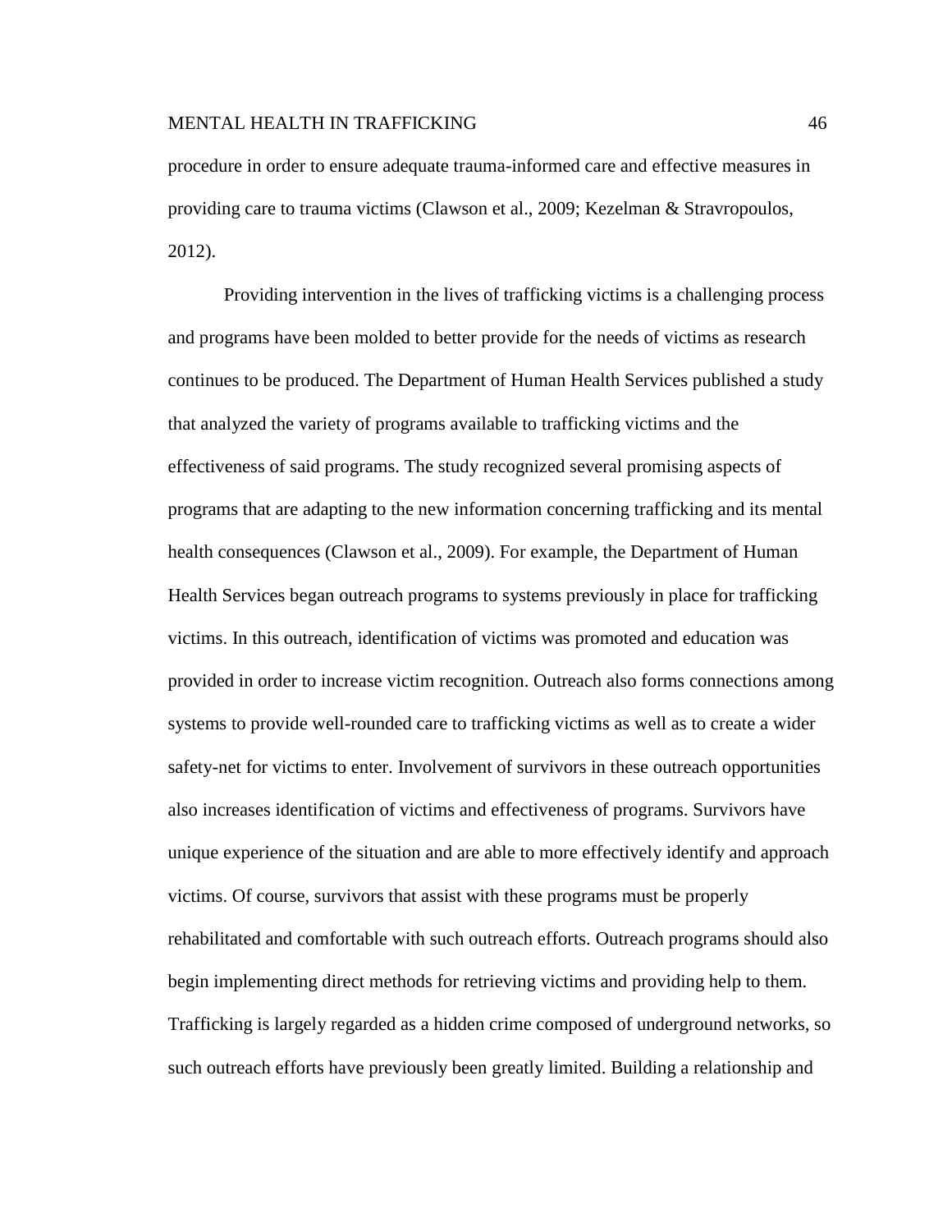procedure in order to ensure adequate trauma-informed care and effective measures in providing care to trauma victims (Clawson et al., 2009; Kezelman & Stravropoulos, 2012).

Providing intervention in the lives of trafficking victims is a challenging process and programs have been molded to better provide for the needs of victims as research continues to be produced. The Department of Human Health Services published a study that analyzed the variety of programs available to trafficking victims and the effectiveness of said programs. The study recognized several promising aspects of programs that are adapting to the new information concerning trafficking and its mental health consequences (Clawson et al., 2009). For example, the Department of Human Health Services began outreach programs to systems previously in place for trafficking victims. In this outreach, identification of victims was promoted and education was provided in order to increase victim recognition. Outreach also forms connections among systems to provide well-rounded care to trafficking victims as well as to create a wider safety-net for victims to enter. Involvement of survivors in these outreach opportunities also increases identification of victims and effectiveness of programs. Survivors have unique experience of the situation and are able to more effectively identify and approach victims. Of course, survivors that assist with these programs must be properly rehabilitated and comfortable with such outreach efforts. Outreach programs should also begin implementing direct methods for retrieving victims and providing help to them. Trafficking is largely regarded as a hidden crime composed of underground networks, so such outreach efforts have previously been greatly limited. Building a relationship and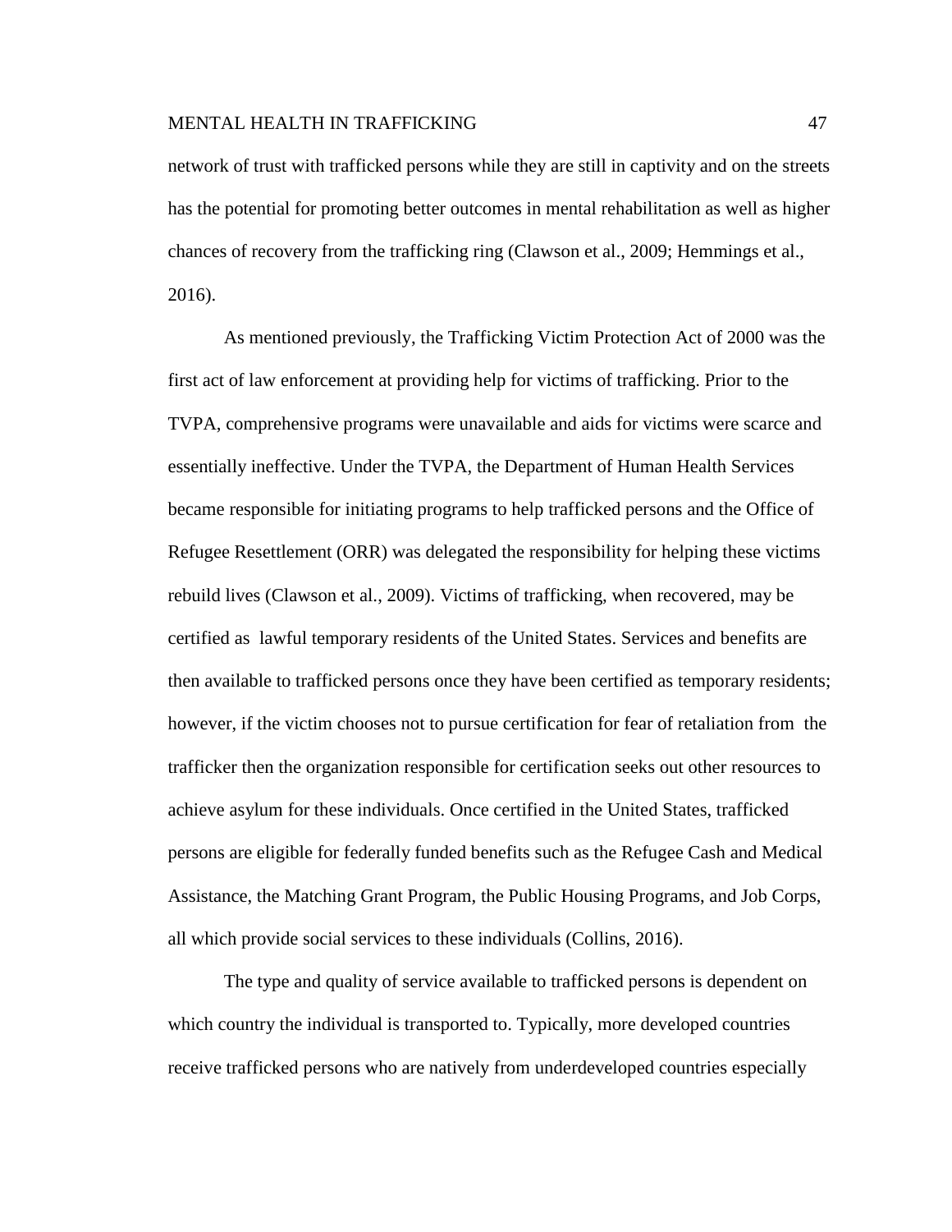network of trust with trafficked persons while they are still in captivity and on the streets has the potential for promoting better outcomes in mental rehabilitation as well as higher chances of recovery from the trafficking ring (Clawson et al., 2009; Hemmings et al., 2016).

As mentioned previously, the Trafficking Victim Protection Act of 2000 was the first act of law enforcement at providing help for victims of trafficking. Prior to the TVPA, comprehensive programs were unavailable and aids for victims were scarce and essentially ineffective. Under the TVPA, the Department of Human Health Services became responsible for initiating programs to help trafficked persons and the Office of Refugee Resettlement (ORR) was delegated the responsibility for helping these victims rebuild lives (Clawson et al., 2009). Victims of trafficking, when recovered, may be certified as lawful temporary residents of the United States. Services and benefits are then available to trafficked persons once they have been certified as temporary residents; however, if the victim chooses not to pursue certification for fear of retaliation from the trafficker then the organization responsible for certification seeks out other resources to achieve asylum for these individuals. Once certified in the United States, trafficked persons are eligible for federally funded benefits such as the Refugee Cash and Medical Assistance, the Matching Grant Program, the Public Housing Programs, and Job Corps, all which provide social services to these individuals (Collins, 2016).

The type and quality of service available to trafficked persons is dependent on which country the individual is transported to. Typically, more developed countries receive trafficked persons who are natively from underdeveloped countries especially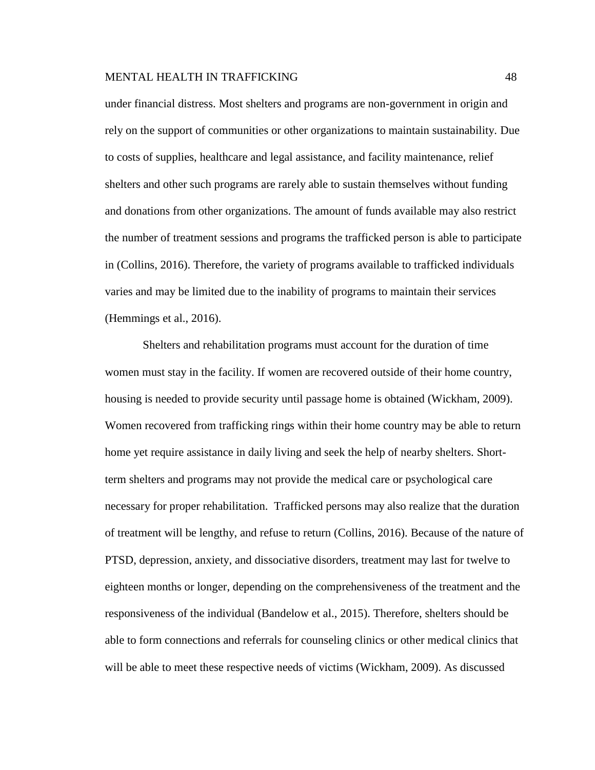under financial distress. Most shelters and programs are non-government in origin and rely on the support of communities or other organizations to maintain sustainability. Due to costs of supplies, healthcare and legal assistance, and facility maintenance, relief shelters and other such programs are rarely able to sustain themselves without funding and donations from other organizations. The amount of funds available may also restrict the number of treatment sessions and programs the trafficked person is able to participate in (Collins, 2016). Therefore, the variety of programs available to trafficked individuals varies and may be limited due to the inability of programs to maintain their services (Hemmings et al., 2016).

Shelters and rehabilitation programs must account for the duration of time women must stay in the facility. If women are recovered outside of their home country, housing is needed to provide security until passage home is obtained (Wickham, 2009). Women recovered from trafficking rings within their home country may be able to return home yet require assistance in daily living and seek the help of nearby shelters. Short-term shelters and programs may not provide the medical care or psychological care necessary for proper rehabilitation. Trafficked persons may also realize that the duration of treatment will be lengthy, and refuse to return (Collins, 2016). Because of the nature of PTSD, depression, anxiety, and dissociative disorders, treatment may last for twelve to eighteen months or longer, depending on the comprehensiveness of the treatment and the responsiveness of the individual (Bandelow et al., 2015). Therefore, shelters should be able to form connections and referrals for counseling clinics or other medical clinics that will be able to meet these respective needs of victims (Wickham, 2009). As discussed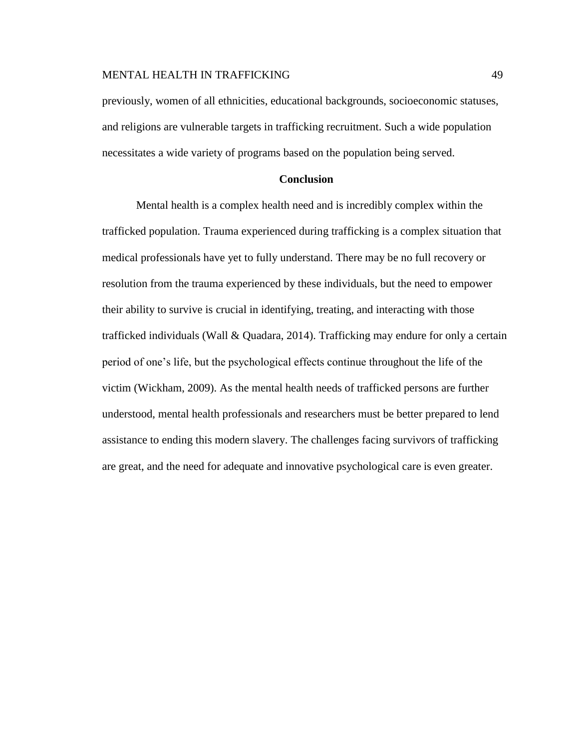previously, women of all ethnicities, educational backgrounds, socioeconomic statuses, and religions are vulnerable targets in trafficking recruitment. Such a wide population necessitates a wide variety of programs based on the population being served.

## Conclusion

Mental health is a complex health need and is incredibly complex within the trafficked population. Trauma experienced during trafficking is a complex situation that medical professionals have yet to fully understand. There may be no full recovery or resolution from the trauma experienced by these individuals, but the need to empower their ability to survive is crucial in identifying, treating, and interacting with those trafficked individuals (Wall & Quadara, 2014). Trafficking may endure for only a certain period of one's life, but the psychological effects continue throughout the life of the victim (Wickham, 2009). As the mental health needs of trafficked persons are further understood, mental health professionals and researchers must be better prepared to lend assistance to ending this modern slavery. The challenges facing survivors of trafficking are great, and the need for adequate and innovative psychological care is even greater.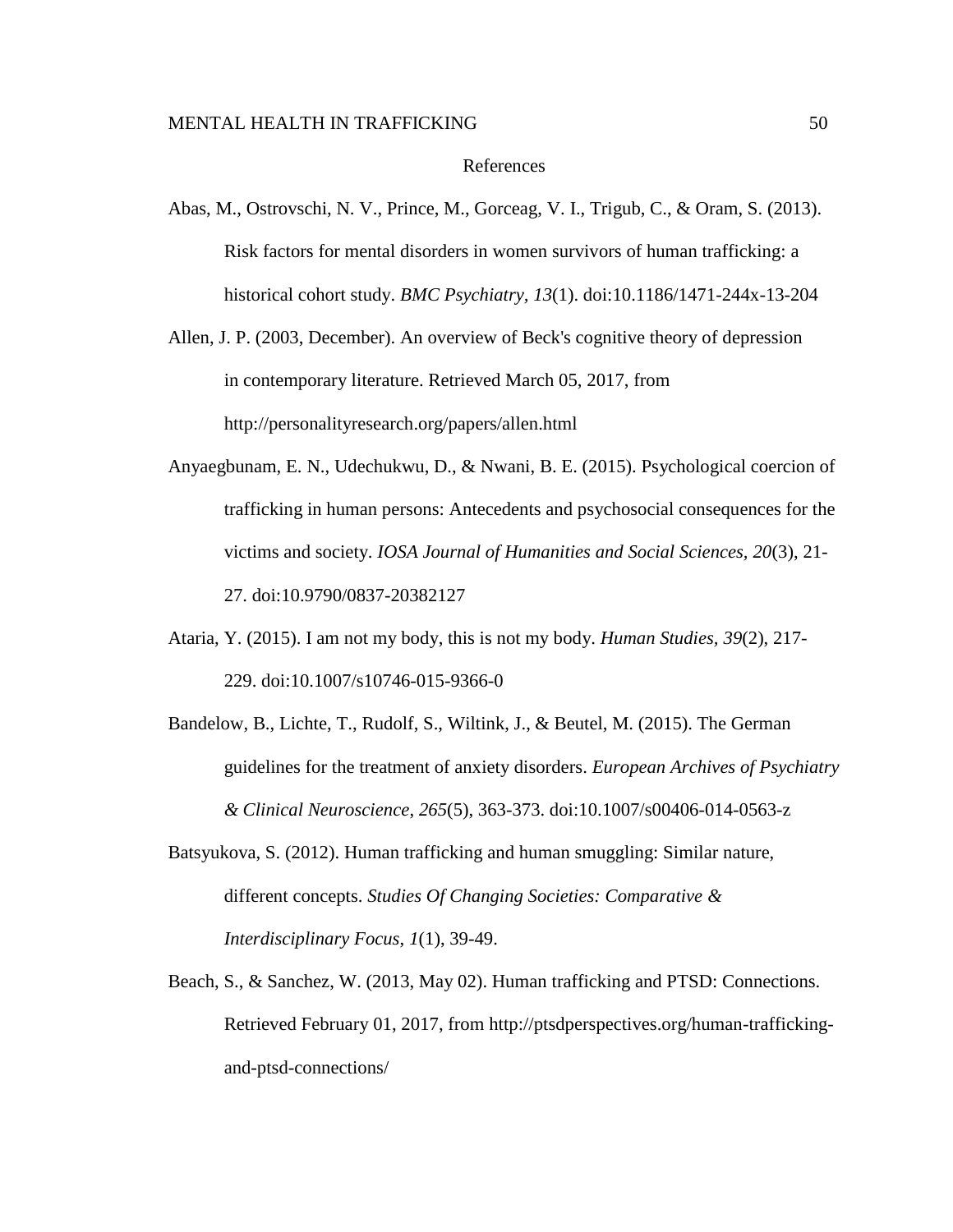# References

Abas, M., Ostrovschi, N. V., Prince, M., Gorceag, V. I., Trigub, C., & Oram, S. (2013). Risk factors for mental disorders in women survivors of human trafficking: a historical cohort study. *BMC Psychiatry, 13*(1). doi:10.1186/1471-244x-13-204

Allen, J. P. (2003, December). An overview of Beck's cognitive theory of depression in contemporary literature. Retrieved March 05, 2017, from http://personalityresearch.org/papers/allen.html

Anyaegbunam, E. N., Udechukwu, D., & Nwani, B. E. (2015). Psychological coercion of trafficking in human persons: Antecedents and psychosocial consequences for the victims and society. *IOSA Journal of Humanities and Social Sciences*, *20*(3), 21-27. doi:10.9790/0837-20382127

Ataria, Y. (2015). I am not my body, this is not my body. *Human Studies*, *39*(2), 217-229. doi:10.1007/s10746-015-9366-0

Bandelow, B., Lichte, T., Rudolf, S., Wiltink, J., & Beutel, M. (2015). The German guidelines for the treatment of anxiety disorders. *European Archives of Psychiatry & Clinical Neuroscience*, *265*(5), 363-373. doi:10.1007/s00406-014-0563-z

Batsyukova, S. (2012). Human trafficking and human smuggling: Similar nature, different concepts. *Studies Of Changing Societies: Comparative & Interdisciplinary Focus*, *1*(1), 39-49.

Beach, S., & Sanchez, W. (2013, May 02). Human trafficking and PTSD: Connections. Retrieved February 01, 2017, from http://ptsdperspectives.org/human-trafficking-and-ptsd-connections/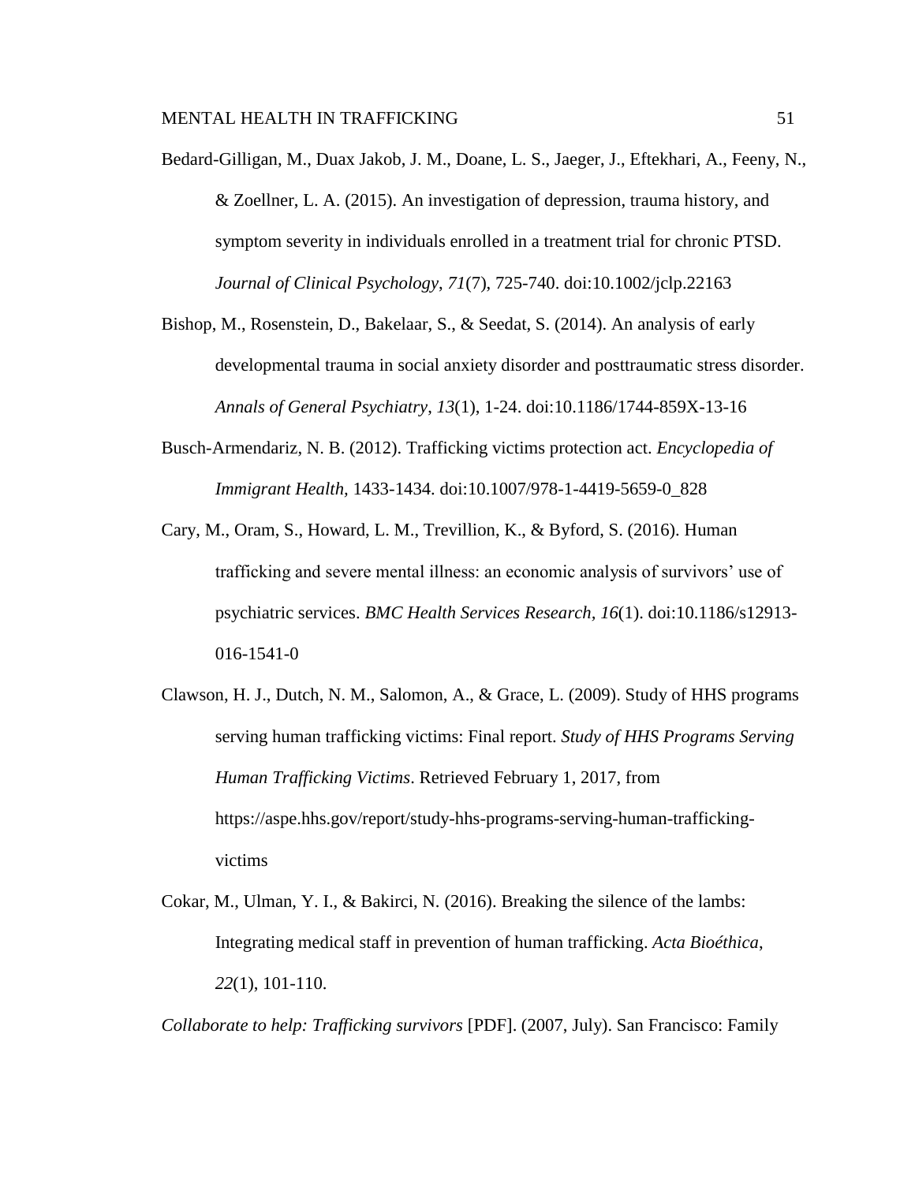Bedard-Gilligan, M., Duax Jakob, J. M., Doane, L. S., Jaeger, J., Eftekhari, A., Feeny, N., & Zoellner, L. A. (2015). An investigation of depression, trauma history, and symptom severity in individuals enrolled in a treatment trial for chronic PTSD. *Journal of Clinical Psychology, 71*(7), 725-740. doi:10.1002/jclp.22163

Bishop, M., Rosenstein, D., Bakelaar, S., & Seedat, S. (2014). An analysis of early developmental trauma in social anxiety disorder and posttraumatic stress disorder. *Annals of General Psychiatry, 13*(1), 1-24. doi:10.1186/1744-859X-13-16

Busch-Armendariz, N. B. (2012). Trafficking victims protection act. *Encyclopedia of Immigrant Health,* 1433-1434. doi:10.1007/978-1-4419-5659-0_828

Cary, M., Oram, S., Howard, L. M., Trevillion, K., & Byford, S. (2016). Human trafficking and severe mental illness: an economic analysis of survivors' use of psychiatric services. *BMC Health Services Research, 16*(1). doi:10.1186/s12913-016-1541-0

Clawson, H. J., Dutch, N. M., Salomon, A., & Grace, L. (2009). Study of HHS programs serving human trafficking victims: Final report. *Study of HHS Programs Serving Human Trafficking Victims*. Retrieved February 1, 2017, from https://aspe.hhs.gov/report/study-hhs-programs-serving-human-trafficking-victims

Cokar, M., Ulman, Y. I., & Bakirci, N. (2016). Breaking the silence of the lambs: Integrating medical staff in prevention of human trafficking. *Acta Bioéthica, 22*(1), 101-110.

*Collaborate to help: Trafficking survivors* [PDF]. (2007, July). San Francisco: Family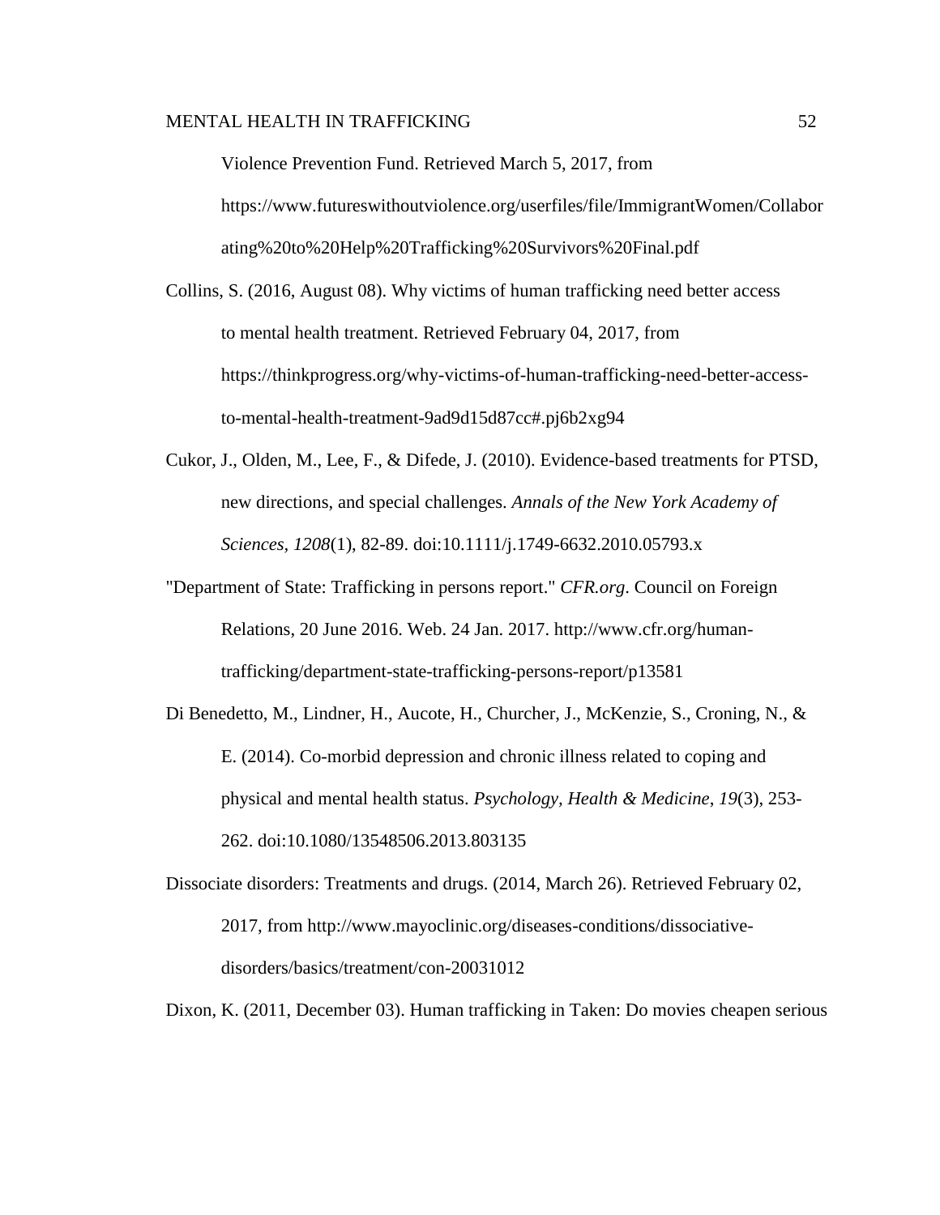Violence Prevention Fund. Retrieved March 5, 2017, from https://www.futureswithoutviolence.org/userfiles/file/ImmigrantWomen/Collaborating%20to%20Help%20Trafficking%20Survivors%20Final.pdf

Collins, S. (2016, August 08). Why victims of human trafficking need better access to mental health treatment. Retrieved February 04, 2017, from https://thinkprogress.org/why-victims-of-human-trafficking-need-better-access-to-mental-health-treatment-9ad9d15d87cc#.pj6b2xg94

Cukor, J., Olden, M., Lee, F., & Difede, J. (2010). Evidence-based treatments for PTSD, new directions, and special challenges. *Annals of the New York Academy of Sciences, 1208*(1), 82-89. doi:10.1111/j.1749-6632.2010.05793.x

"Department of State: Trafficking in persons report." *CFR.org*. Council on Foreign Relations, 20 June 2016. Web. 24 Jan. 2017. http://www.cfr.org/human-trafficking/department-state-trafficking-persons-report/p13581

Di Benedetto, M., Lindner, H., Aucote, H., Churcher, J., McKenzie, S., Croning, N., & E. (2014). Co-morbid depression and chronic illness related to coping and physical and mental health status. *Psychology, Health & Medicine*, *19*(3), 253-262. doi:10.1080/13548506.2013.803135

Dissociate disorders: Treatments and drugs. (2014, March 26). Retrieved February 02, 2017, from http://www.mayoclinic.org/diseases-conditions/dissociative-disorders/basics/treatment/con-20031012

Dixon, K. (2011, December 03). Human trafficking in Taken: Do movies cheapen serious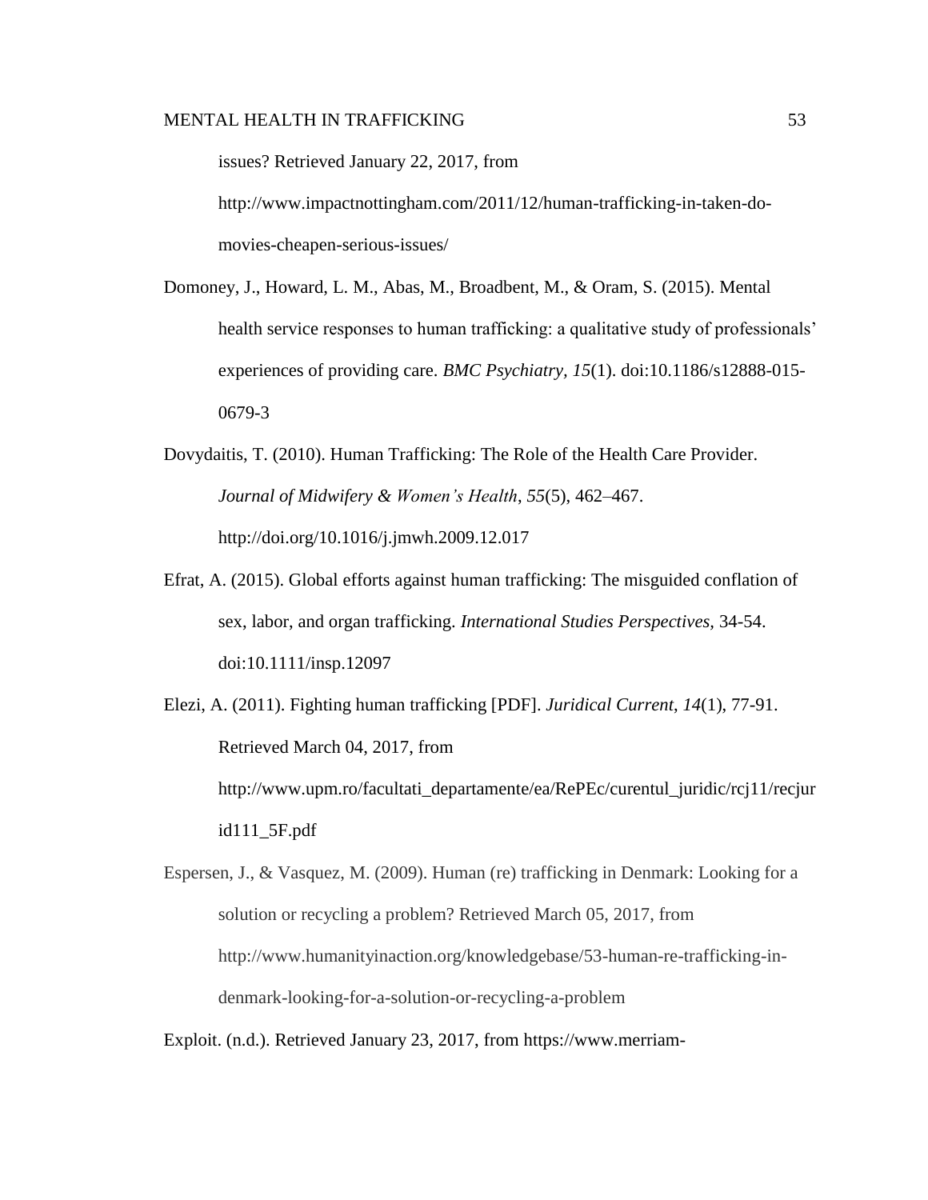issues? Retrieved January 22, 2017, from http://www.impactnottingham.com/2011/12/human-trafficking-in-taken-do-movies-cheapen-serious-issues/

Domoney, J., Howard, L. M., Abas, M., Broadbent, M., & Oram, S. (2015). Mental health service responses to human trafficking: a qualitative study of professionals' experiences of providing care. *BMC Psychiatry, 15*(1). doi:10.1186/s12888-015-0679-3

Dovydaitis, T. (2010). Human Trafficking: The Role of the Health Care Provider. *Journal of Midwifery & Women's Health*, *55*(5), 462–467. http://doi.org/10.1016/j.jmwh.2009.12.017

Efrat, A. (2015). Global efforts against human trafficking: The misguided conflation of sex, labor, and organ trafficking. *International Studies Perspectives,* 34-54. doi:10.1111/insp.12097

Elezi, A. (2011). Fighting human trafficking [PDF]. *Juridical Current*, *14*(1), 77-91. Retrieved March 04, 2017, from http://www.upm.ro/facultati_departamente/ea/RePEc/curentul_juridic/rcj11/recjurid111_5F.pdf

Espersen, J., & Vasquez, M. (2009). Human (re) trafficking in Denmark: Looking for a solution or recycling a problem? Retrieved March 05, 2017, from http://www.humanityinaction.org/knowledgebase/53-human-re-trafficking-in-denmark-looking-for-a-solution-or-recycling-a-problem

Exploit. (n.d.). Retrieved January 23, 2017, from https://www.merriam-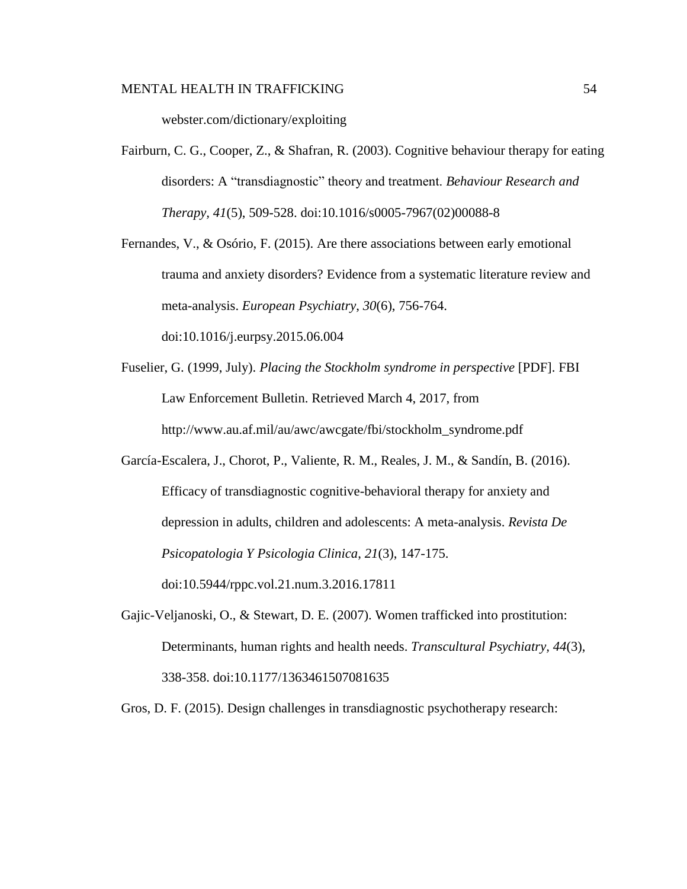webster.com/dictionary/exploiting

Fairburn, C. G., Cooper, Z., & Shafran, R. (2003). Cognitive behaviour therapy for eating disorders: A "transdiagnostic" theory and treatment. *Behaviour Research and Therapy*, *41*(5), 509-528. doi:10.1016/s0005-7967(02)00088-8

Fernandes, V., & Osório, F. (2015). Are there associations between early emotional trauma and anxiety disorders? Evidence from a systematic literature review and meta-analysis. *European Psychiatry*, *30*(6), 756-764. doi:10.1016/j.eurpsy.2015.06.004

Fuselier, G. (1999, July). *Placing the Stockholm syndrome in perspective* [PDF]. FBI Law Enforcement Bulletin. Retrieved March 4, 2017, from http://www.au.af.mil/au/awc/awcgate/fbi/stockholm_syndrome.pdf

García-Escalera, J., Chorot, P., Valiente, R. M., Reales, J. M., & Sandín, B. (2016). Efficacy of transdiagnostic cognitive-behavioral therapy for anxiety and depression in adults, children and adolescents: A meta-analysis. *Revista De Psicopatologia Y Psicologia Clinica*, *21*(3), 147-175. doi:10.5944/rppc.vol.21.num.3.2016.17811

Gajic-Veljanoski, O., & Stewart, D. E. (2007). Women trafficked into prostitution: Determinants, human rights and health needs. *Transcultural Psychiatry*, *44*(3), 338-358. doi:10.1177/1363461507081635

Gros, D. F. (2015). Design challenges in transdiagnostic psychotherapy research: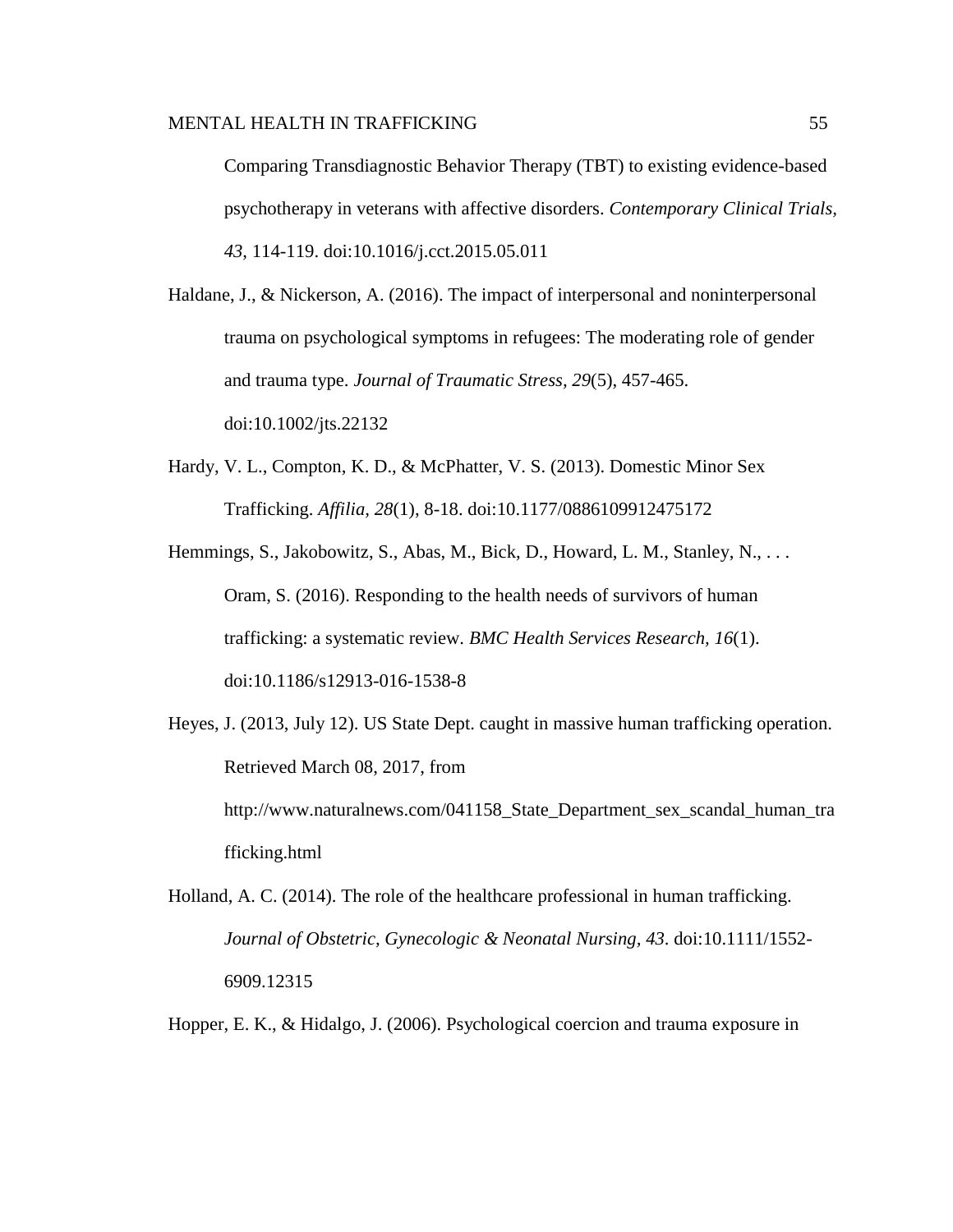Comparing Transdiagnostic Behavior Therapy (TBT) to existing evidence-based psychotherapy in veterans with affective disorders. *Contemporary Clinical Trials, 43*, 114-119. doi:10.1016/j.cct.2015.05.011

Haldane, J., & Nickerson, A. (2016). The impact of interpersonal and noninterpersonal trauma on psychological symptoms in refugees: The moderating role of gender and trauma type. *Journal of Traumatic Stress, 29*(5), 457-465. doi:10.1002/jts.22132

Hardy, V. L., Compton, K. D., & McPhatter, V. S. (2013). Domestic Minor Sex Trafficking. *Affilia, 28*(1), 8-18. doi:10.1177/0886109912475172

Hemmings, S., Jakobowitz, S., Abas, M., Bick, D., Howard, L. M., Stanley, N., . . . Oram, S. (2016). Responding to the health needs of survivors of human trafficking: a systematic review. *BMC Health Services Research, 16*(1). doi:10.1186/s12913-016-1538-8

Heyes, J. (2013, July 12). US State Dept. caught in massive human trafficking operation. Retrieved March 08, 2017, from http://www.naturalnews.com/041158_State_Department_sex_scandal_human_trafficking.html

Holland, A. C. (2014). The role of the healthcare professional in human trafficking. *Journal of Obstetric, Gynecologic & Neonatal Nursing, 43*. doi:10.1111/1552-6909.12315

Hopper, E. K., & Hidalgo, J. (2006). Psychological coercion and trauma exposure in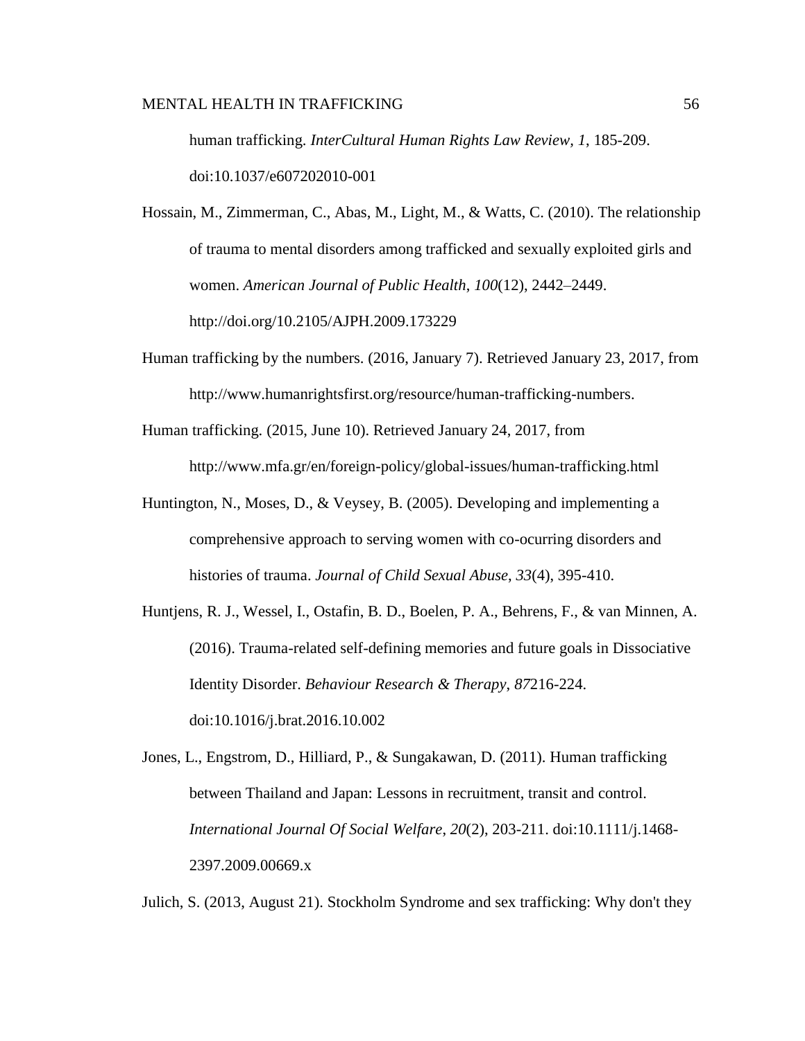human trafficking. *InterCultural Human Rights Law Review, 1*, 185-209. doi:10.1037/e607202010-001

Hossain, M., Zimmerman, C., Abas, M., Light, M., & Watts, C. (2010). The relationship of trauma to mental disorders among trafficked and sexually exploited girls and women. *American Journal of Public Health*, *100*(12), 2442–2449. http://doi.org/10.2105/AJPH.2009.173229

Human trafficking by the numbers. (2016, January 7). Retrieved January 23, 2017, from http://www.humanrightsfirst.org/resource/human-trafficking-numbers.

Human trafficking. (2015, June 10). Retrieved January 24, 2017, from http://www.mfa.gr/en/foreign-policy/global-issues/human-trafficking.html

Huntington, N., Moses, D., & Veysey, B. (2005). Developing and implementing a comprehensive approach to serving women with co-ocurring disorders and histories of trauma. *Journal of Child Sexual Abuse*, *33*(4), 395-410.

Huntjens, R. J., Wessel, I., Ostafin, B. D., Boelen, P. A., Behrens, F., & van Minnen, A. (2016). Trauma-related self-defining memories and future goals in Dissociative Identity Disorder. *Behaviour Research & Therapy*, *87*216-224. doi:10.1016/j.brat.2016.10.002

Jones, L., Engstrom, D., Hilliard, P., & Sungakawan, D. (2011). Human trafficking between Thailand and Japan: Lessons in recruitment, transit and control. *International Journal Of Social Welfare*, *20*(2), 203-211. doi:10.1111/j.1468-2397.2009.00669.x

Julich, S. (2013, August 21). Stockholm Syndrome and sex trafficking: Why don't they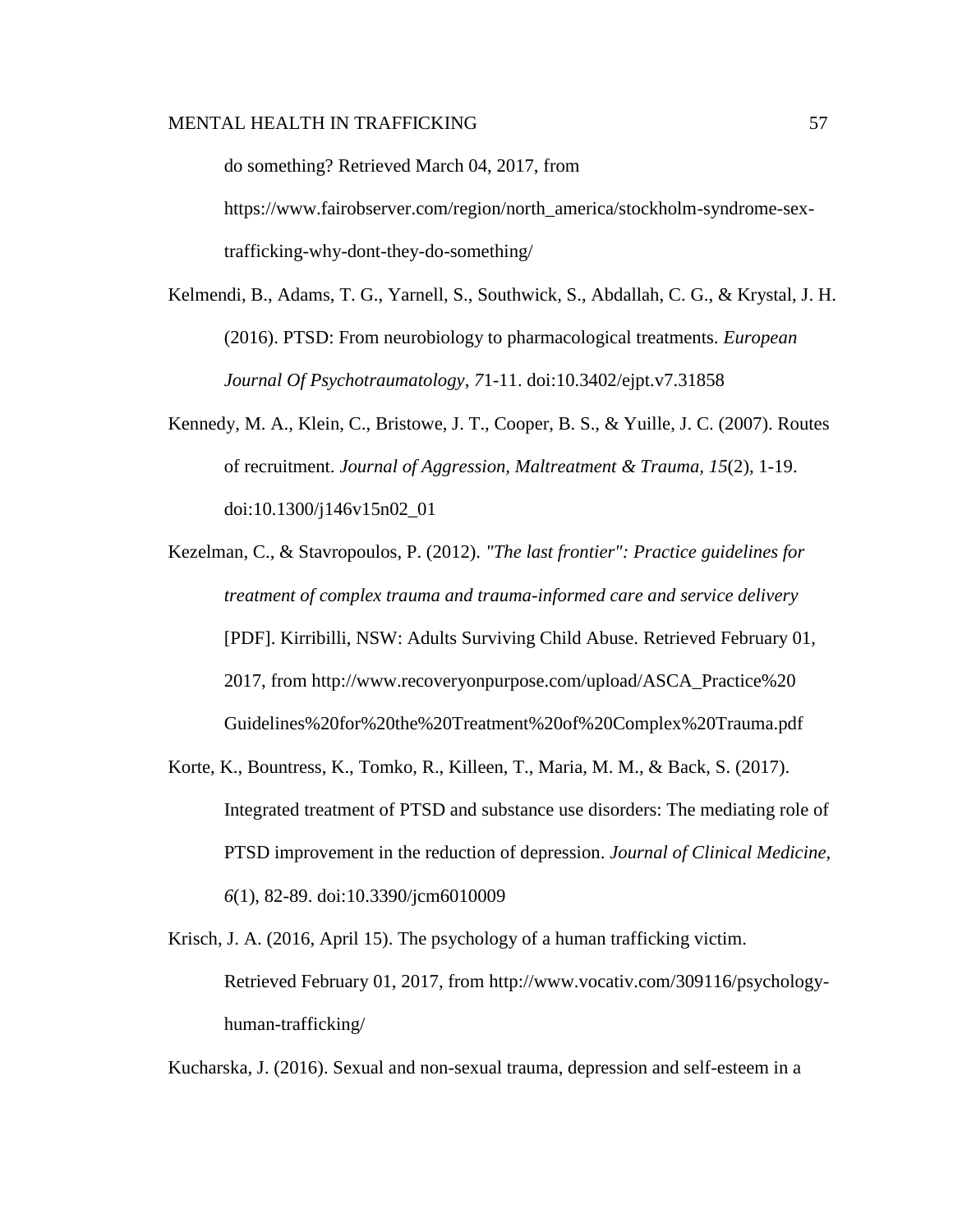do something? Retrieved March 04, 2017, from https://www.fairobserver.com/region/north_america/stockholm-syndrome-sex-trafficking-why-dont-they-do-something/

Kelmendi, B., Adams, T. G., Yarnell, S., Southwick, S., Abdallah, C. G., & Krystal, J. H. (2016). PTSD: From neurobiology to pharmacological treatments. *European Journal Of Psychotraumatology*, *7*1-11. doi:10.3402/ejpt.v7.31858

Kennedy, M. A., Klein, C., Bristowe, J. T., Cooper, B. S., & Yuille, J. C. (2007). Routes of recruitment. *Journal of Aggression, Maltreatment & Trauma*, *15*(2), 1-19. doi:10.1300/j146v15n02_01

Kezelman, C., & Stavropoulos, P. (2012). *"The last frontier": Practice guidelines for treatment of complex trauma and trauma-informed care and service delivery* [PDF]. Kirribilli, NSW: Adults Surviving Child Abuse. Retrieved February 01, 2017, from http://www.recoveryonpurpose.com/upload/ASCA_Practice%20Guidelines%20for%20the%20Treatment%20of%20Complex%20Trauma.pdf

Korte, K., Bountress, K., Tomko, R., Killeen, T., Maria, M. M., & Back, S. (2017). Integrated treatment of PTSD and substance use disorders: The mediating role of PTSD improvement in the reduction of depression. *Journal of Clinical Medicine*, *6*(1), 82-89. doi:10.3390/jcm6010009

Krisch, J. A. (2016, April 15). The psychology of a human trafficking victim. Retrieved February 01, 2017, from http://www.vocativ.com/309116/psychology-human-trafficking/

Kucharska, J. (2016). Sexual and non-sexual trauma, depression and self-esteem in a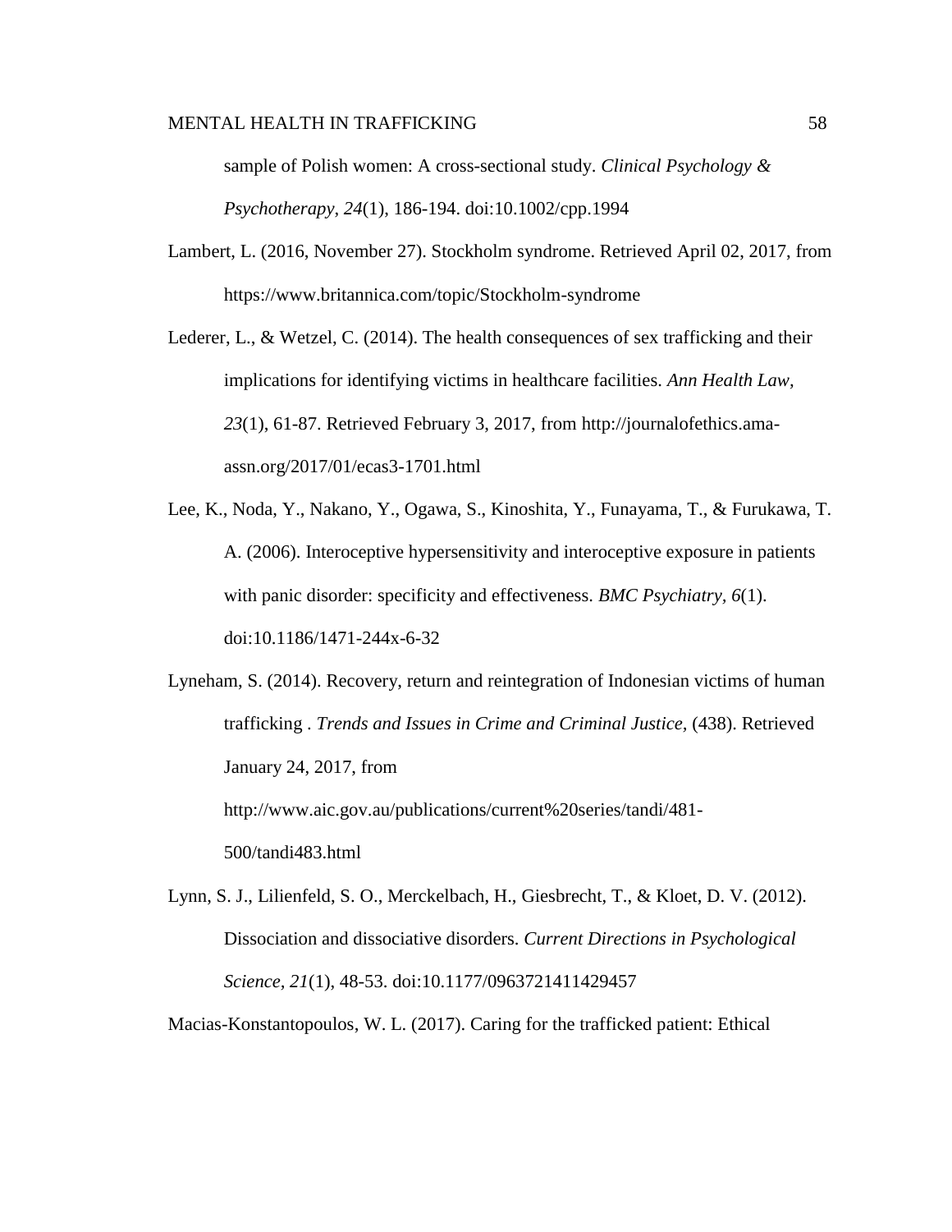sample of Polish women: A cross-sectional study. *Clinical Psychology & Psychotherapy*, *24*(1), 186-194. doi:10.1002/cpp.1994

Lambert, L. (2016, November 27). Stockholm syndrome. Retrieved April 02, 2017, from https://www.britannica.com/topic/Stockholm-syndrome

Lederer, L., & Wetzel, C. (2014). The health consequences of sex trafficking and their implications for identifying victims in healthcare facilities. *Ann Health Law, 23*(1), 61-87. Retrieved February 3, 2017, from http://journalofethics.ama-assn.org/2017/01/ecas3-1701.html

Lee, K., Noda, Y., Nakano, Y., Ogawa, S., Kinoshita, Y., Funayama, T., & Furukawa, T. A. (2006). Interoceptive hypersensitivity and interoceptive exposure in patients with panic disorder: specificity and effectiveness. *BMC Psychiatry, 6*(1). doi:10.1186/1471-244x-6-32

Lyneham, S. (2014). Recovery, return and reintegration of Indonesian victims of human trafficking . *Trends and Issues in Crime and Criminal Justice*, (438). Retrieved January 24, 2017, from http://www.aic.gov.au/publications/current%20series/tandi/481-500/tandi483.html

Lynn, S. J., Lilienfeld, S. O., Merckelbach, H., Giesbrecht, T., & Kloet, D. V. (2012). Dissociation and dissociative disorders. *Current Directions in Psychological Science, 21*(1), 48-53. doi:10.1177/0963721411429457

Macias-Konstantopoulos, W. L. (2017). Caring for the trafficked patient: Ethical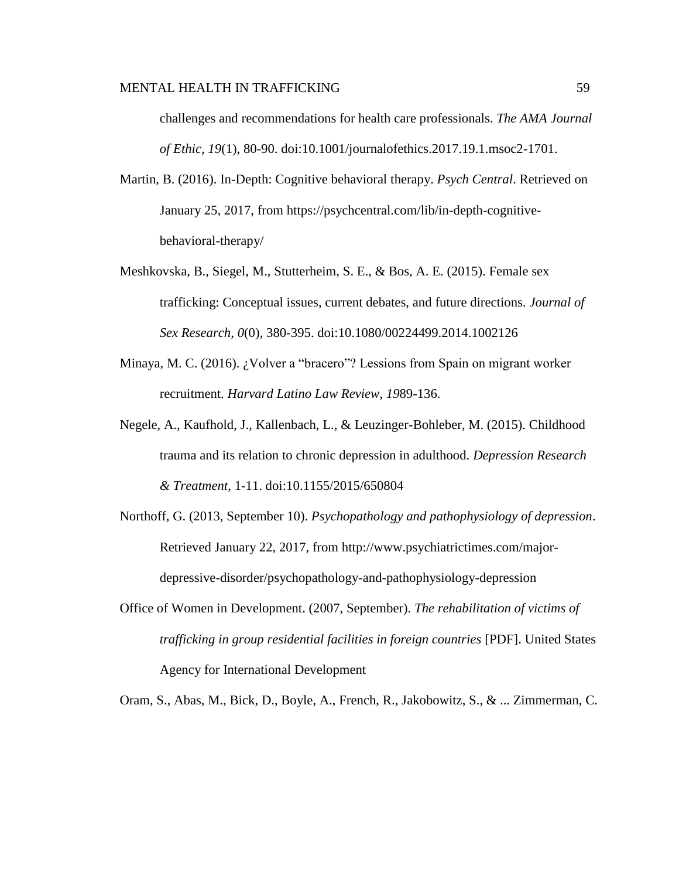challenges and recommendations for health care professionals. *The AMA Journal of Ethic, 19*(1), 80-90. doi:10.1001/journalofethics.2017.19.1.msoc2-1701.

Martin, B. (2016). In-Depth: Cognitive behavioral therapy. *Psych Central*. Retrieved on January 25, 2017, from https://psychcentral.com/lib/in-depth-cognitive-behavioral-therapy/

Meshkovska, B., Siegel, M., Stutterheim, S. E., & Bos, A. E. (2015). Female sex trafficking: Conceptual issues, current debates, and future directions. *Journal of Sex Research, 0*(0), 380-395. doi:10.1080/00224499.2014.1002126

Minaya, M. C. (2016). ¿Volver a "bracero"? Lessions from Spain on migrant worker recruitment. *Harvard Latino Law Review*, *19*89-136.

Negele, A., Kaufhold, J., Kallenbach, L., & Leuzinger-Bohleber, M. (2015). Childhood trauma and its relation to chronic depression in adulthood. *Depression Research & Treatment*, 1-11. doi:10.1155/2015/650804

Northoff, G. (2013, September 10). *Psychopathology and pathophysiology of depression*. Retrieved January 22, 2017, from http://www.psychiatrictimes.com/major-depressive-disorder/psychopathology-and-pathophysiology-depression

Office of Women in Development. (2007, September). *The rehabilitation of victims of trafficking in group residential facilities in foreign countries* [PDF]. United States Agency for International Development

Oram, S., Abas, M., Bick, D., Boyle, A., French, R., Jakobowitz, S., & ... Zimmerman, C.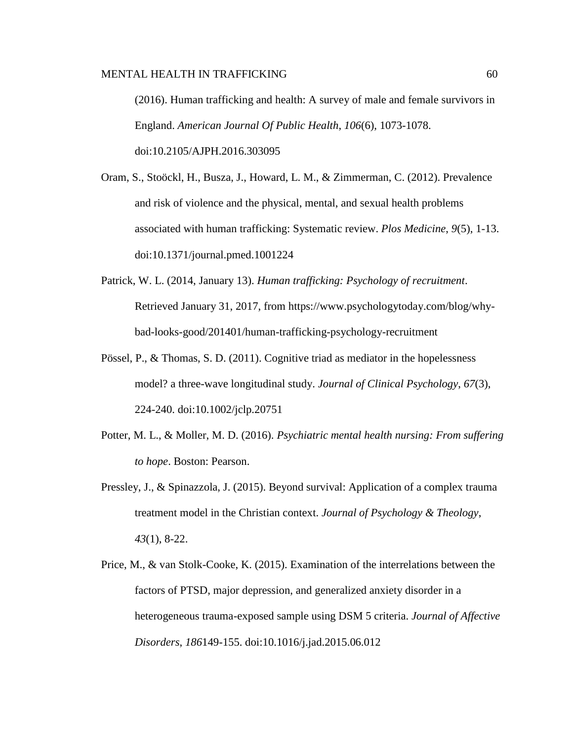(2016). Human trafficking and health: A survey of male and female survivors in England. *American Journal Of Public Health*, *106*(6), 1073-1078. doi:10.2105/AJPH.2016.303095

Oram, S., Stoöckl, H., Busza, J., Howard, L. M., & Zimmerman, C. (2012). Prevalence and risk of violence and the physical, mental, and sexual health problems associated with human trafficking: Systematic review. *Plos Medicine*, *9*(5), 1-13. doi:10.1371/journal.pmed.1001224

Patrick, W. L. (2014, January 13). *Human trafficking: Psychology of recruitment*. Retrieved January 31, 2017, from https://www.psychologytoday.com/blog/why-bad-looks-good/201401/human-trafficking-psychology-recruitment

Pössel, P., & Thomas, S. D. (2011). Cognitive triad as mediator in the hopelessness model? a three-wave longitudinal study. *Journal of Clinical Psychology*, *67*(3), 224-240. doi:10.1002/jclp.20751

Potter, M. L., & Moller, M. D. (2016). *Psychiatric mental health nursing: From suffering to hope*. Boston: Pearson.

Pressley, J., & Spinazzola, J. (2015). Beyond survival: Application of a complex trauma treatment model in the Christian context. *Journal of Psychology & Theology*, *43*(1), 8-22.

Price, M., & van Stolk-Cooke, K. (2015). Examination of the interrelations between the factors of PTSD, major depression, and generalized anxiety disorder in a heterogeneous trauma-exposed sample using DSM 5 criteria. *Journal of Affective Disorders*, *186*149-155. doi:10.1016/j.jad.2015.06.012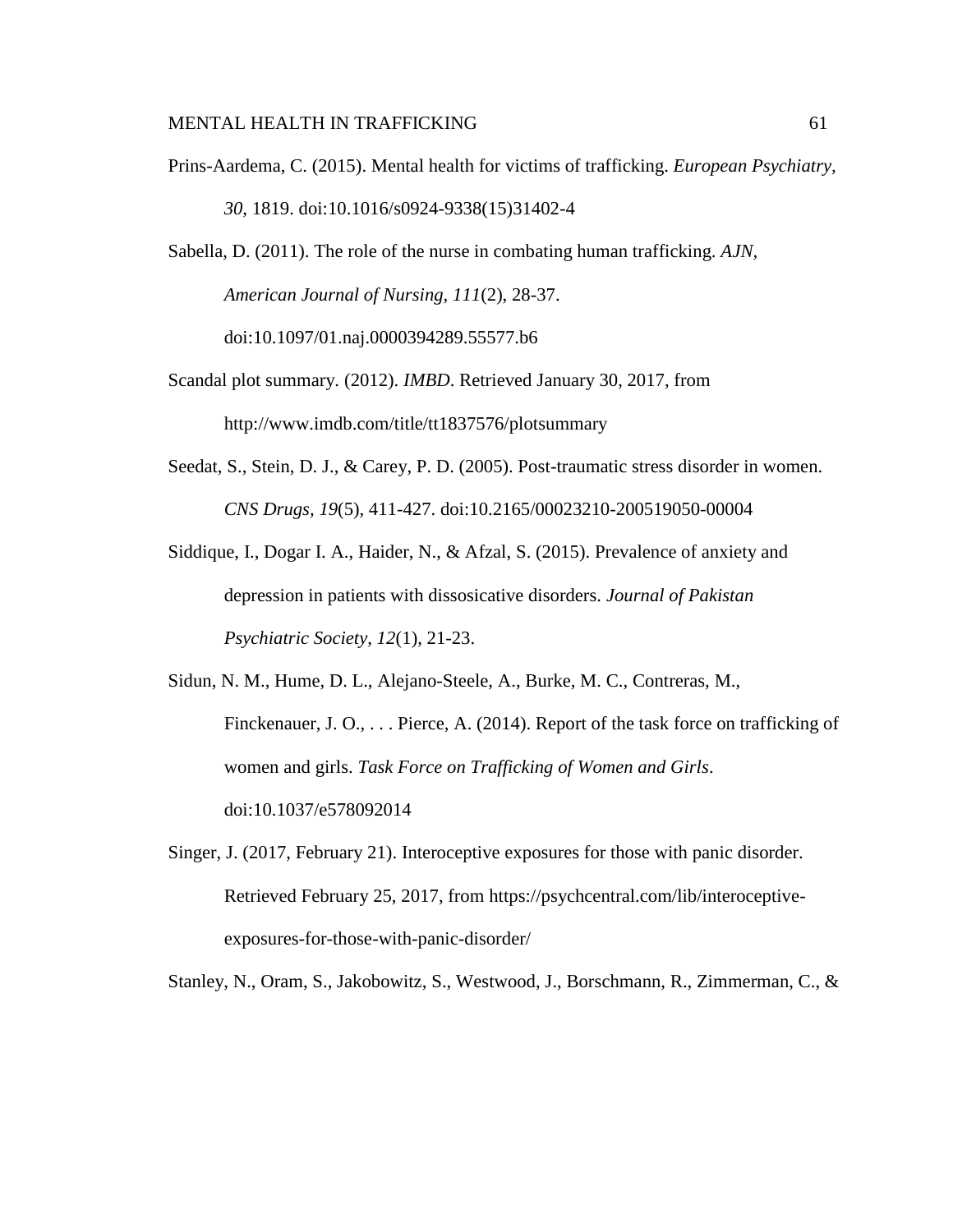Prins-Aardema, C. (2015). Mental health for victims of trafficking. *European Psychiatry, 30*, 1819. doi:10.1016/s0924-9338(15)31402-4

Sabella, D. (2011). The role of the nurse in combating human trafficking. *AJN, American Journal of Nursing, 111*(2), 28-37. doi:10.1097/01.naj.0000394289.55577.b6

Scandal plot summary. (2012). *IMBD*. Retrieved January 30, 2017, from http://www.imdb.com/title/tt1837576/plotsummary

Seedat, S., Stein, D. J., & Carey, P. D. (2005). Post-traumatic stress disorder in women. *CNS Drugs, 19*(5), 411-427. doi:10.2165/00023210-200519050-00004

Siddique, I., Dogar I. A., Haider, N., & Afzal, S. (2015). Prevalence of anxiety and depression in patients with dissosicative disorders. *Journal of Pakistan Psychiatric Society, 12*(1), 21-23.

Sidun, N. M., Hume, D. L., Alejano-Steele, A., Burke, M. C., Contreras, M., Finckenauer, J. O., . . . Pierce, A. (2014). Report of the task force on trafficking of women and girls. *Task Force on Trafficking of Women and Girls*. doi:10.1037/e578092014

Singer, J. (2017, February 21). Interoceptive exposures for those with panic disorder. Retrieved February 25, 2017, from https://psychcentral.com/lib/interoceptive-exposures-for-those-with-panic-disorder/

Stanley, N., Oram, S., Jakobowitz, S., Westwood, J., Borschmann, R., Zimmerman, C., &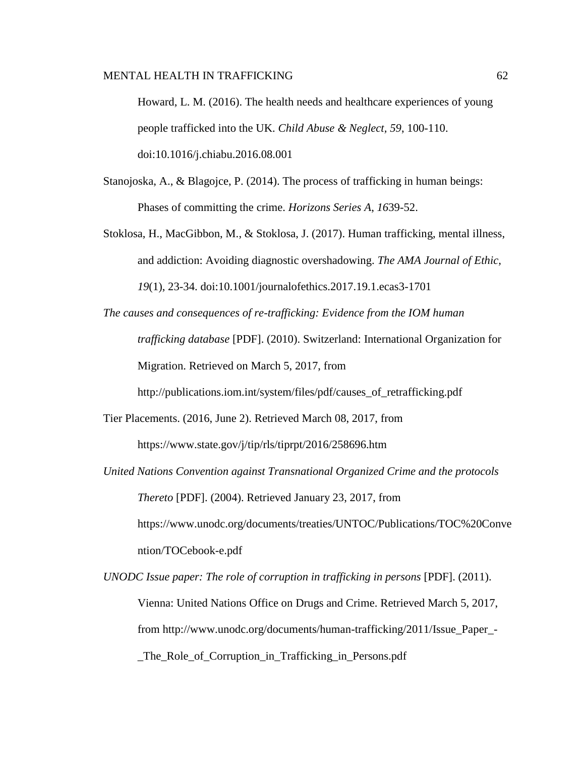Howard, L. M. (2016). The health needs and healthcare experiences of young people trafficked into the UK. *Child Abuse & Neglect*, *59*, 100-110. doi:10.1016/j.chiabu.2016.08.001

Stanojoska, A., & Blagojce, P. (2014). The process of trafficking in human beings: Phases of committing the crime. *Horizons Series A*, *16*39-52.

Stoklosa, H., MacGibbon, M., & Stoklosa, J. (2017). Human trafficking, mental illness, and addiction: Avoiding diagnostic overshadowing. *The AMA Journal of Ethic, 19*(1), 23-34. doi:10.1001/journalofethics.2017.19.1.ecas3-1701

*The causes and consequences of re-trafficking: Evidence from the IOM human trafficking database* [PDF]. (2010). Switzerland: International Organization for Migration. Retrieved on March 5, 2017, from http://publications.iom.int/system/files/pdf/causes_of_retrafficking.pdf

Tier Placements. (2016, June 2). Retrieved March 08, 2017, from https://www.state.gov/j/tip/rls/tiprpt/2016/258696.htm

*United Nations Convention against Transnational Organized Crime and the protocols Thereto* [PDF]. (2004). Retrieved January 23, 2017, from https://www.unodc.org/documents/treaties/UNTOC/Publications/TOC%20Convention/TOCebook-e.pdf

*UNODC Issue paper: The role of corruption in trafficking in persons* [PDF]. (2011). Vienna: United Nations Office on Drugs and Crime. Retrieved March 5, 2017, from http://www.unodc.org/documents/human-trafficking/2011/Issue_Paper_-_The_Role_of_Corruption_in_Trafficking_in_Persons.pdf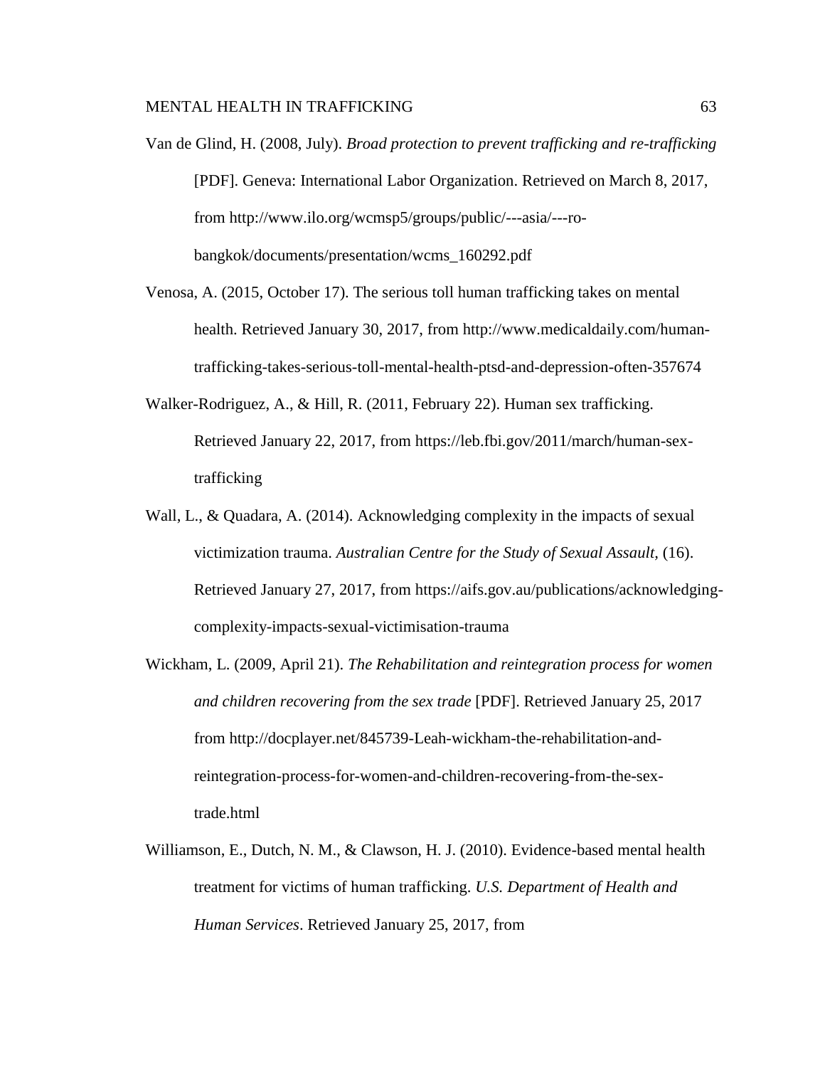Van de Glind, H. (2008, July). *Broad protection to prevent trafficking and re-trafficking* [PDF]. Geneva: International Labor Organization. Retrieved on March 8, 2017, from http://www.ilo.org/wcmsp5/groups/public/---asia/---ro-bangkok/documents/presentation/wcms_160292.pdf

Venosa, A. (2015, October 17). The serious toll human trafficking takes on mental health. Retrieved January 30, 2017, from http://www.medicaldaily.com/human-trafficking-takes-serious-toll-mental-health-ptsd-and-depression-often-357674

Walker-Rodriguez, A., & Hill, R. (2011, February 22). Human sex trafficking. Retrieved January 22, 2017, from https://leb.fbi.gov/2011/march/human-sex-trafficking

Wall, L., & Quadara, A. (2014). Acknowledging complexity in the impacts of sexual victimization trauma. *Australian Centre for the Study of Sexual Assault*, (16). Retrieved January 27, 2017, from https://aifs.gov.au/publications/acknowledging-complexity-impacts-sexual-victimisation-trauma

Wickham, L. (2009, April 21). *The Rehabilitation and reintegration process for women and children recovering from the sex trade* [PDF]. Retrieved January 25, 2017 from http://docplayer.net/845739-Leah-wickham-the-rehabilitation-and-reintegration-process-for-women-and-children-recovering-from-the-sex-trade.html

Williamson, E., Dutch, N. M., & Clawson, H. J. (2010). Evidence-based mental health treatment for victims of human trafficking. *U.S. Department of Health and Human Services*. Retrieved January 25, 2017, from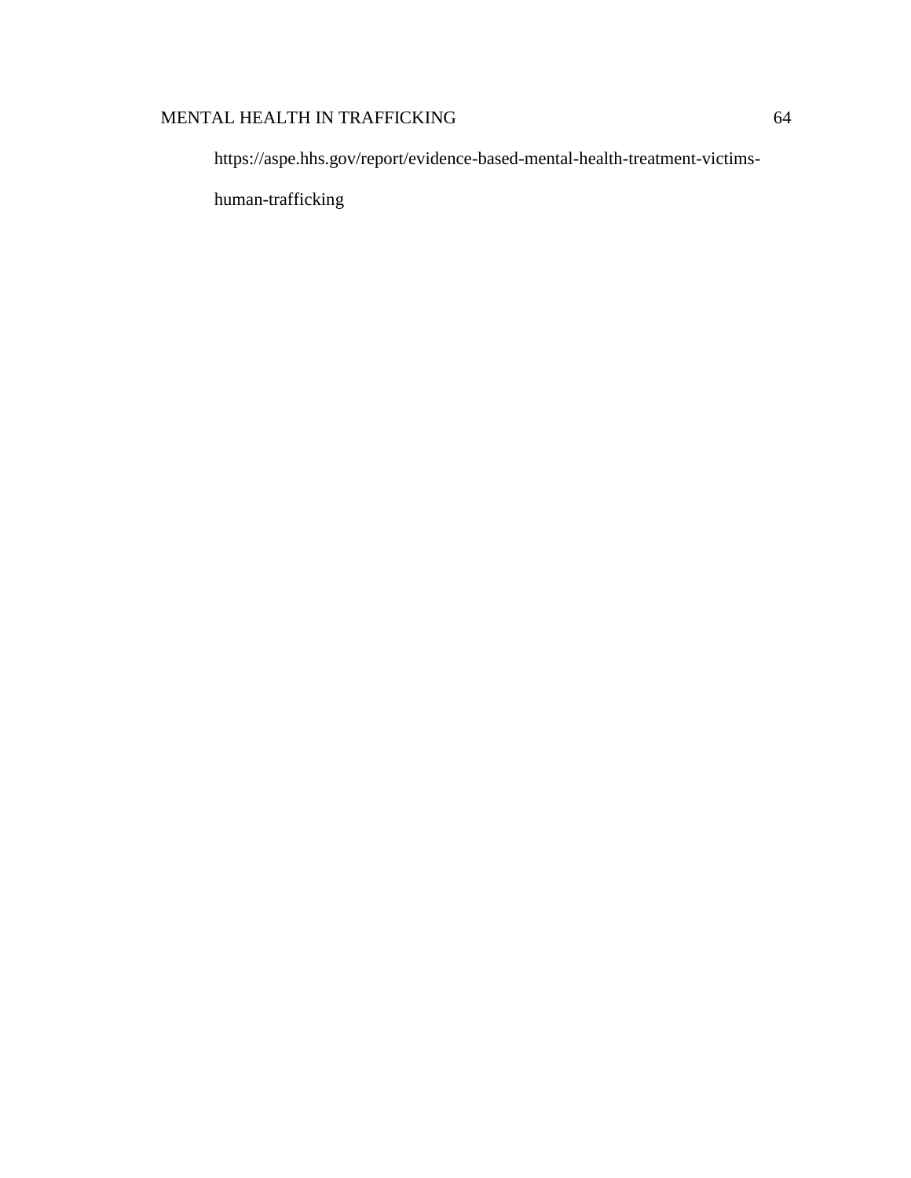https://aspe.hhs.gov/report/evidence-based-mental-health-treatment-victims-human-trafficking